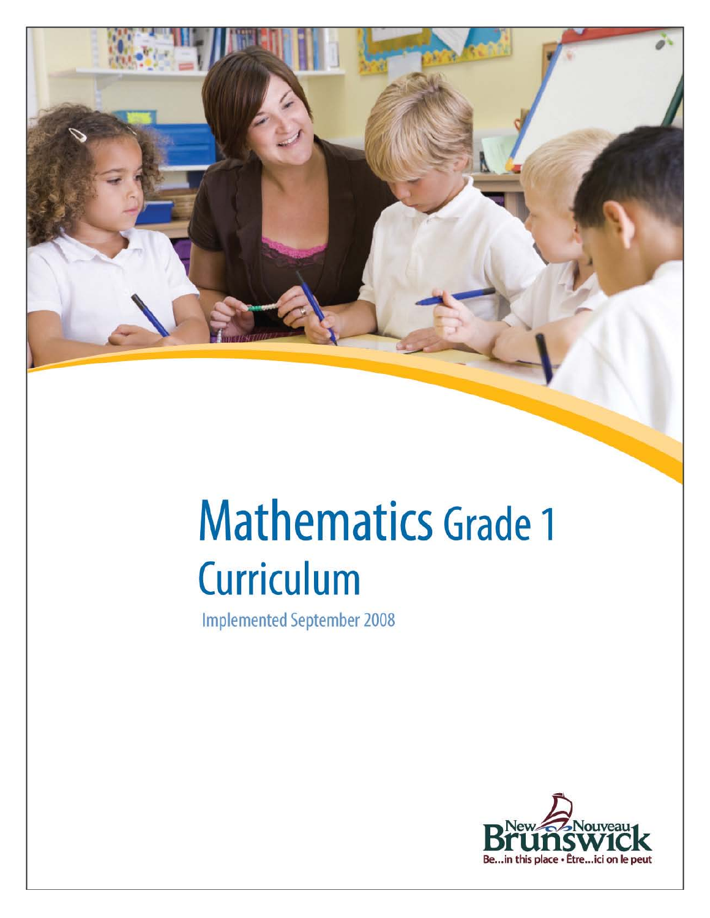# Mathematics Grade 1 Curriculum

Implemented September 2008

New Brunswick Nouveau

Be...in this place • Être...ici on le peut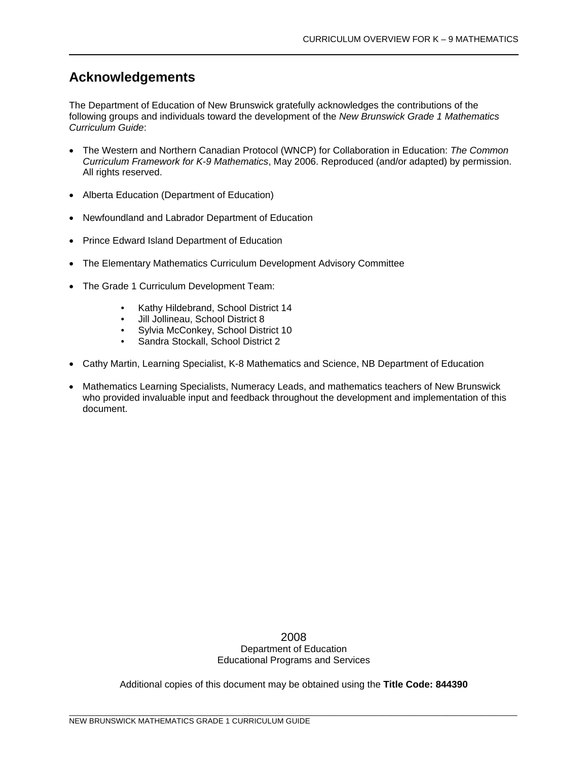## Acknowledgements

The Department of Education of New Brunswick gratefully acknowledges the contributions of the following groups and individuals toward the development of the *New Brunswick Grade 1 Mathematics Curriculum Guide*:

- The Western and Northern Canadian Protocol (WNCP) for Collaboration in Education: *The Common Curriculum Framework for K-9 Mathematics*, May 2006. Reproduced (and/or adapted) by permission. All rights reserved.
- Alberta Education (Department of Education)
- Newfoundland and Labrador Department of Education
- Prince Edward Island Department of Education
- The Elementary Mathematics Curriculum Development Advisory Committee
- The Grade 1 Curriculum Development Team:
  - Kathy Hildebrand, School District 14
  - Jill Jollineau, School District 8
  - Sylvia McConkey, School District 10
  - Sandra Stockall, School District 2
- Cathy Martin, Learning Specialist, K-8 Mathematics and Science, NB Department of Education
- Mathematics Learning Specialists, Numeracy Leads, and mathematics teachers of New Brunswick who provided invaluable input and feedback throughout the development and implementation of this document.

2008
Department of Education
Educational Programs and Services

Additional copies of this document may be obtained using the **Title Code: 844390**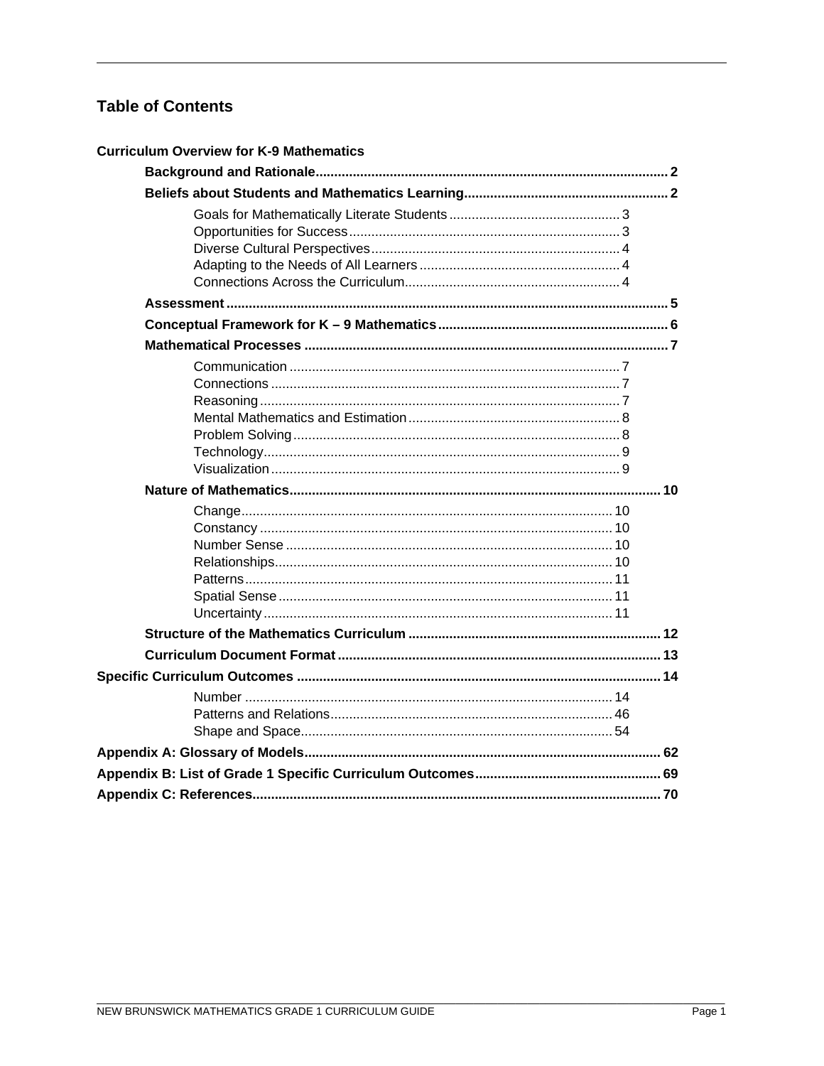# Table of Contents

**Curriculum Overview for K-9 Mathematics**

- **Background and Rationale** 2
- **Beliefs about Students and Mathematics Learning** 2
  - Goals for Mathematically Literate Students 3
  - Opportunities for Success 3
  - Diverse Cultural Perspectives 4
  - Adapting to the Needs of All Learners 4
  - Connections Across the Curriculum 4
- **Assessment** 5
- **Conceptual Framework for K – 9 Mathematics** 6
- **Mathematical Processes** 7
  - Communication 7
  - Connections 7
  - Reasoning 7
  - Mental Mathematics and Estimation 8
  - Problem Solving 8
  - Technology 9
  - Visualization 9
- **Nature of Mathematics** 10
  - Change 10
  - Constancy 10
  - Number Sense 10
  - Relationships 10
  - Patterns 11
  - Spatial Sense 11
  - Uncertainty 11
- **Structure of the Mathematics Curriculum** 12
- **Curriculum Document Format** 13

**Specific Curriculum Outcomes** 14

- Number 14
- Patterns and Relations 46
- Shape and Space 54

**Appendix A: Glossary of Models** 62

**Appendix B: List of Grade 1 Specific Curriculum Outcomes** 69

**Appendix C: References** 70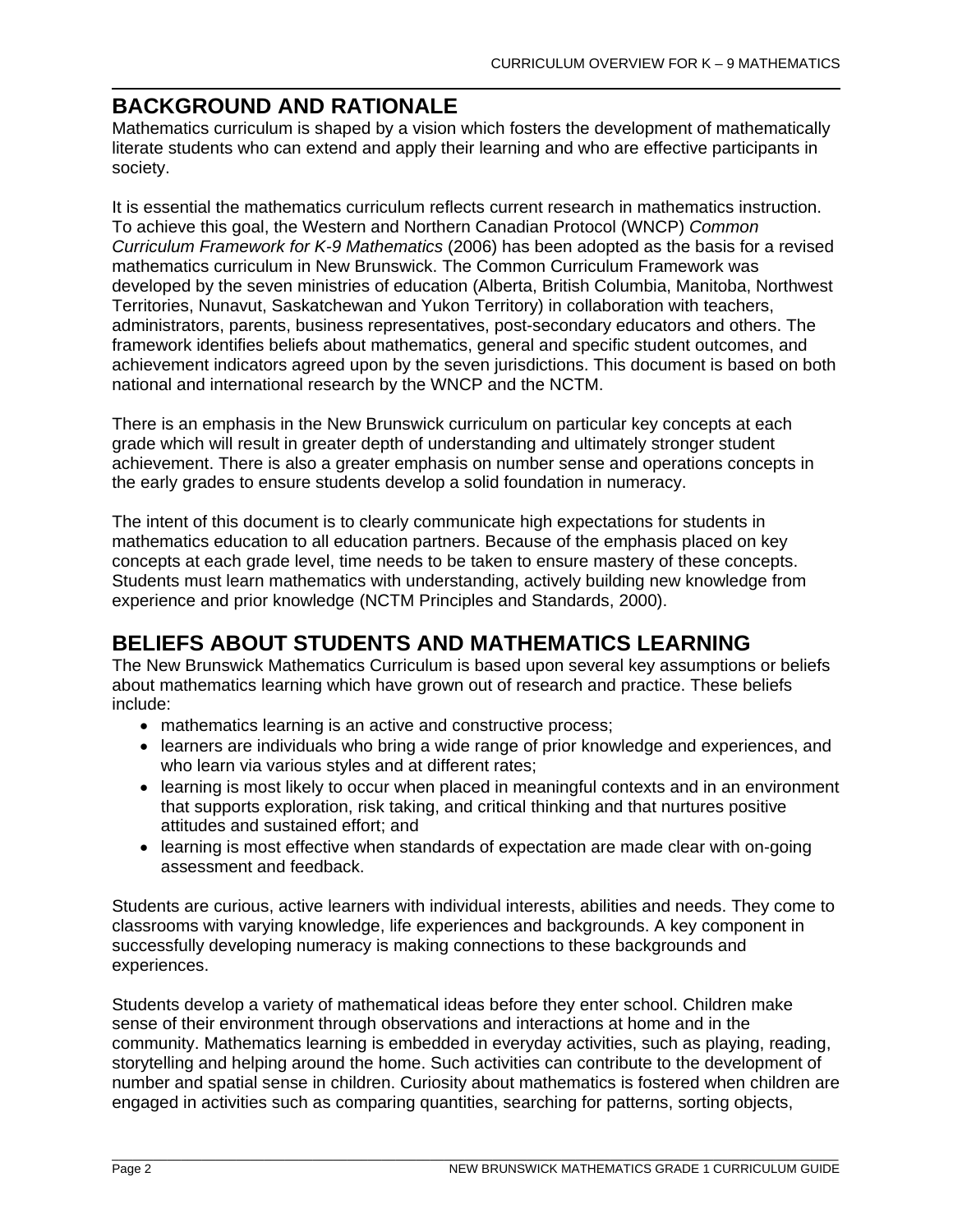## BACKGROUND AND RATIONALE

Mathematics curriculum is shaped by a vision which fosters the development of mathematically literate students who can extend and apply their learning and who are effective participants in society.

It is essential the mathematics curriculum reflects current research in mathematics instruction. To achieve this goal, the Western and Northern Canadian Protocol (WNCP) *Common Curriculum Framework for K-9 Mathematics* (2006) has been adopted as the basis for a revised mathematics curriculum in New Brunswick. The Common Curriculum Framework was developed by the seven ministries of education (Alberta, British Columbia, Manitoba, Northwest Territories, Nunavut, Saskatchewan and Yukon Territory) in collaboration with teachers, administrators, parents, business representatives, post-secondary educators and others. The framework identifies beliefs about mathematics, general and specific student outcomes, and achievement indicators agreed upon by the seven jurisdictions. This document is based on both national and international research by the WNCP and the NCTM.

There is an emphasis in the New Brunswick curriculum on particular key concepts at each grade which will result in greater depth of understanding and ultimately stronger student achievement. There is also a greater emphasis on number sense and operations concepts in the early grades to ensure students develop a solid foundation in numeracy.

The intent of this document is to clearly communicate high expectations for students in mathematics education to all education partners. Because of the emphasis placed on key concepts at each grade level, time needs to be taken to ensure mastery of these concepts. Students must learn mathematics with understanding, actively building new knowledge from experience and prior knowledge (NCTM Principles and Standards, 2000).

## BELIEFS ABOUT STUDENTS AND MATHEMATICS LEARNING

The New Brunswick Mathematics Curriculum is based upon several key assumptions or beliefs about mathematics learning which have grown out of research and practice. These beliefs include:

- mathematics learning is an active and constructive process;
- learners are individuals who bring a wide range of prior knowledge and experiences, and who learn via various styles and at different rates;
- learning is most likely to occur when placed in meaningful contexts and in an environment that supports exploration, risk taking, and critical thinking and that nurtures positive attitudes and sustained effort; and
- learning is most effective when standards of expectation are made clear with on-going assessment and feedback.

Students are curious, active learners with individual interests, abilities and needs. They come to classrooms with varying knowledge, life experiences and backgrounds. A key component in successfully developing numeracy is making connections to these backgrounds and experiences.

Students develop a variety of mathematical ideas before they enter school. Children make sense of their environment through observations and interactions at home and in the community. Mathematics learning is embedded in everyday activities, such as playing, reading, storytelling and helping around the home. Such activities can contribute to the development of number and spatial sense in children. Curiosity about mathematics is fostered when children are engaged in activities such as comparing quantities, searching for patterns, sorting objects,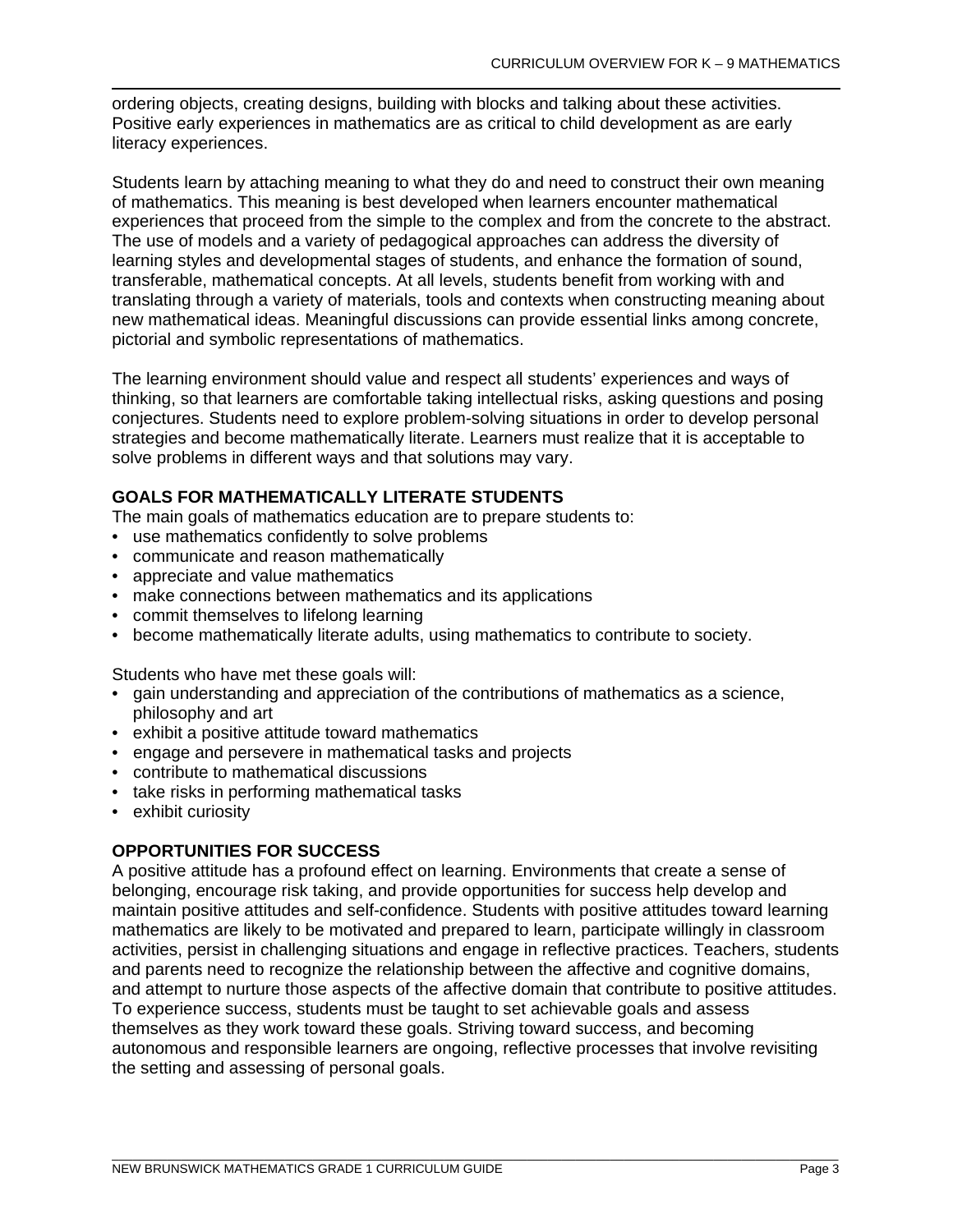ordering objects, creating designs, building with blocks and talking about these activities. Positive early experiences in mathematics are as critical to child development as are early literacy experiences.

Students learn by attaching meaning to what they do and need to construct their own meaning of mathematics. This meaning is best developed when learners encounter mathematical experiences that proceed from the simple to the complex and from the concrete to the abstract. The use of models and a variety of pedagogical approaches can address the diversity of learning styles and developmental stages of students, and enhance the formation of sound, transferable, mathematical concepts. At all levels, students benefit from working with and translating through a variety of materials, tools and contexts when constructing meaning about new mathematical ideas. Meaningful discussions can provide essential links among concrete, pictorial and symbolic representations of mathematics.

The learning environment should value and respect all students' experiences and ways of thinking, so that learners are comfortable taking intellectual risks, asking questions and posing conjectures. Students need to explore problem-solving situations in order to develop personal strategies and become mathematically literate. Learners must realize that it is acceptable to solve problems in different ways and that solutions may vary.

## GOALS FOR MATHEMATICALLY LITERATE STUDENTS

The main goals of mathematics education are to prepare students to:

- use mathematics confidently to solve problems
- communicate and reason mathematically
- appreciate and value mathematics
- make connections between mathematics and its applications
- commit themselves to lifelong learning
- become mathematically literate adults, using mathematics to contribute to society.

Students who have met these goals will:

- gain understanding and appreciation of the contributions of mathematics as a science, philosophy and art
- exhibit a positive attitude toward mathematics
- engage and persevere in mathematical tasks and projects
- contribute to mathematical discussions
- take risks in performing mathematical tasks
- exhibit curiosity

## OPPORTUNITIES FOR SUCCESS

A positive attitude has a profound effect on learning. Environments that create a sense of belonging, encourage risk taking, and provide opportunities for success help develop and maintain positive attitudes and self-confidence. Students with positive attitudes toward learning mathematics are likely to be motivated and prepared to learn, participate willingly in classroom activities, persist in challenging situations and engage in reflective practices. Teachers, students and parents need to recognize the relationship between the affective and cognitive domains, and attempt to nurture those aspects of the affective domain that contribute to positive attitudes. To experience success, students must be taught to set achievable goals and assess themselves as they work toward these goals. Striving toward success, and becoming autonomous and responsible learners are ongoing, reflective processes that involve revisiting the setting and assessing of personal goals.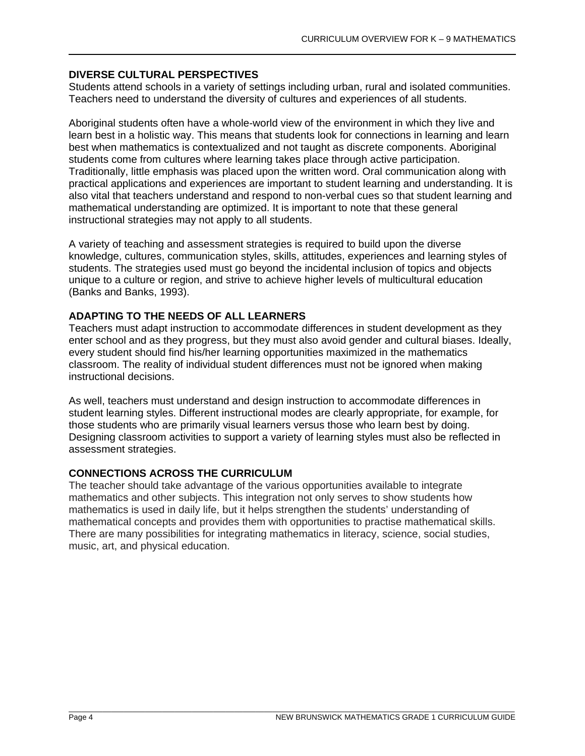## DIVERSE CULTURAL PERSPECTIVES

Students attend schools in a variety of settings including urban, rural and isolated communities. Teachers need to understand the diversity of cultures and experiences of all students.

Aboriginal students often have a whole-world view of the environment in which they live and learn best in a holistic way. This means that students look for connections in learning and learn best when mathematics is contextualized and not taught as discrete components. Aboriginal students come from cultures where learning takes place through active participation. Traditionally, little emphasis was placed upon the written word. Oral communication along with practical applications and experiences are important to student learning and understanding. It is also vital that teachers understand and respond to non-verbal cues so that student learning and mathematical understanding are optimized. It is important to note that these general instructional strategies may not apply to all students.

A variety of teaching and assessment strategies is required to build upon the diverse knowledge, cultures, communication styles, skills, attitudes, experiences and learning styles of students. The strategies used must go beyond the incidental inclusion of topics and objects unique to a culture or region, and strive to achieve higher levels of multicultural education (Banks and Banks, 1993).

## ADAPTING TO THE NEEDS OF ALL LEARNERS

Teachers must adapt instruction to accommodate differences in student development as they enter school and as they progress, but they must also avoid gender and cultural biases. Ideally, every student should find his/her learning opportunities maximized in the mathematics classroom. The reality of individual student differences must not be ignored when making instructional decisions.

As well, teachers must understand and design instruction to accommodate differences in student learning styles. Different instructional modes are clearly appropriate, for example, for those students who are primarily visual learners versus those who learn best by doing. Designing classroom activities to support a variety of learning styles must also be reflected in assessment strategies.

## CONNECTIONS ACROSS THE CURRICULUM

The teacher should take advantage of the various opportunities available to integrate mathematics and other subjects. This integration not only serves to show students how mathematics is used in daily life, but it helps strengthen the students' understanding of mathematical concepts and provides them with opportunities to practise mathematical skills. There are many possibilities for integrating mathematics in literacy, science, social studies, music, art, and physical education.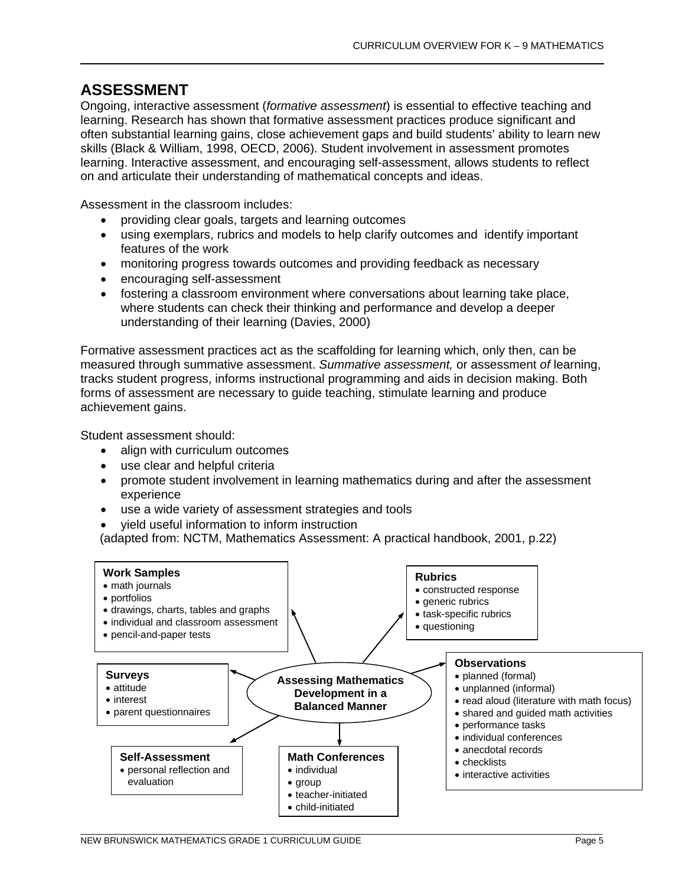## ASSESSMENT

Ongoing, interactive assessment (*formative assessment*) is essential to effective teaching and learning. Research has shown that formative assessment practices produce significant and often substantial learning gains, close achievement gaps and build students' ability to learn new skills (Black & William, 1998, OECD, 2006). Student involvement in assessment promotes learning. Interactive assessment, and encouraging self-assessment, allows students to reflect on and articulate their understanding of mathematical concepts and ideas.

Assessment in the classroom includes:

- providing clear goals, targets and learning outcomes
- using exemplars, rubrics and models to help clarify outcomes and identify important features of the work
- monitoring progress towards outcomes and providing feedback as necessary
- encouraging self-assessment
- fostering a classroom environment where conversations about learning take place, where students can check their thinking and performance and develop a deeper understanding of their learning (Davies, 2000)

Formative assessment practices act as the scaffolding for learning which, only then, can be measured through summative assessment. *Summative assessment,* or assessment *of* learning, tracks student progress, informs instructional programming and aids in decision making. Both forms of assessment are necessary to guide teaching, stimulate learning and produce achievement gains.

Student assessment should:

- align with curriculum outcomes
- use clear and helpful criteria
- promote student involvement in learning mathematics during and after the assessment experience
- use a wide variety of assessment strategies and tools
- yield useful information to inform instruction

(adapted from: NCTM, Mathematics Assessment: A practical handbook, 2001, p.22)

**Assessing Mathematics Development in a Balanced Manner**

**Work Samples**
- math journals
- portfolios
- drawings, charts, tables and graphs
- individual and classroom assessment
- pencil-and-paper tests

**Rubrics**
- constructed response
- generic rubrics
- task-specific rubrics
- questioning

**Surveys**
- attitude
- interest
- parent questionnaires

**Observations**
- planned (formal)
- unplanned (informal)
- read aloud (literature with math focus)
- shared and guided math activities
- performance tasks
- individual conferences
- anecdotal records
- checklists
- interactive activities

**Self-Assessment**
- personal reflection and evaluation

**Math Conferences**
- individual
- group
- teacher-initiated
- child-initiated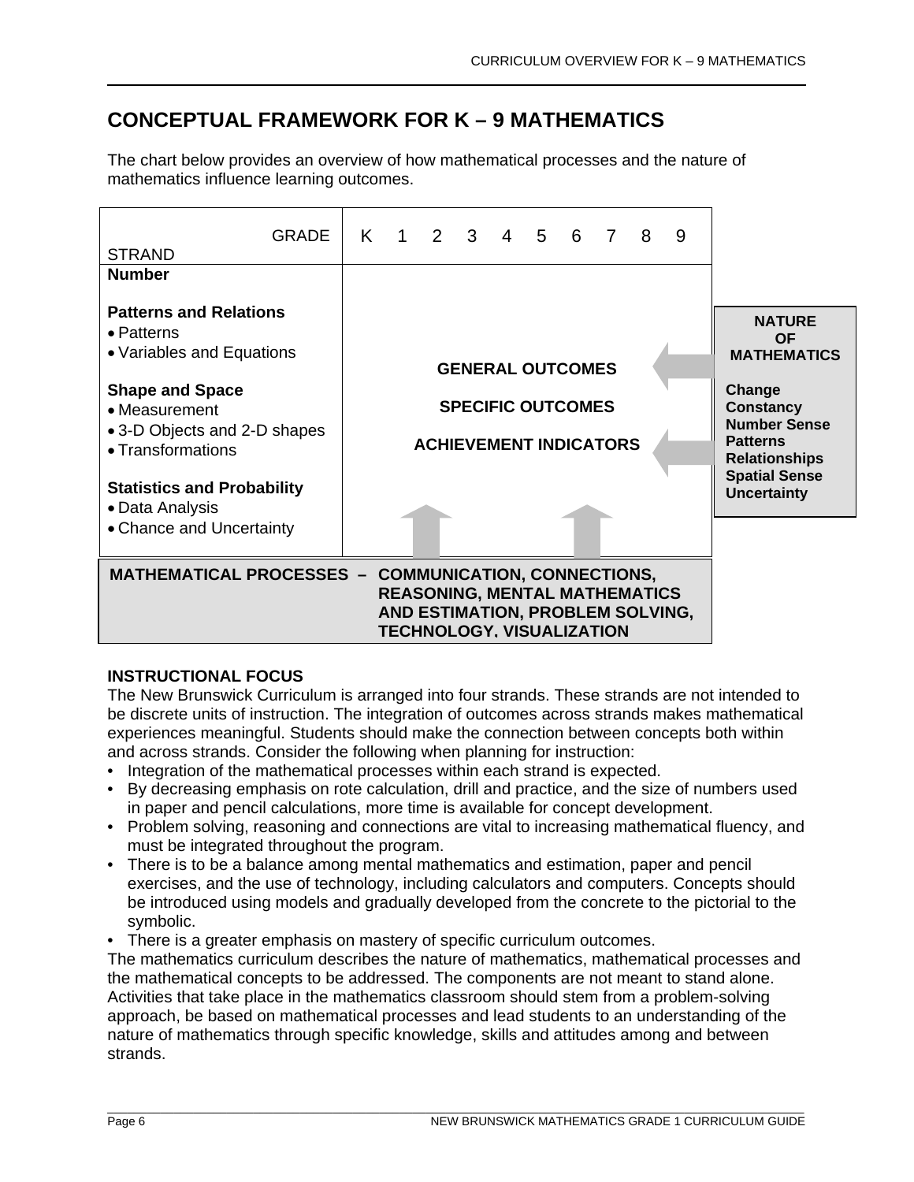## CONCEPTUAL FRAMEWORK FOR K – 9 MATHEMATICS

The chart below provides an overview of how mathematical processes and the nature of mathematics influence learning outcomes.

| STRAND / GRADE | K 1 2 3 4 5 6 7 8 9 | |
|---|---|---|
| **Number**<br><br>**Patterns and Relations**<br>• Patterns<br>• Variables and Equations<br><br>**Shape and Space**<br>• Measurement<br>• 3-D Objects and 2-D shapes<br>• Transformations<br><br>**Statistics and Probability**<br>• Data Analysis<br>• Chance and Uncertainty | **GENERAL OUTCOMES**<br><br>**SPECIFIC OUTCOMES**<br><br>**ACHIEVEMENT INDICATORS** | **NATURE OF MATHEMATICS**<br><br>**Change**<br>**Constancy**<br>**Number Sense**<br>**Patterns**<br>**Relationships**<br>**Spatial Sense**<br>**Uncertainty** |

**MATHEMATICAL PROCESSES – COMMUNICATION, CONNECTIONS, REASONING, MENTAL MATHEMATICS AND ESTIMATION, PROBLEM SOLVING, TECHNOLOGY, VISUALIZATION**

### INSTRUCTIONAL FOCUS

The New Brunswick Curriculum is arranged into four strands. These strands are not intended to be discrete units of instruction. The integration of outcomes across strands makes mathematical experiences meaningful. Students should make the connection between concepts both within and across strands. Consider the following when planning for instruction:

- Integration of the mathematical processes within each strand is expected.
- By decreasing emphasis on rote calculation, drill and practice, and the size of numbers used in paper and pencil calculations, more time is available for concept development.
- Problem solving, reasoning and connections are vital to increasing mathematical fluency, and must be integrated throughout the program.
- There is to be a balance among mental mathematics and estimation, paper and pencil exercises, and the use of technology, including calculators and computers. Concepts should be introduced using models and gradually developed from the concrete to the pictorial to the symbolic.
- There is a greater emphasis on mastery of specific curriculum outcomes.

The mathematics curriculum describes the nature of mathematics, mathematical processes and the mathematical concepts to be addressed. The components are not meant to stand alone. Activities that take place in the mathematics classroom should stem from a problem-solving approach, be based on mathematical processes and lead students to an understanding of the nature of mathematics through specific knowledge, skills and attitudes among and between strands.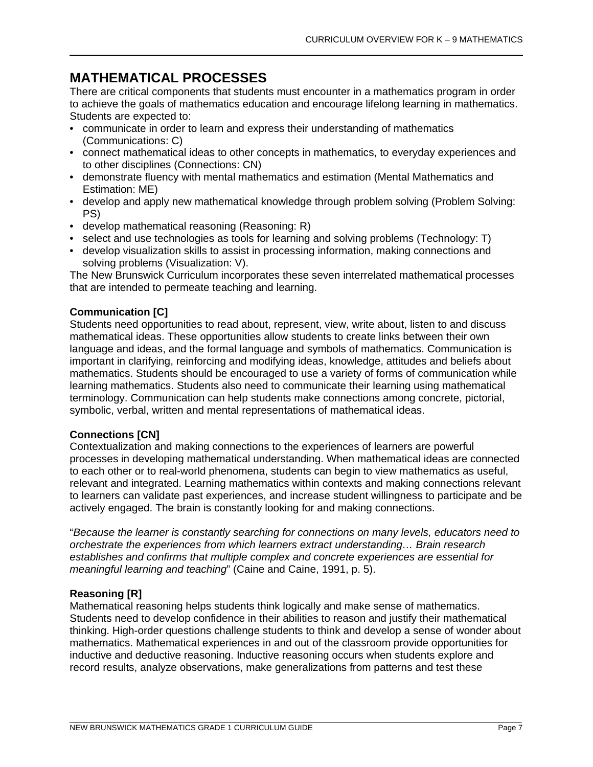## MATHEMATICAL PROCESSES

There are critical components that students must encounter in a mathematics program in order to achieve the goals of mathematics education and encourage lifelong learning in mathematics. Students are expected to:

- communicate in order to learn and express their understanding of mathematics (Communications: C)
- connect mathematical ideas to other concepts in mathematics, to everyday experiences and to other disciplines (Connections: CN)
- demonstrate fluency with mental mathematics and estimation (Mental Mathematics and Estimation: ME)
- develop and apply new mathematical knowledge through problem solving (Problem Solving: PS)
- develop mathematical reasoning (Reasoning: R)
- select and use technologies as tools for learning and solving problems (Technology: T)
- develop visualization skills to assist in processing information, making connections and solving problems (Visualization: V).

The New Brunswick Curriculum incorporates these seven interrelated mathematical processes that are intended to permeate teaching and learning.

**Communication [C]**

Students need opportunities to read about, represent, view, write about, listen to and discuss mathematical ideas. These opportunities allow students to create links between their own language and ideas, and the formal language and symbols of mathematics. Communication is important in clarifying, reinforcing and modifying ideas, knowledge, attitudes and beliefs about mathematics. Students should be encouraged to use a variety of forms of communication while learning mathematics. Students also need to communicate their learning using mathematical terminology. Communication can help students make connections among concrete, pictorial, symbolic, verbal, written and mental representations of mathematical ideas.

**Connections [CN]**

Contextualization and making connections to the experiences of learners are powerful processes in developing mathematical understanding. When mathematical ideas are connected to each other or to real-world phenomena, students can begin to view mathematics as useful, relevant and integrated. Learning mathematics within contexts and making connections relevant to learners can validate past experiences, and increase student willingness to participate and be actively engaged. The brain is constantly looking for and making connections.

"*Because the learner is constantly searching for connections on many levels, educators need to orchestrate the experiences from which learners extract understanding… Brain research establishes and confirms that multiple complex and concrete experiences are essential for meaningful learning and teaching*" (Caine and Caine, 1991, p. 5).

**Reasoning [R]**

Mathematical reasoning helps students think logically and make sense of mathematics. Students need to develop confidence in their abilities to reason and justify their mathematical thinking. High-order questions challenge students to think and develop a sense of wonder about mathematics. Mathematical experiences in and out of the classroom provide opportunities for inductive and deductive reasoning. Inductive reasoning occurs when students explore and record results, analyze observations, make generalizations from patterns and test these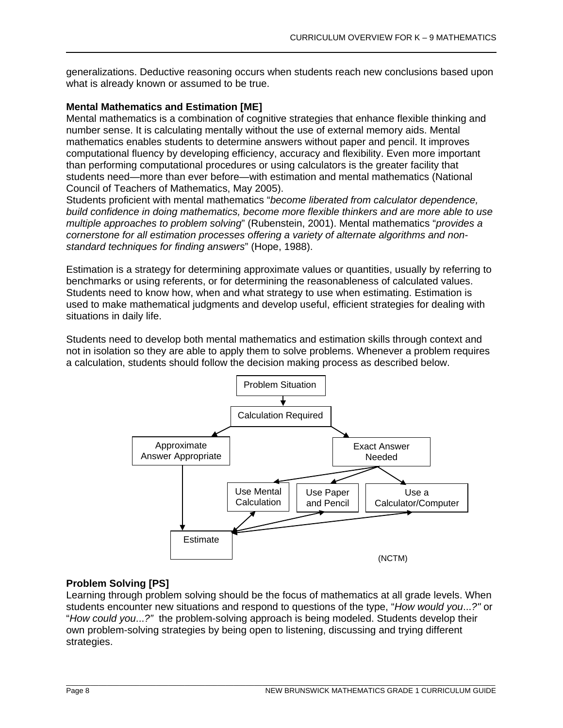generalizations. Deductive reasoning occurs when students reach new conclusions based upon what is already known or assumed to be true.

**Mental Mathematics and Estimation [ME]**

Mental mathematics is a combination of cognitive strategies that enhance flexible thinking and number sense. It is calculating mentally without the use of external memory aids. Mental mathematics enables students to determine answers without paper and pencil. It improves computational fluency by developing efficiency, accuracy and flexibility. Even more important than performing computational procedures or using calculators is the greater facility that students need—more than ever before—with estimation and mental mathematics (National Council of Teachers of Mathematics, May 2005).

Students proficient with mental mathematics "*become liberated from calculator dependence, build confidence in doing mathematics, become more flexible thinkers and are more able to use multiple approaches to problem solving*" (Rubenstein, 2001). Mental mathematics "*provides a cornerstone for all estimation processes offering a variety of alternate algorithms and non-standard techniques for finding answers*" (Hope, 1988).

Estimation is a strategy for determining approximate values or quantities, usually by referring to benchmarks or using referents, or for determining the reasonableness of calculated values. Students need to know how, when and what strategy to use when estimating. Estimation is used to make mathematical judgments and develop useful, efficient strategies for dealing with situations in daily life.

Students need to develop both mental mathematics and estimation skills through context and not in isolation so they are able to apply them to solve problems. Whenever a problem requires a calculation, students should follow the decision making process as described below.

Problem Situation

Calculation Required

Approximate Answer Appropriate

Exact Answer Needed

Use Mental Calculation

Use Paper and Pencil

Use a Calculator/Computer

Estimate

(NCTM)

**Problem Solving [PS]**

Learning through problem solving should be the focus of mathematics at all grade levels. When students encounter new situations and respond to questions of the type, "*How would you...?"* or "*How could you...?"* the problem-solving approach is being modeled. Students develop their own problem-solving strategies by being open to listening, discussing and trying different strategies.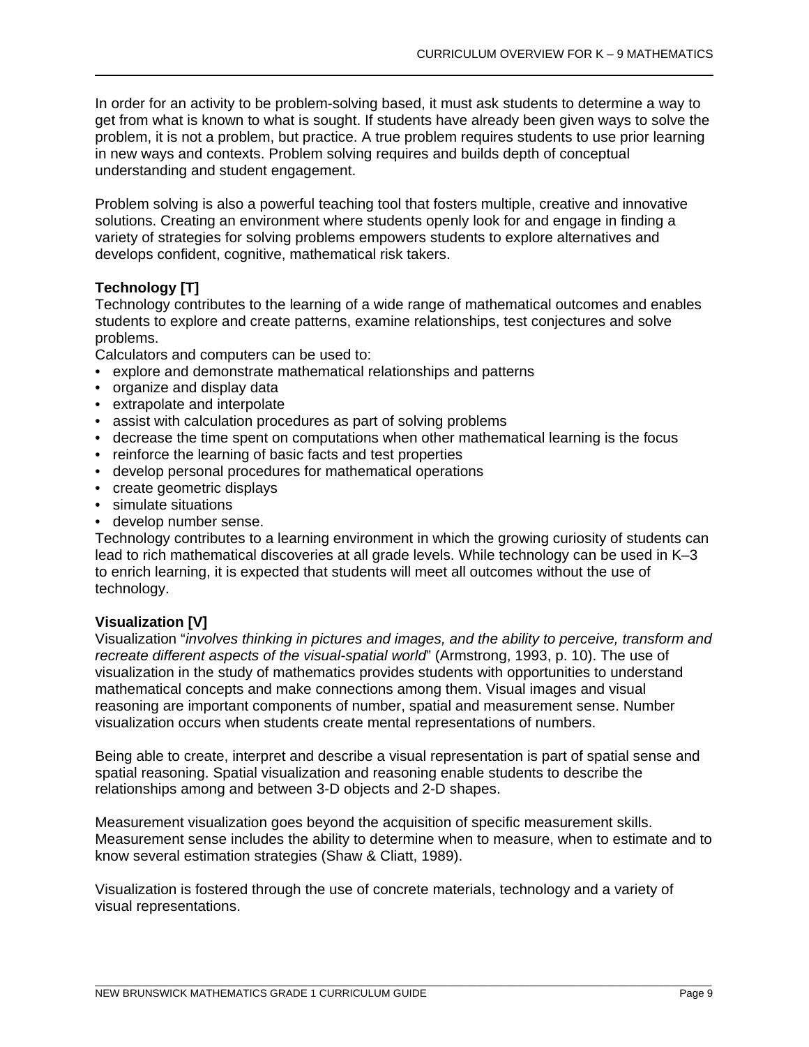In order for an activity to be problem-solving based, it must ask students to determine a way to get from what is known to what is sought. If students have already been given ways to solve the problem, it is not a problem, but practice. A true problem requires students to use prior learning in new ways and contexts. Problem solving requires and builds depth of conceptual understanding and student engagement.

Problem solving is also a powerful teaching tool that fosters multiple, creative and innovative solutions. Creating an environment where students openly look for and engage in finding a variety of strategies for solving problems empowers students to explore alternatives and develops confident, cognitive, mathematical risk takers.

**Technology [T]**

Technology contributes to the learning of a wide range of mathematical outcomes and enables students to explore and create patterns, examine relationships, test conjectures and solve problems.

Calculators and computers can be used to:

- explore and demonstrate mathematical relationships and patterns
- organize and display data
- extrapolate and interpolate
- assist with calculation procedures as part of solving problems
- decrease the time spent on computations when other mathematical learning is the focus
- reinforce the learning of basic facts and test properties
- develop personal procedures for mathematical operations
- create geometric displays
- simulate situations
- develop number sense.

Technology contributes to a learning environment in which the growing curiosity of students can lead to rich mathematical discoveries at all grade levels. While technology can be used in K–3 to enrich learning, it is expected that students will meet all outcomes without the use of technology.

**Visualization [V]**

Visualization "*involves thinking in pictures and images, and the ability to perceive, transform and recreate different aspects of the visual-spatial world*" (Armstrong, 1993, p. 10). The use of visualization in the study of mathematics provides students with opportunities to understand mathematical concepts and make connections among them. Visual images and visual reasoning are important components of number, spatial and measurement sense. Number visualization occurs when students create mental representations of numbers.

Being able to create, interpret and describe a visual representation is part of spatial sense and spatial reasoning. Spatial visualization and reasoning enable students to describe the relationships among and between 3-D objects and 2-D shapes.

Measurement visualization goes beyond the acquisition of specific measurement skills. Measurement sense includes the ability to determine when to measure, when to estimate and to know several estimation strategies (Shaw & Cliatt, 1989).

Visualization is fostered through the use of concrete materials, technology and a variety of visual representations.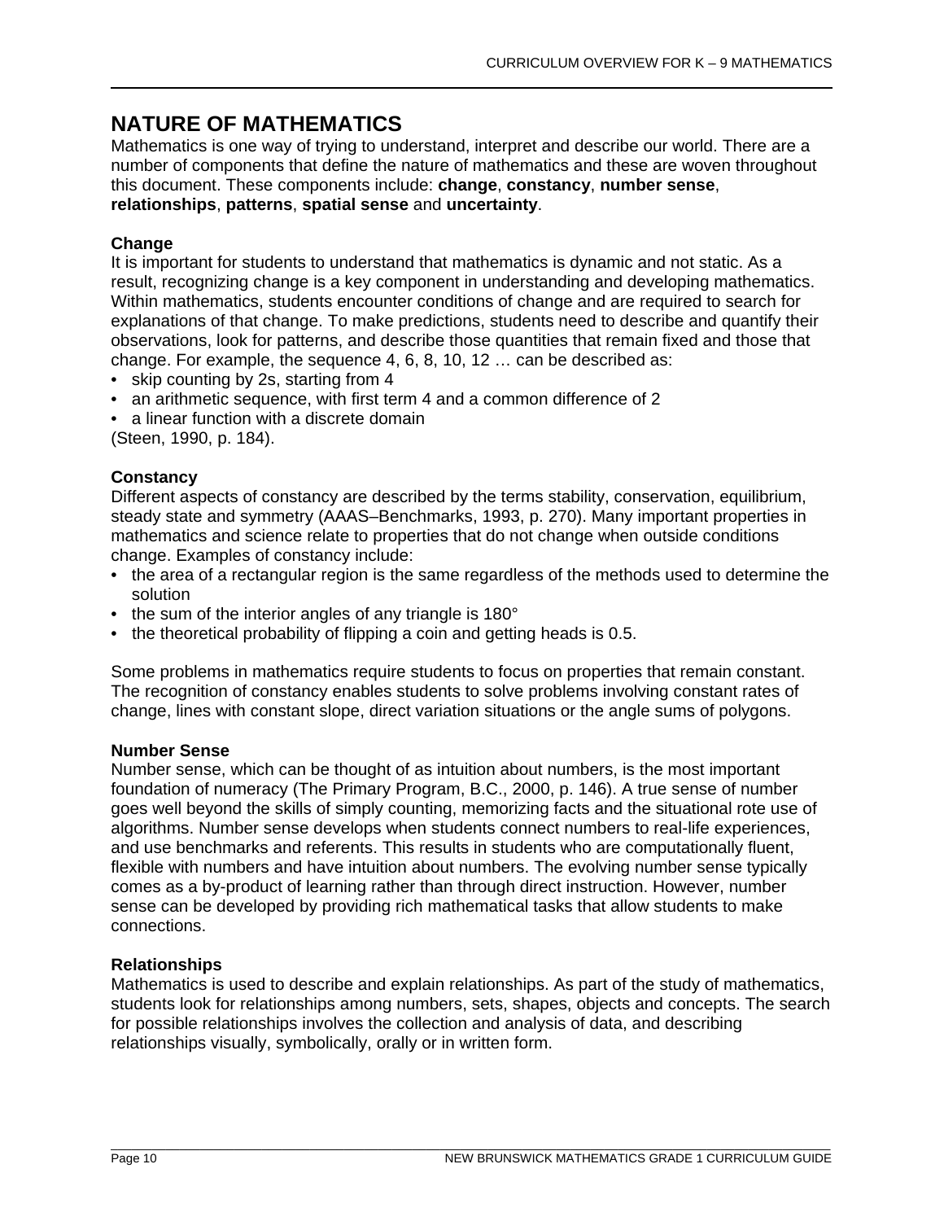## NATURE OF MATHEMATICS

Mathematics is one way of trying to understand, interpret and describe our world. There are a number of components that define the nature of mathematics and these are woven throughout this document. These components include: **change**, **constancy**, **number sense**, **relationships**, **patterns**, **spatial sense** and **uncertainty**.

### Change

It is important for students to understand that mathematics is dynamic and not static. As a result, recognizing change is a key component in understanding and developing mathematics. Within mathematics, students encounter conditions of change and are required to search for explanations of that change. To make predictions, students need to describe and quantify their observations, look for patterns, and describe those quantities that remain fixed and those that change. For example, the sequence 4, 6, 8, 10, 12 … can be described as:

- skip counting by 2s, starting from 4
- an arithmetic sequence, with first term 4 and a common difference of 2
- a linear function with a discrete domain

(Steen, 1990, p. 184).

### Constancy

Different aspects of constancy are described by the terms stability, conservation, equilibrium, steady state and symmetry (AAAS–Benchmarks, 1993, p. 270). Many important properties in mathematics and science relate to properties that do not change when outside conditions change. Examples of constancy include:

- the area of a rectangular region is the same regardless of the methods used to determine the solution
- the sum of the interior angles of any triangle is 180°
- the theoretical probability of flipping a coin and getting heads is 0.5.

Some problems in mathematics require students to focus on properties that remain constant. The recognition of constancy enables students to solve problems involving constant rates of change, lines with constant slope, direct variation situations or the angle sums of polygons.

### Number Sense

Number sense, which can be thought of as intuition about numbers, is the most important foundation of numeracy (The Primary Program, B.C., 2000, p. 146). A true sense of number goes well beyond the skills of simply counting, memorizing facts and the situational rote use of algorithms. Number sense develops when students connect numbers to real-life experiences, and use benchmarks and referents. This results in students who are computationally fluent, flexible with numbers and have intuition about numbers. The evolving number sense typically comes as a by-product of learning rather than through direct instruction. However, number sense can be developed by providing rich mathematical tasks that allow students to make connections.

### Relationships

Mathematics is used to describe and explain relationships. As part of the study of mathematics, students look for relationships among numbers, sets, shapes, objects and concepts. The search for possible relationships involves the collection and analysis of data, and describing relationships visually, symbolically, orally or in written form.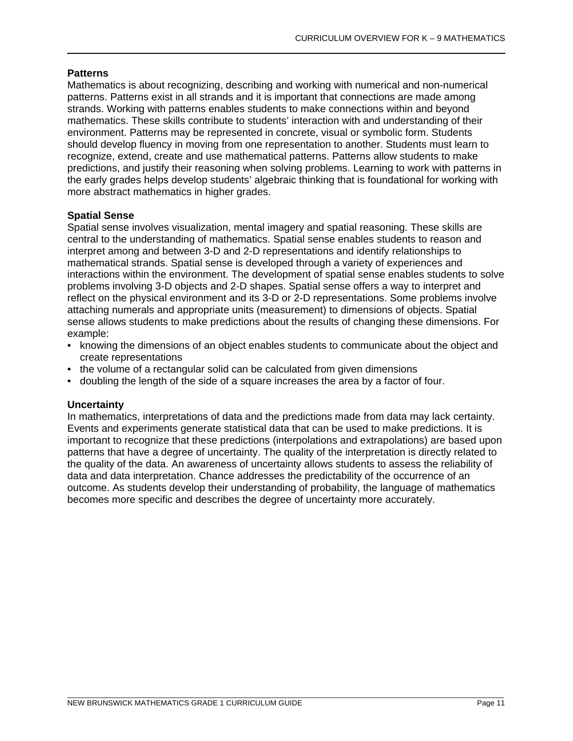### Patterns

Mathematics is about recognizing, describing and working with numerical and non-numerical patterns. Patterns exist in all strands and it is important that connections are made among strands. Working with patterns enables students to make connections within and beyond mathematics. These skills contribute to students' interaction with and understanding of their environment. Patterns may be represented in concrete, visual or symbolic form. Students should develop fluency in moving from one representation to another. Students must learn to recognize, extend, create and use mathematical patterns. Patterns allow students to make predictions, and justify their reasoning when solving problems. Learning to work with patterns in the early grades helps develop students' algebraic thinking that is foundational for working with more abstract mathematics in higher grades.

### Spatial Sense

Spatial sense involves visualization, mental imagery and spatial reasoning. These skills are central to the understanding of mathematics. Spatial sense enables students to reason and interpret among and between 3-D and 2-D representations and identify relationships to mathematical strands. Spatial sense is developed through a variety of experiences and interactions within the environment. The development of spatial sense enables students to solve problems involving 3-D objects and 2-D shapes. Spatial sense offers a way to interpret and reflect on the physical environment and its 3-D or 2-D representations. Some problems involve attaching numerals and appropriate units (measurement) to dimensions of objects. Spatial sense allows students to make predictions about the results of changing these dimensions. For example:

- knowing the dimensions of an object enables students to communicate about the object and create representations
- the volume of a rectangular solid can be calculated from given dimensions
- doubling the length of the side of a square increases the area by a factor of four.

### Uncertainty

In mathematics, interpretations of data and the predictions made from data may lack certainty. Events and experiments generate statistical data that can be used to make predictions. It is important to recognize that these predictions (interpolations and extrapolations) are based upon patterns that have a degree of uncertainty. The quality of the interpretation is directly related to the quality of the data. An awareness of uncertainty allows students to assess the reliability of data and data interpretation. Chance addresses the predictability of the occurrence of an outcome. As students develop their understanding of probability, the language of mathematics becomes more specific and describes the degree of uncertainty more accurately.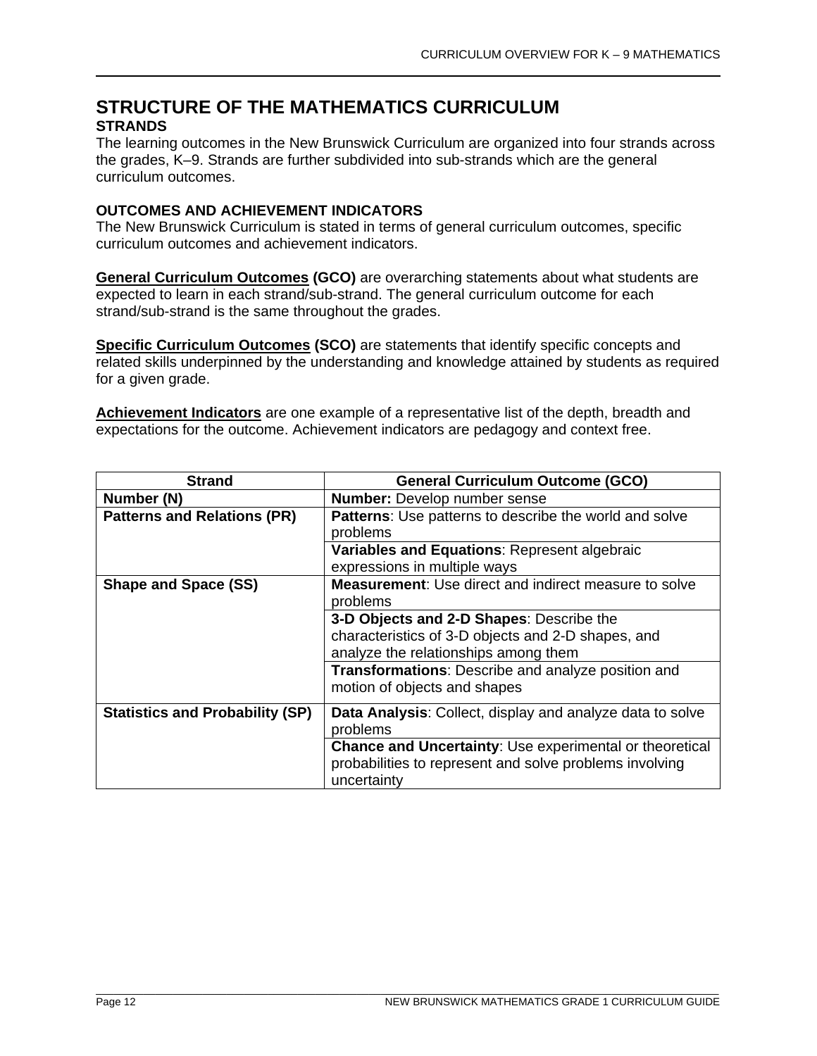# STRUCTURE OF THE MATHEMATICS CURRICULUM

## STRANDS

The learning outcomes in the New Brunswick Curriculum are organized into four strands across the grades, K–9. Strands are further subdivided into sub-strands which are the general curriculum outcomes.

## OUTCOMES AND ACHIEVEMENT INDICATORS

The New Brunswick Curriculum is stated in terms of general curriculum outcomes, specific curriculum outcomes and achievement indicators.

**General Curriculum Outcomes (GCO)** are overarching statements about what students are expected to learn in each strand/sub-strand. The general curriculum outcome for each strand/sub-strand is the same throughout the grades.

**Specific Curriculum Outcomes (SCO)** are statements that identify specific concepts and related skills underpinned by the understanding and knowledge attained by students as required for a given grade.

**Achievement Indicators** are one example of a representative list of the depth, breadth and expectations for the outcome. Achievement indicators are pedagogy and context free.

| Strand | General Curriculum Outcome (GCO) |
|---|---|
| **Number (N)** | **Number:** Develop number sense |
| **Patterns and Relations (PR)** | **Patterns**: Use patterns to describe the world and solve problems |
| | **Variables and Equations**: Represent algebraic expressions in multiple ways |
| **Shape and Space (SS)** | **Measurement**: Use direct and indirect measure to solve problems |
| | **3-D Objects and 2-D Shapes**: Describe the characteristics of 3-D objects and 2-D shapes, and analyze the relationships among them |
| | **Transformations**: Describe and analyze position and motion of objects and shapes |
| **Statistics and Probability (SP)** | **Data Analysis**: Collect, display and analyze data to solve problems |
| | **Chance and Uncertainty**: Use experimental or theoretical probabilities to represent and solve problems involving uncertainty |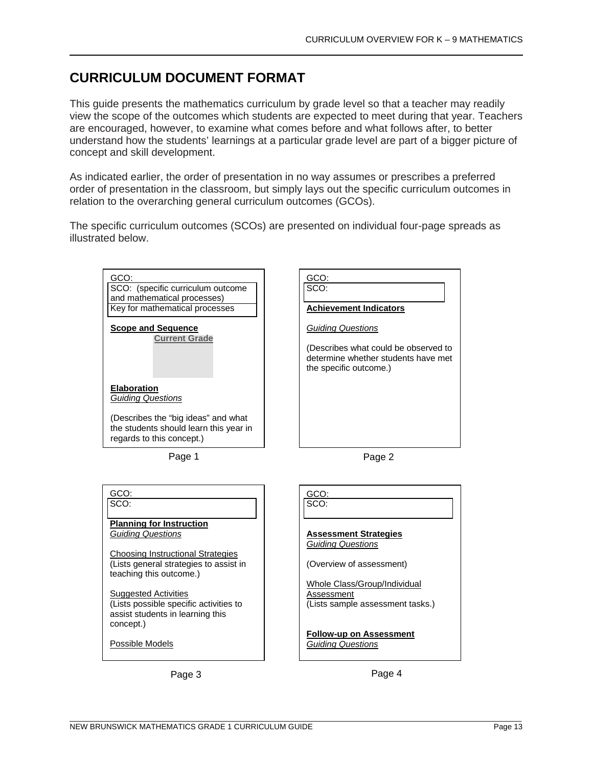## CURRICULUM DOCUMENT FORMAT

This guide presents the mathematics curriculum by grade level so that a teacher may readily view the scope of the outcomes which students are expected to meet during that year. Teachers are encouraged, however, to examine what comes before and what follows after, to better understand how the students' learnings at a particular grade level are part of a bigger picture of concept and skill development.

As indicated earlier, the order of presentation in no way assumes or prescribes a preferred order of presentation in the classroom, but simply lays out the specific curriculum outcomes in relation to the overarching general curriculum outcomes (GCOs).

The specific curriculum outcomes (SCOs) are presented on individual four-page spreads as illustrated below.

**Page 1**

GCO:
SCO: (specific curriculum outcome and mathematical processes)
Key for mathematical processes

**Scope and Sequence**
**Current Grade**

**Elaboration**
*Guiding Questions*

(Describes the "big ideas" and what the students should learn this year in regards to this concept.)

**Page 2**

GCO:
SCO:

**Achievement Indicators**

*Guiding Questions*

(Describes what could be observed to determine whether students have met the specific outcome.)

**Page 3**

GCO:
SCO:

**Planning for Instruction**
*Guiding Questions*

Choosing Instructional Strategies
(Lists general strategies to assist in teaching this outcome.)

Suggested Activities
(Lists possible specific activities to assist students in learning this concept.)

Possible Models

**Page 4**

GCO:
SCO:

**Assessment Strategies**
*Guiding Questions*

(Overview of assessment)

Whole Class/Group/Individual Assessment
(Lists sample assessment tasks.)

**Follow-up on Assessment**
*Guiding Questions*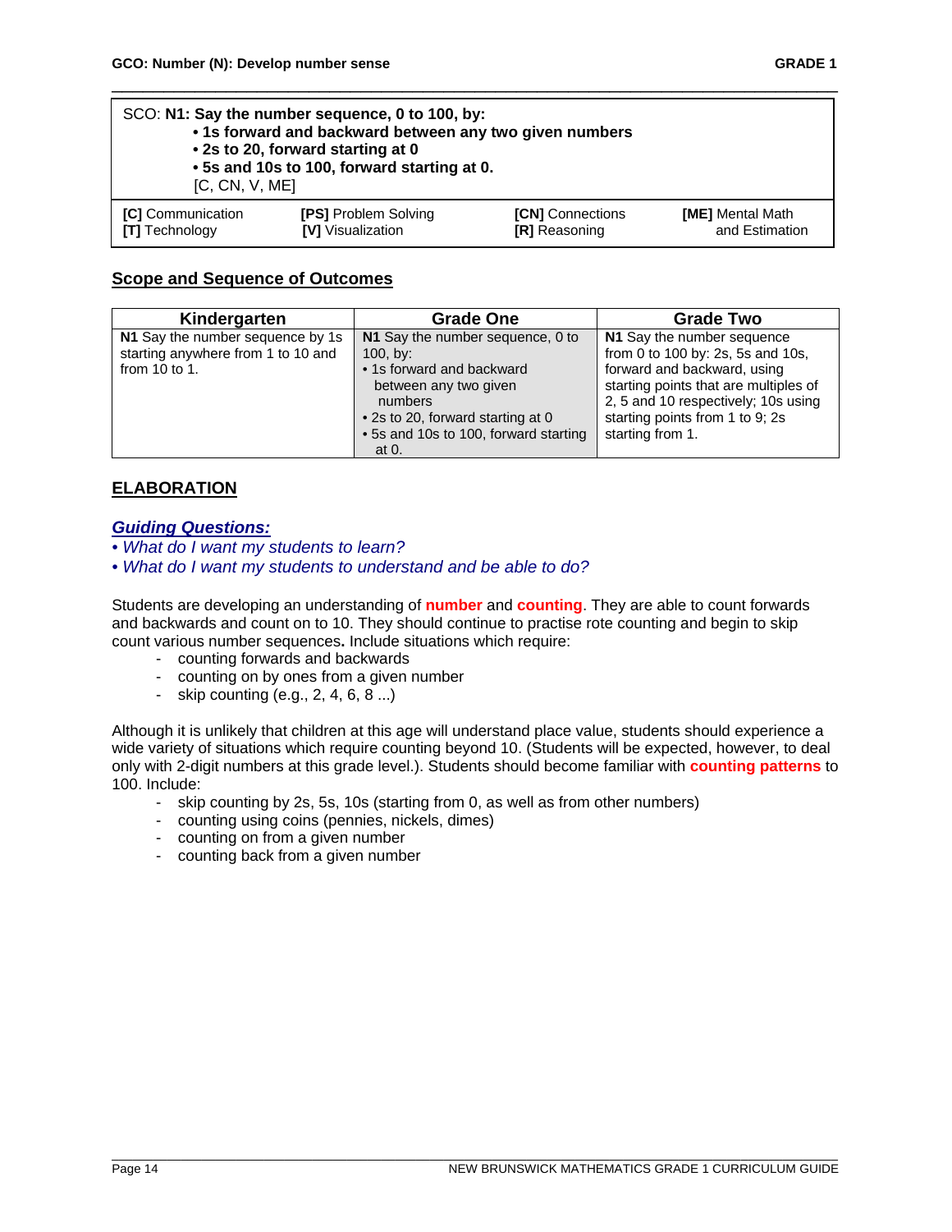**GCO: Number (N): Develop number sense**

| SCO: **N1: Say the number sequence, 0 to 100, by:** **• 1s forward and backward between any two given numbers** **• 2s to 20, forward starting at 0** **• 5s and 10s to 100, forward starting at 0.** [C, CN, V, ME] | | | |
|---|---|---|---|
| **[C]** Communication **[T]** Technology | **[PS]** Problem Solving **[V]** Visualization | **[CN]** Connections **[R]** Reasoning | **[ME]** Mental Math and Estimation |

## Scope and Sequence of Outcomes

| Kindergarten | Grade One | Grade Two |
|---|---|---|
| **N1** Say the number sequence by 1s starting anywhere from 1 to 10 and from 10 to 1. | **N1** Say the number sequence, 0 to 100, by: • 1s forward and backward between any two given numbers • 2s to 20, forward starting at 0 • 5s and 10s to 100, forward starting at 0. | **N1** Say the number sequence from 0 to 100 by: 2s, 5s and 10s, forward and backward, using starting points that are multiples of 2, 5 and 10 respectively; 10s using starting points from 1 to 9; 2s starting from 1. |

## ELABORATION

### *Guiding Questions:*

- *What do I want my students to learn?*
- *What do I want my students to understand and be able to do?*

Students are developing an understanding of **number** and **counting**. They are able to count forwards and backwards and count on to 10. They should continue to practise rote counting and begin to skip count various number sequences**.** Include situations which require:

- counting forwards and backwards
- counting on by ones from a given number
- skip counting (e.g., 2, 4, 6, 8 ...)

Although it is unlikely that children at this age will understand place value, students should experience a wide variety of situations which require counting beyond 10. (Students will be expected, however, to deal only with 2-digit numbers at this grade level.). Students should become familiar with **counting patterns** to 100. Include:

- skip counting by 2s, 5s, 10s (starting from 0, as well as from other numbers)
- counting using coins (pennies, nickels, dimes)
- counting on from a given number
- counting back from a given number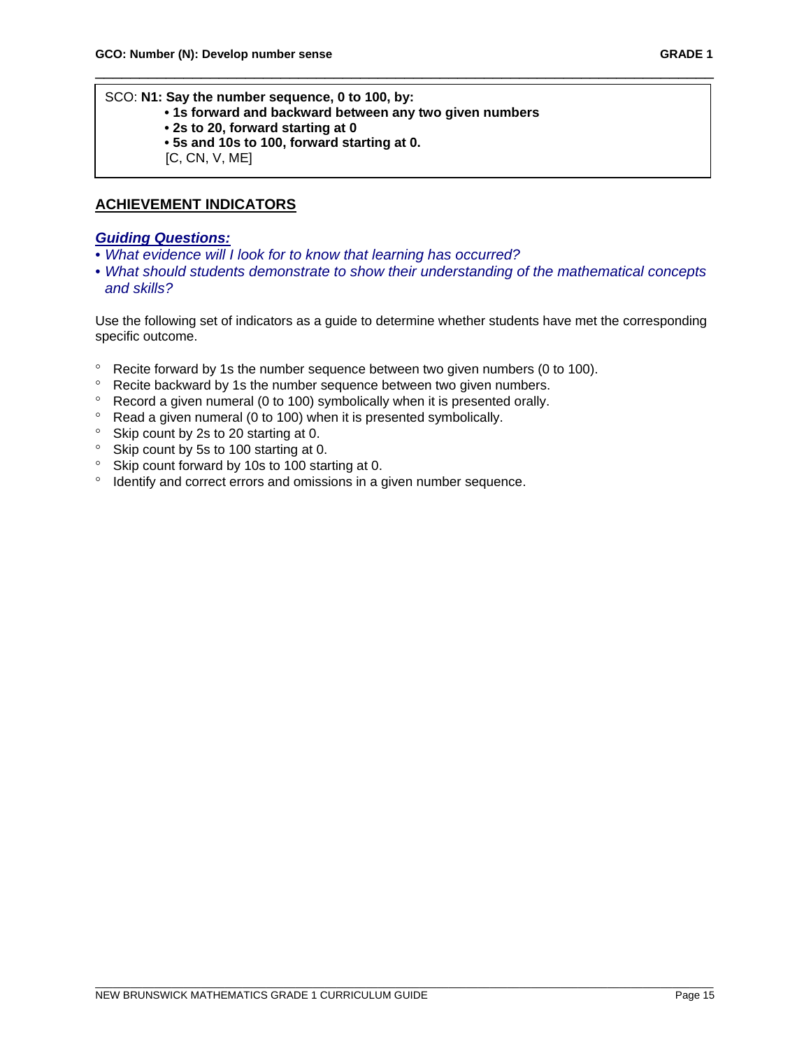SCO: **N1: Say the number sequence, 0 to 100, by:**

- **1s forward and backward between any two given numbers**
- **2s to 20, forward starting at 0**
- **5s and 10s to 100, forward starting at 0.**

[C, CN, V, ME]

## ACHIEVEMENT INDICATORS

***Guiding Questions:***

- *What evidence will I look for to know that learning has occurred?*
- *What should students demonstrate to show their understanding of the mathematical concepts and skills?*

Use the following set of indicators as a guide to determine whether students have met the corresponding specific outcome.

- Recite forward by 1s the number sequence between two given numbers (0 to 100).
- Recite backward by 1s the number sequence between two given numbers.
- Record a given numeral (0 to 100) symbolically when it is presented orally.
- Read a given numeral (0 to 100) when it is presented symbolically.
- Skip count by 2s to 20 starting at 0.
- Skip count by 5s to 100 starting at 0.
- Skip count forward by 10s to 100 starting at 0.
- Identify and correct errors and omissions in a given number sequence.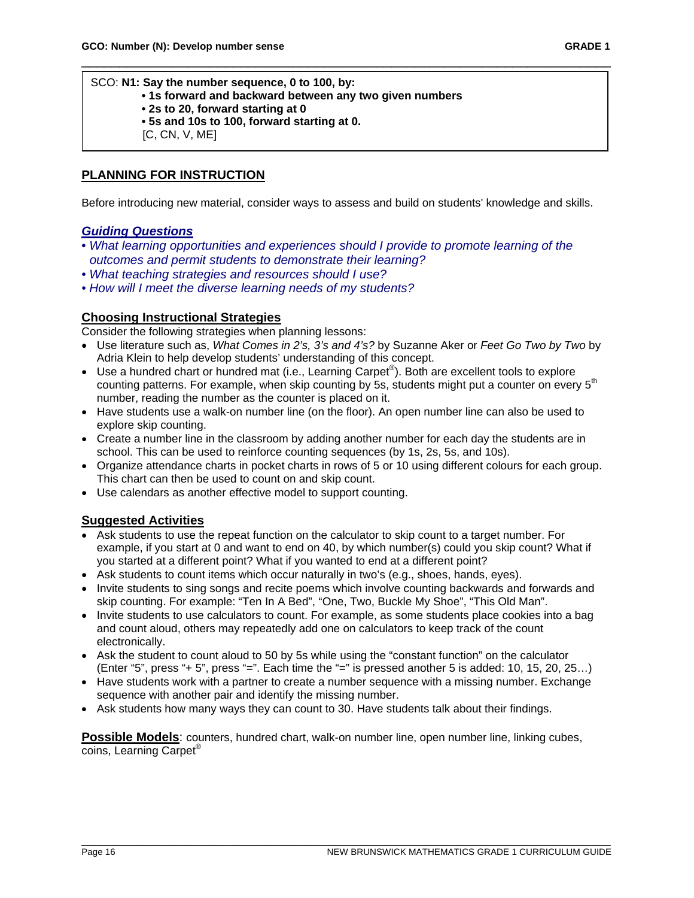SCO: **N1: Say the number sequence, 0 to 100, by:**
- **1s forward and backward between any two given numbers**
- **2s to 20, forward starting at 0**
- **5s and 10s to 100, forward starting at 0.**

[C, CN, V, ME]

## PLANNING FOR INSTRUCTION

Before introducing new material, consider ways to assess and build on students' knowledge and skills.

### *Guiding Questions*

- *What learning opportunities and experiences should I provide to promote learning of the outcomes and permit students to demonstrate their learning?*
- *What teaching strategies and resources should I use?*
- *How will I meet the diverse learning needs of my students?*

### Choosing Instructional Strategies

Consider the following strategies when planning lessons:

- Use literature such as, *What Comes in 2's, 3's and 4's?* by Suzanne Aker or *Feet Go Two by Two* by Adria Klein to help develop students' understanding of this concept.
- Use a hundred chart or hundred mat (i.e., Learning Carpet®). Both are excellent tools to explore counting patterns. For example, when skip counting by 5s, students might put a counter on every 5th number, reading the number as the counter is placed on it.
- Have students use a walk-on number line (on the floor). An open number line can also be used to explore skip counting.
- Create a number line in the classroom by adding another number for each day the students are in school. This can be used to reinforce counting sequences (by 1s, 2s, 5s, and 10s).
- Organize attendance charts in pocket charts in rows of 5 or 10 using different colours for each group. This chart can then be used to count on and skip count.
- Use calendars as another effective model to support counting.

### Suggested Activities

- Ask students to use the repeat function on the calculator to skip count to a target number. For example, if you start at 0 and want to end on 40, by which number(s) could you skip count? What if you started at a different point? What if you wanted to end at a different point?
- Ask students to count items which occur naturally in two's (e.g., shoes, hands, eyes).
- Invite students to sing songs and recite poems which involve counting backwards and forwards and skip counting. For example: "Ten In A Bed", "One, Two, Buckle My Shoe", "This Old Man".
- Invite students to use calculators to count. For example, as some students place cookies into a bag and count aloud, others may repeatedly add one on calculators to keep track of the count electronically.
- Ask the student to count aloud to 50 by 5s while using the "constant function" on the calculator (Enter "5", press "+ 5", press "=". Each time the "=" is pressed another 5 is added: 10, 15, 20, 25…)
- Have students work with a partner to create a number sequence with a missing number. Exchange sequence with another pair and identify the missing number.
- Ask students how many ways they can count to 30. Have students talk about their findings.

**Possible Models**: counters, hundred chart, walk-on number line, open number line, linking cubes, coins, Learning Carpet®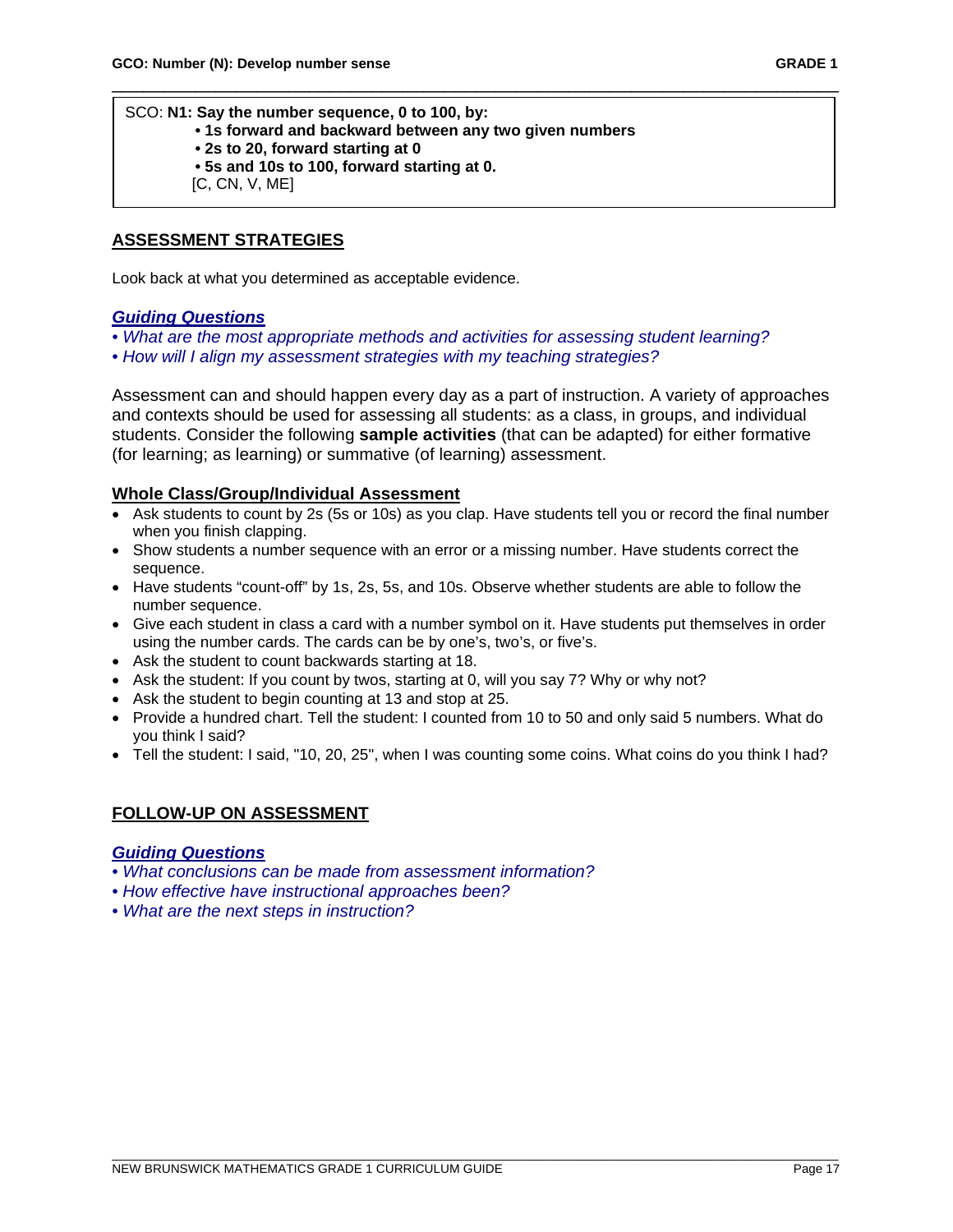SCO: **N1: Say the number sequence, 0 to 100, by:**
- **1s forward and backward between any two given numbers**
- **2s to 20, forward starting at 0**
- **5s and 10s to 100, forward starting at 0.**

[C, CN, V, ME]

## ASSESSMENT STRATEGIES

Look back at what you determined as acceptable evidence.

***Guiding Questions***

- *What are the most appropriate methods and activities for assessing student learning?*
- *How will I align my assessment strategies with my teaching strategies?*

Assessment can and should happen every day as a part of instruction. A variety of approaches and contexts should be used for assessing all students: as a class, in groups, and individual students. Consider the following **sample activities** (that can be adapted) for either formative (for learning; as learning) or summative (of learning) assessment.

### Whole Class/Group/Individual Assessment

- Ask students to count by 2s (5s or 10s) as you clap. Have students tell you or record the final number when you finish clapping.
- Show students a number sequence with an error or a missing number. Have students correct the sequence.
- Have students "count-off" by 1s, 2s, 5s, and 10s. Observe whether students are able to follow the number sequence.
- Give each student in class a card with a number symbol on it. Have students put themselves in order using the number cards. The cards can be by one's, two's, or five's.
- Ask the student to count backwards starting at 18.
- Ask the student: If you count by twos, starting at 0, will you say 7? Why or why not?
- Ask the student to begin counting at 13 and stop at 25.
- Provide a hundred chart. Tell the student: I counted from 10 to 50 and only said 5 numbers. What do you think I said?
- Tell the student: I said, "10, 20, 25", when I was counting some coins. What coins do you think I had?

## FOLLOW-UP ON ASSESSMENT

***Guiding Questions***

- *What conclusions can be made from assessment information?*
- *How effective have instructional approaches been?*
- *What are the next steps in instruction?*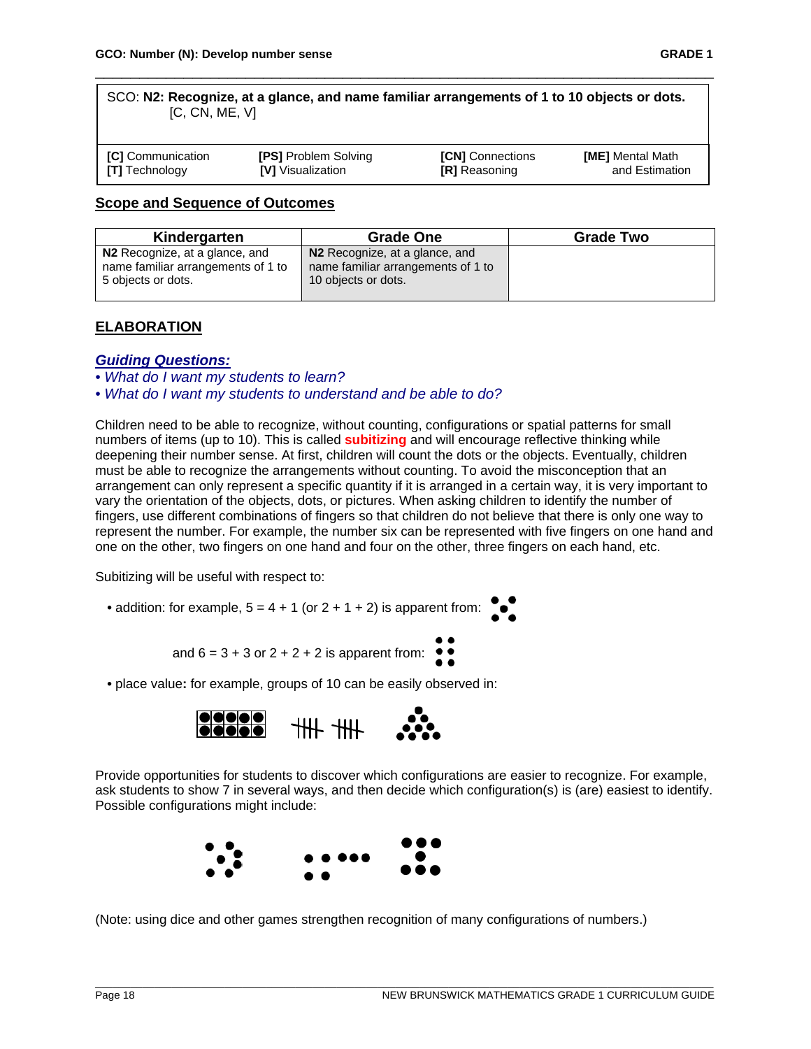SCO: **N2: Recognize, at a glance, and name familiar arrangements of 1 to 10 objects or dots.** [C, CN, ME, V]

| | | | |
|---|---|---|---|
| **[C]** Communication | **[PS]** Problem Solving | **[CN]** Connections | **[ME]** Mental Math and Estimation |
| **[T]** Technology | **[V]** Visualization | **[R]** Reasoning | |

## Scope and Sequence of Outcomes

| Kindergarten | Grade One | Grade Two |
|---|---|---|
| **N2** Recognize, at a glance, and name familiar arrangements of 1 to 5 objects or dots. | **N2** Recognize, at a glance, and name familiar arrangements of 1 to 10 objects or dots. | |

## ELABORATION

### *Guiding Questions:*

- *What do I want my students to learn?*
- *What do I want my students to understand and be able to do?*

Children need to be able to recognize, without counting, configurations or spatial patterns for small numbers of items (up to 10). This is called **subitizing** and will encourage reflective thinking while deepening their number sense. At first, children will count the dots or the objects. Eventually, children must be able to recognize the arrangements without counting. To avoid the misconception that an arrangement can only represent a specific quantity if it is arranged in a certain way, it is very important to vary the orientation of the objects, dots, or pictures. When asking children to identify the number of fingers, use different combinations of fingers so that children do not believe that there is only one way to represent the number. For example, the number six can be represented with five fingers on one hand and one on the other, two fingers on one hand and four on the other, three fingers on each hand, etc.

Subitizing will be useful with respect to:

- addition: for example, 5 = 4 + 1 (or 2 + 1 + 2) is apparent from:

  and 6 = 3 + 3 or 2 + 2 + 2 is apparent from:

- place value**:** for example, groups of 10 can be easily observed in:

Provide opportunities for students to discover which configurations are easier to recognize. For example, ask students to show 7 in several ways, and then decide which configuration(s) is (are) easiest to identify. Possible configurations might include:

(Note: using dice and other games strengthen recognition of many configurations of numbers.)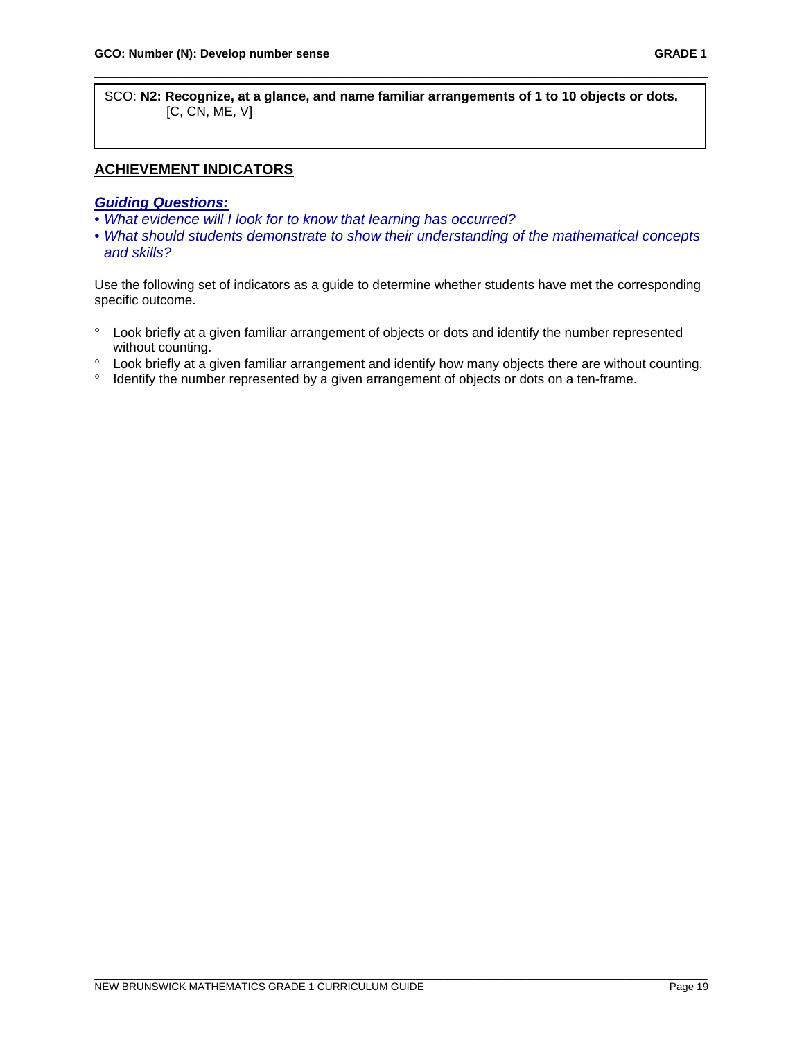SCO: **N2: Recognize, at a glance, and name familiar arrangements of 1 to 10 objects or dots.** [C, CN, ME, V]

## ACHIEVEMENT INDICATORS

***Guiding Questions:***

- *What evidence will I look for to know that learning has occurred?*
- *What should students demonstrate to show their understanding of the mathematical concepts and skills?*

Use the following set of indicators as a guide to determine whether students have met the corresponding specific outcome.

- Look briefly at a given familiar arrangement of objects or dots and identify the number represented without counting.
- Look briefly at a given familiar arrangement and identify how many objects there are without counting.
- Identify the number represented by a given arrangement of objects or dots on a ten-frame.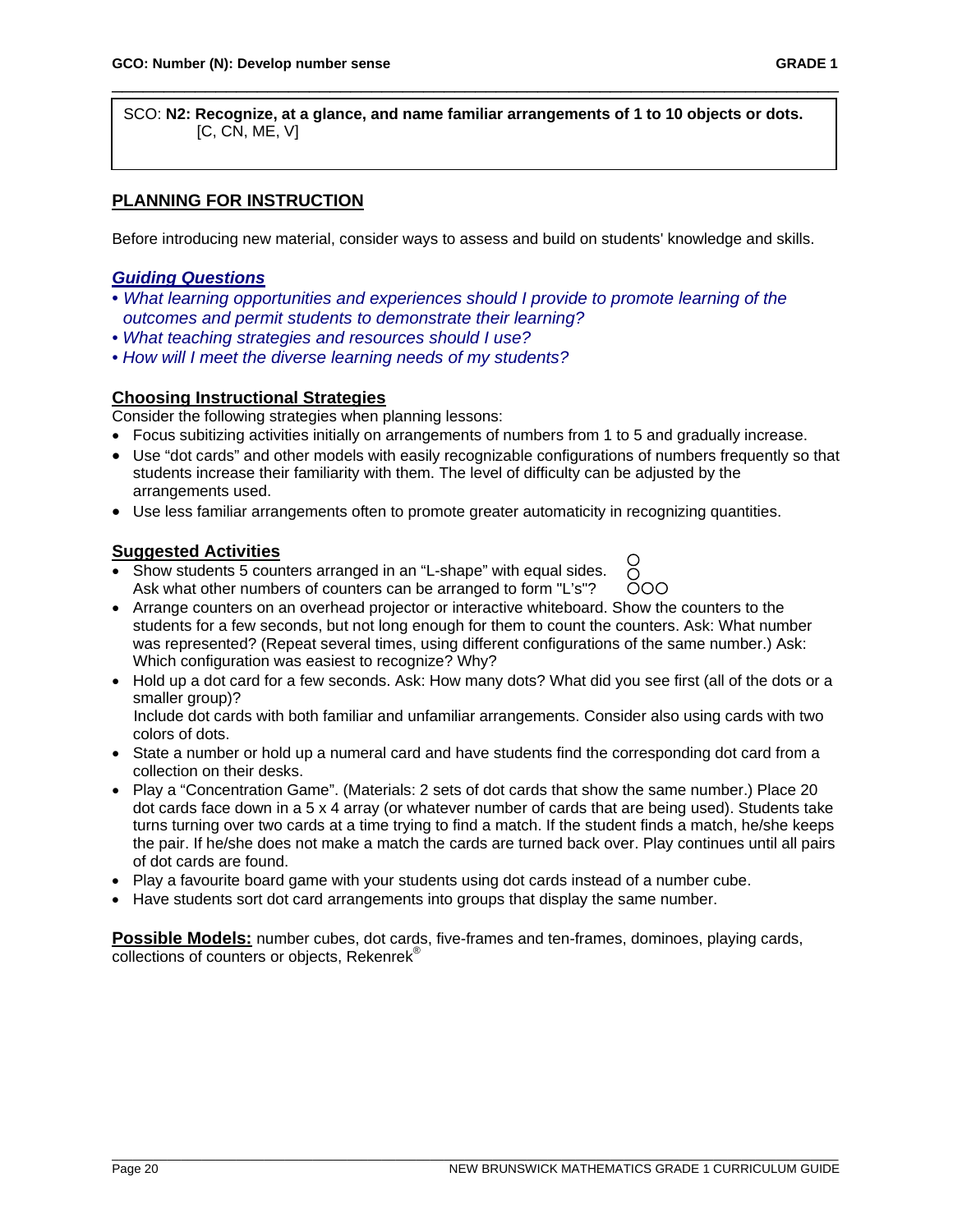SCO: **N2: Recognize, at a glance, and name familiar arrangements of 1 to 10 objects or dots.** [C, CN, ME, V]

## PLANNING FOR INSTRUCTION

Before introducing new material, consider ways to assess and build on students' knowledge and skills.

### *Guiding Questions*

- *What learning opportunities and experiences should I provide to promote learning of the outcomes and permit students to demonstrate their learning?*
- *What teaching strategies and resources should I use?*
- *How will I meet the diverse learning needs of my students?*

### Choosing Instructional Strategies

Consider the following strategies when planning lessons:

- Focus subitizing activities initially on arrangements of numbers from 1 to 5 and gradually increase.
- Use "dot cards" and other models with easily recognizable configurations of numbers frequently so that students increase their familiarity with them. The level of difficulty can be adjusted by the arrangements used.
- Use less familiar arrangements often to promote greater automaticity in recognizing quantities.

### Suggested Activities

- Show students 5 counters arranged in an "L-shape" with equal sides. Ask what other numbers of counters can be arranged to form "L's"?

```
O
O
OOO
```

- Arrange counters on an overhead projector or interactive whiteboard. Show the counters to the students for a few seconds, but not long enough for them to count the counters. Ask: What number was represented? (Repeat several times, using different configurations of the same number.) Ask: Which configuration was easiest to recognize? Why?
- Hold up a dot card for a few seconds. Ask: How many dots? What did you see first (all of the dots or a smaller group)?
  Include dot cards with both familiar and unfamiliar arrangements. Consider also using cards with two colors of dots.
- State a number or hold up a numeral card and have students find the corresponding dot card from a collection on their desks.
- Play a "Concentration Game". (Materials: 2 sets of dot cards that show the same number.) Place 20 dot cards face down in a 5 x 4 array (or whatever number of cards that are being used). Students take turns turning over two cards at a time trying to find a match. If the student finds a match, he/she keeps the pair. If he/she does not make a match the cards are turned back over. Play continues until all pairs of dot cards are found.
- Play a favourite board game with your students using dot cards instead of a number cube.
- Have students sort dot card arrangements into groups that display the same number.

**Possible Models:** number cubes, dot cards, five-frames and ten-frames, dominoes, playing cards, collections of counters or objects, Rekenrek®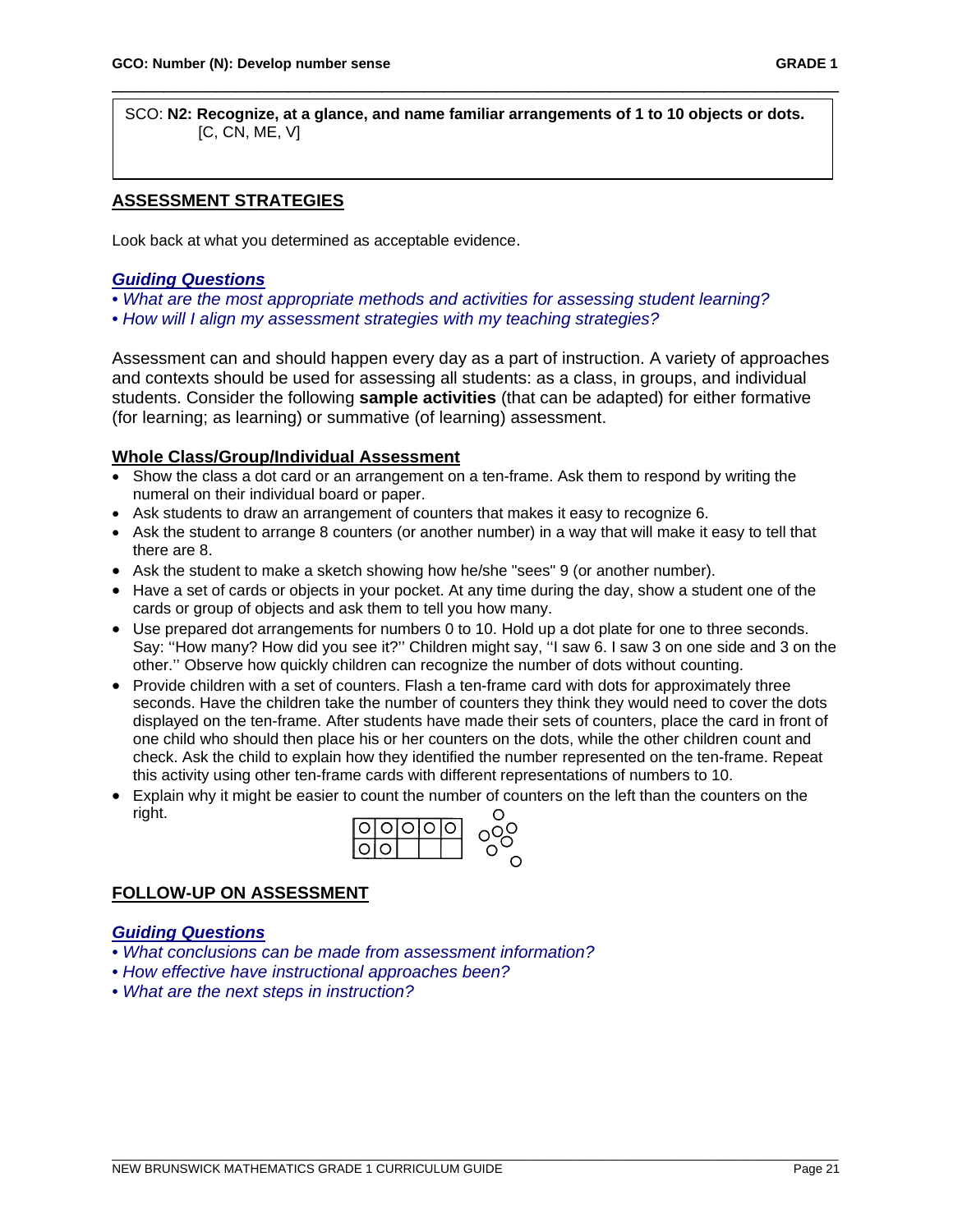SCO: **N2: Recognize, at a glance, and name familiar arrangements of 1 to 10 objects or dots.** [C, CN, ME, V]

## ASSESSMENT STRATEGIES

Look back at what you determined as acceptable evidence.

### *Guiding Questions*

- *What are the most appropriate methods and activities for assessing student learning?*
- *How will I align my assessment strategies with my teaching strategies?*

Assessment can and should happen every day as a part of instruction. A variety of approaches and contexts should be used for assessing all students: as a class, in groups, and individual students. Consider the following **sample activities** (that can be adapted) for either formative (for learning; as learning) or summative (of learning) assessment.

### Whole Class/Group/Individual Assessment

- Show the class a dot card or an arrangement on a ten-frame. Ask them to respond by writing the numeral on their individual board or paper.
- Ask students to draw an arrangement of counters that makes it easy to recognize 6.
- Ask the student to arrange 8 counters (or another number) in a way that will make it easy to tell that there are 8.
- Ask the student to make a sketch showing how he/she "sees" 9 (or another number).
- Have a set of cards or objects in your pocket. At any time during the day, show a student one of the cards or group of objects and ask them to tell you how many.
- Use prepared dot arrangements for numbers 0 to 10. Hold up a dot plate for one to three seconds. Say: ''How many? How did you see it?'' Children might say, ''I saw 6. I saw 3 on one side and 3 on the other.'' Observe how quickly children can recognize the number of dots without counting.
- Provide children with a set of counters. Flash a ten-frame card with dots for approximately three seconds. Have the children take the number of counters they think they would need to cover the dots displayed on the ten-frame. After students have made their sets of counters, place the card in front of one child who should then place his or her counters on the dots, while the other children count and check. Ask the child to explain how they identified the number represented on the ten-frame. Repeat this activity using other ten-frame cards with different representations of numbers to 10.
- Explain why it might be easier to count the number of counters on the left than the counters on the right.

| O | O | O | O | O |
|---|---|---|---|---|
| O | O | | | |

## FOLLOW-UP ON ASSESSMENT

### *Guiding Questions*

- *What conclusions can be made from assessment information?*
- *How effective have instructional approaches been?*
- *What are the next steps in instruction?*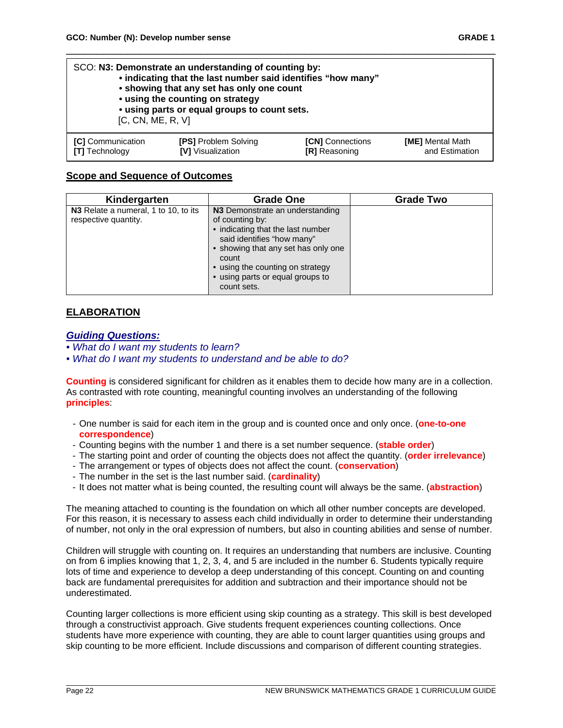**SCO: N3: Demonstrate an understanding of counting by:**
- **indicating that the last number said identifies "how many"**
- **showing that any set has only one count**
- **using the counting on strategy**
- **using parts or equal groups to count sets.**

[C, CN, ME, R, V]

| **[C]** Communication | **[PS]** Problem Solving | **[CN]** Connections | **[ME]** Mental Math and Estimation |
|---|---|---|---|
| **[T]** Technology | **[V]** Visualization | **[R]** Reasoning | |

## Scope and Sequence of Outcomes

| Kindergarten | Grade One | Grade Two |
|---|---|---|
| **N3** Relate a numeral, 1 to 10, to its respective quantity. | **N3** Demonstrate an understanding of counting by: • indicating that the last number said identifies "how many" • showing that any set has only one count • using the counting on strategy • using parts or equal groups to count sets. | |

## ELABORATION

### *Guiding Questions:*

- *What do I want my students to learn?*
- *What do I want my students to understand and be able to do?*

**Counting** is considered significant for children as it enables them to decide how many are in a collection. As contrasted with rote counting, meaningful counting involves an understanding of the following **principles**:

- One number is said for each item in the group and is counted once and only once. (**one-to-one correspondence**)
- Counting begins with the number 1 and there is a set number sequence. (**stable order**)
- The starting point and order of counting the objects does not affect the quantity. (**order irrelevance**)
- The arrangement or types of objects does not affect the count. (**conservation**)
- The number in the set is the last number said. (**cardinality**)
- It does not matter what is being counted, the resulting count will always be the same. (**abstraction**)

The meaning attached to counting is the foundation on which all other number concepts are developed. For this reason, it is necessary to assess each child individually in order to determine their understanding of number, not only in the oral expression of numbers, but also in counting abilities and sense of number.

Children will struggle with counting on. It requires an understanding that numbers are inclusive. Counting on from 6 implies knowing that 1, 2, 3, 4, and 5 are included in the number 6. Students typically require lots of time and experience to develop a deep understanding of this concept. Counting on and counting back are fundamental prerequisites for addition and subtraction and their importance should not be underestimated.

Counting larger collections is more efficient using skip counting as a strategy. This skill is best developed through a constructivist approach. Give students frequent experiences counting collections. Once students have more experience with counting, they are able to count larger quantities using groups and skip counting to be more efficient. Include discussions and comparison of different counting strategies.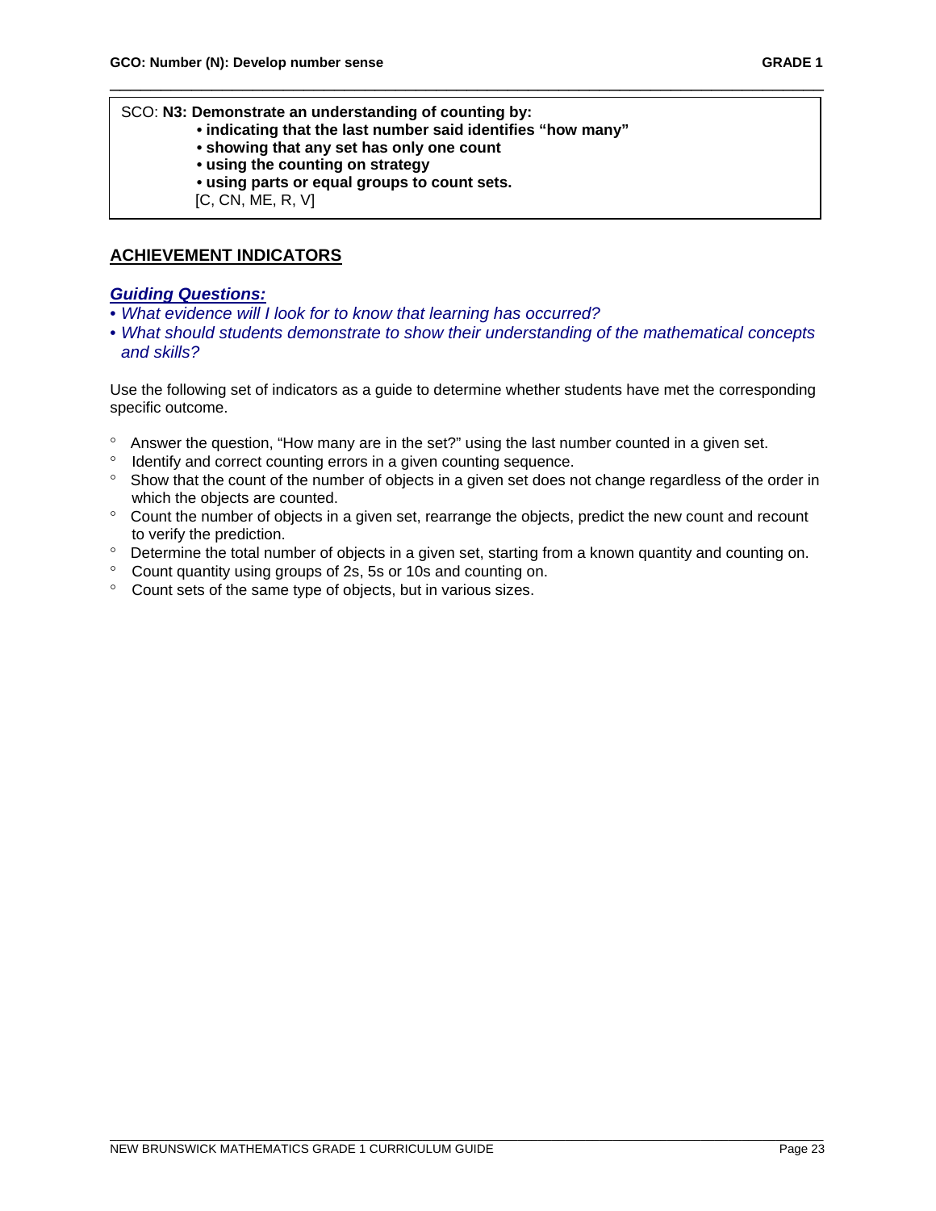SCO: **N3: Demonstrate an understanding of counting by:**

- **indicating that the last number said identifies "how many"**
- **showing that any set has only one count**
- **using the counting on strategy**
- **using parts or equal groups to count sets.**

[C, CN, ME, R, V]

## ACHIEVEMENT INDICATORS

***Guiding Questions:***

- *What evidence will I look for to know that learning has occurred?*
- *What should students demonstrate to show their understanding of the mathematical concepts and skills?*

Use the following set of indicators as a guide to determine whether students have met the corresponding specific outcome.

- Answer the question, "How many are in the set?" using the last number counted in a given set.
- Identify and correct counting errors in a given counting sequence.
- Show that the count of the number of objects in a given set does not change regardless of the order in which the objects are counted.
- Count the number of objects in a given set, rearrange the objects, predict the new count and recount to verify the prediction.
- Determine the total number of objects in a given set, starting from a known quantity and counting on.
- Count quantity using groups of 2s, 5s or 10s and counting on.
- Count sets of the same type of objects, but in various sizes.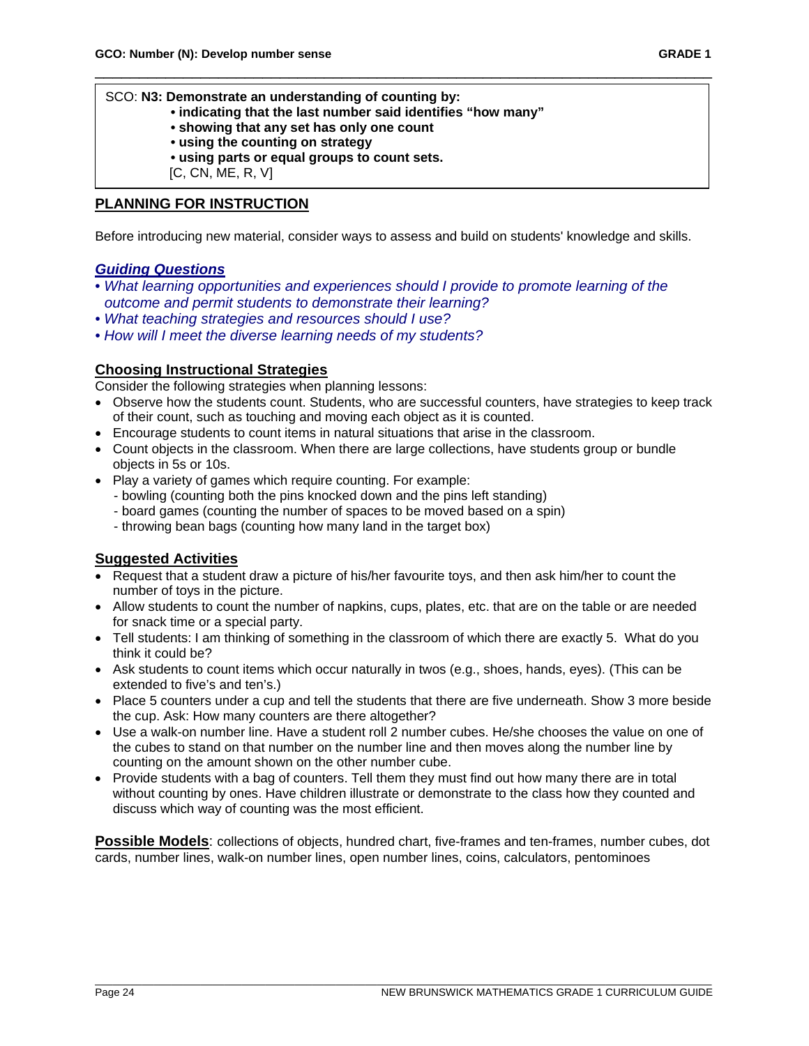SCO: **N3: Demonstrate an understanding of counting by:**

- **indicating that the last number said identifies "how many"**
- **showing that any set has only one count**
- **using the counting on strategy**
- **using parts or equal groups to count sets.**

[C, CN, ME, R, V]

## PLANNING FOR INSTRUCTION

Before introducing new material, consider ways to assess and build on students' knowledge and skills.

### *Guiding Questions*

- *What learning opportunities and experiences should I provide to promote learning of the outcome and permit students to demonstrate their learning?*
- *What teaching strategies and resources should I use?*
- *How will I meet the diverse learning needs of my students?*

### Choosing Instructional Strategies

Consider the following strategies when planning lessons:

- Observe how the students count. Students, who are successful counters, have strategies to keep track of their count, such as touching and moving each object as it is counted.
- Encourage students to count items in natural situations that arise in the classroom.
- Count objects in the classroom. When there are large collections, have students group or bundle objects in 5s or 10s.
- Play a variety of games which require counting. For example:
  - bowling (counting both the pins knocked down and the pins left standing)
  - board games (counting the number of spaces to be moved based on a spin)
  - throwing bean bags (counting how many land in the target box)

### Suggested Activities

- Request that a student draw a picture of his/her favourite toys, and then ask him/her to count the number of toys in the picture.
- Allow students to count the number of napkins, cups, plates, etc. that are on the table or are needed for snack time or a special party.
- Tell students: I am thinking of something in the classroom of which there are exactly 5. What do you think it could be?
- Ask students to count items which occur naturally in twos (e.g., shoes, hands, eyes). (This can be extended to five's and ten's.)
- Place 5 counters under a cup and tell the students that there are five underneath. Show 3 more beside the cup. Ask: How many counters are there altogether?
- Use a walk-on number line. Have a student roll 2 number cubes. He/she chooses the value on one of the cubes to stand on that number on the number line and then moves along the number line by counting on the amount shown on the other number cube.
- Provide students with a bag of counters. Tell them they must find out how many there are in total without counting by ones. Have children illustrate or demonstrate to the class how they counted and discuss which way of counting was the most efficient.

**Possible Models**: collections of objects, hundred chart, five-frames and ten-frames, number cubes, dot cards, number lines, walk-on number lines, open number lines, coins, calculators, pentominoes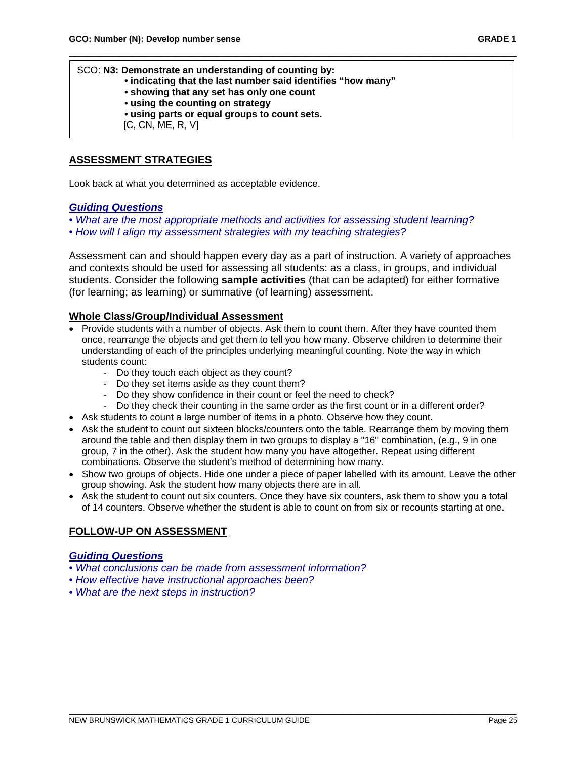SCO: **N3: Demonstrate an understanding of counting by:**
- **indicating that the last number said identifies "how many"**
- **showing that any set has only one count**
- **using the counting on strategy**
- **using parts or equal groups to count sets.**

[C, CN, ME, R, V]

## ASSESSMENT STRATEGIES

Look back at what you determined as acceptable evidence.

### *Guiding Questions*

- *What are the most appropriate methods and activities for assessing student learning?*
- *How will I align my assessment strategies with my teaching strategies?*

Assessment can and should happen every day as a part of instruction. A variety of approaches and contexts should be used for assessing all students: as a class, in groups, and individual students. Consider the following **sample activities** (that can be adapted) for either formative (for learning; as learning) or summative (of learning) assessment.

### Whole Class/Group/Individual Assessment

- Provide students with a number of objects. Ask them to count them. After they have counted them once, rearrange the objects and get them to tell you how many. Observe children to determine their understanding of each of the principles underlying meaningful counting. Note the way in which students count:
  - Do they touch each object as they count?
  - Do they set items aside as they count them?
  - Do they show confidence in their count or feel the need to check?
  - Do they check their counting in the same order as the first count or in a different order?
- Ask students to count a large number of items in a photo. Observe how they count.
- Ask the student to count out sixteen blocks/counters onto the table. Rearrange them by moving them around the table and then display them in two groups to display a "16" combination, (e.g., 9 in one group, 7 in the other). Ask the student how many you have altogether. Repeat using different combinations. Observe the student's method of determining how many.
- Show two groups of objects. Hide one under a piece of paper labelled with its amount. Leave the other group showing. Ask the student how many objects there are in all.
- Ask the student to count out six counters. Once they have six counters, ask them to show you a total of 14 counters. Observe whether the student is able to count on from six or recounts starting at one.

## FOLLOW-UP ON ASSESSMENT

### *Guiding Questions*

- *What conclusions can be made from assessment information?*
- *How effective have instructional approaches been?*
- *What are the next steps in instruction?*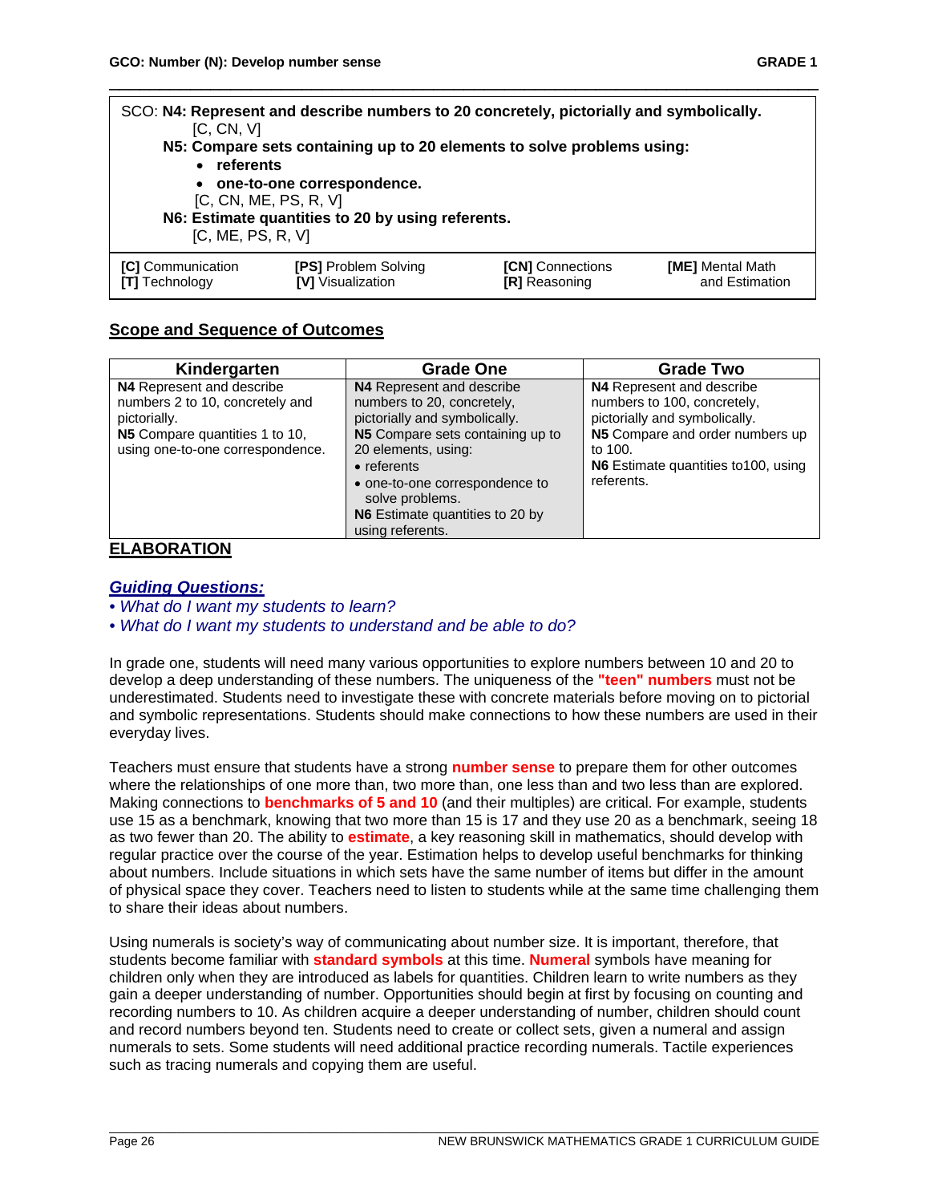**GCO: Number (N): Develop number sense** **GRADE 1**

SCO: **N4: Represent and describe numbers to 20 concretely, pictorially and symbolically.** [C, CN, V]

**N5: Compare sets containing up to 20 elements to solve problems using:**

- **referents**
- **one-to-one correspondence.**

[C, CN, ME, PS, R, V]

**N6: Estimate quantities to 20 by using referents.** [C, ME, PS, R, V]

| **[C]** Communication | **[PS]** Problem Solving | **[CN]** Connections | **[ME]** Mental Math and Estimation |
|---|---|---|---|
| **[T]** Technology | **[V]** Visualization | **[R]** Reasoning | |

## Scope and Sequence of Outcomes

| Kindergarten | Grade One | Grade Two |
|---|---|---|
| **N4** Represent and describe numbers 2 to 10, concretely and pictorially.<br>**N5** Compare quantities 1 to 10, using one-to-one correspondence. | **N4** Represent and describe numbers to 20, concretely, pictorially and symbolically.<br>**N5** Compare sets containing up to 20 elements, using:<br>• referents<br>• one-to-one correspondence to solve problems.<br>**N6** Estimate quantities to 20 by using referents. | **N4** Represent and describe numbers to 100, concretely, pictorially and symbolically.<br>**N5** Compare and order numbers up to 100.<br>**N6** Estimate quantities to100, using referents. |

## ELABORATION

### *Guiding Questions:*

- *What do I want my students to learn?*
- *What do I want my students to understand and be able to do?*

In grade one, students will need many various opportunities to explore numbers between 10 and 20 to develop a deep understanding of these numbers. The uniqueness of the **"teen" numbers** must not be underestimated. Students need to investigate these with concrete materials before moving on to pictorial and symbolic representations. Students should make connections to how these numbers are used in their everyday lives.

Teachers must ensure that students have a strong **number sense** to prepare them for other outcomes where the relationships of one more than, two more than, one less than and two less than are explored. Making connections to **benchmarks of 5 and 10** (and their multiples) are critical. For example, students use 15 as a benchmark, knowing that two more than 15 is 17 and they use 20 as a benchmark, seeing 18 as two fewer than 20. The ability to **estimate**, a key reasoning skill in mathematics, should develop with regular practice over the course of the year. Estimation helps to develop useful benchmarks for thinking about numbers. Include situations in which sets have the same number of items but differ in the amount of physical space they cover. Teachers need to listen to students while at the same time challenging them to share their ideas about numbers.

Using numerals is society's way of communicating about number size. It is important, therefore, that students become familiar with **standard symbols** at this time. **Numeral** symbols have meaning for children only when they are introduced as labels for quantities. Children learn to write numbers as they gain a deeper understanding of number. Opportunities should begin at first by focusing on counting and recording numbers to 10. As children acquire a deeper understanding of number, children should count and record numbers beyond ten. Students need to create or collect sets, given a numeral and assign numerals to sets. Some students will need additional practice recording numerals. Tactile experiences such as tracing numerals and copying them are useful.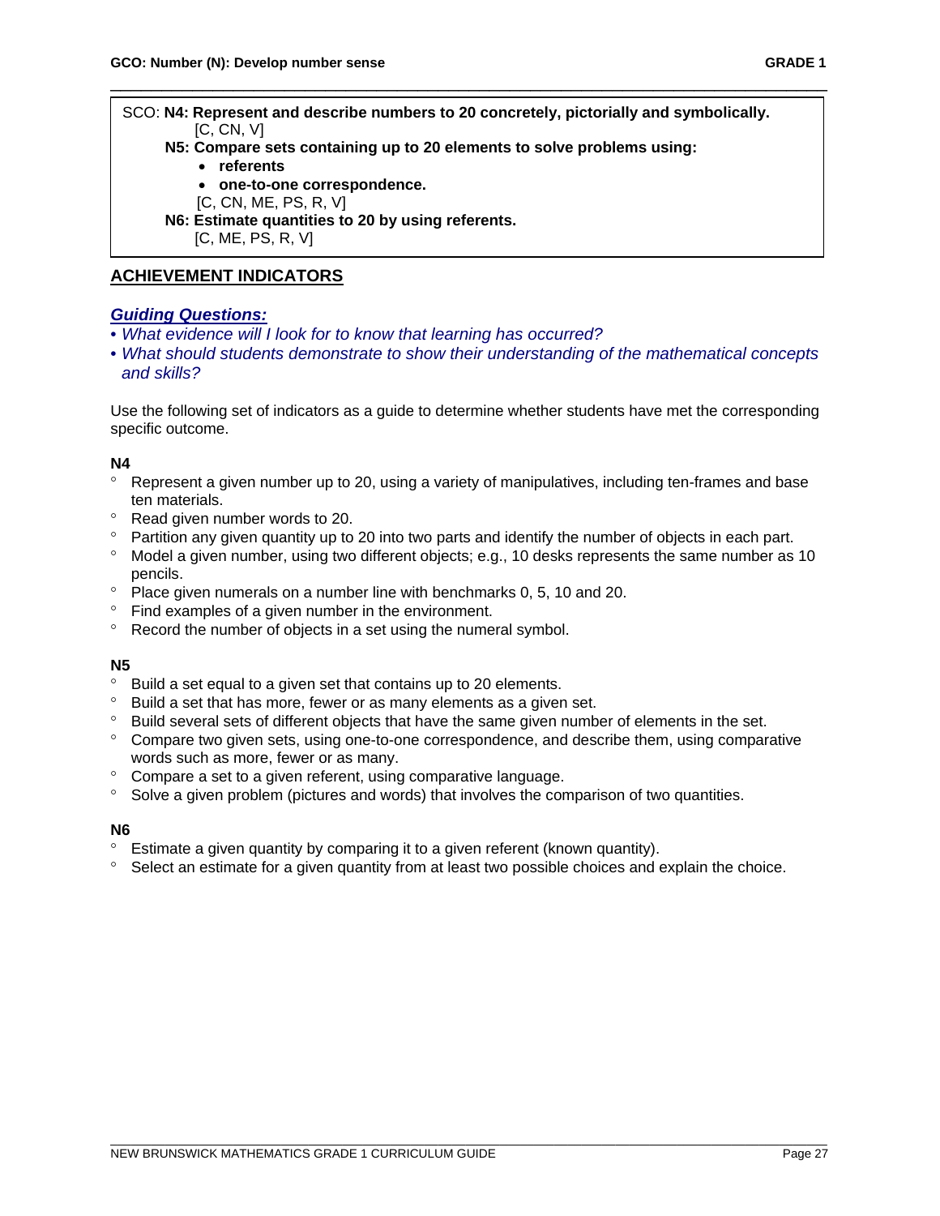SCO: **N4: Represent and describe numbers to 20 concretely, pictorially and symbolically.**
[C, CN, V]

**N5: Compare sets containing up to 20 elements to solve problems using:**

- **referents**
- **one-to-one correspondence.**

[C, CN, ME, PS, R, V]

**N6: Estimate quantities to 20 by using referents.**
[C, ME, PS, R, V]

## ACHIEVEMENT INDICATORS

***Guiding Questions:***

- *What evidence will I look for to know that learning has occurred?*
- *What should students demonstrate to show their understanding of the mathematical concepts and skills?*

Use the following set of indicators as a guide to determine whether students have met the corresponding specific outcome.

**N4**

- Represent a given number up to 20, using a variety of manipulatives, including ten-frames and base ten materials.
- Read given number words to 20.
- Partition any given quantity up to 20 into two parts and identify the number of objects in each part.
- Model a given number, using two different objects; e.g., 10 desks represents the same number as 10 pencils.
- Place given numerals on a number line with benchmarks 0, 5, 10 and 20.
- Find examples of a given number in the environment.
- Record the number of objects in a set using the numeral symbol.

**N5**

- Build a set equal to a given set that contains up to 20 elements.
- Build a set that has more, fewer or as many elements as a given set.
- Build several sets of different objects that have the same given number of elements in the set.
- Compare two given sets, using one-to-one correspondence, and describe them, using comparative words such as more, fewer or as many.
- Compare a set to a given referent, using comparative language.
- Solve a given problem (pictures and words) that involves the comparison of two quantities.

**N6**

- Estimate a given quantity by comparing it to a given referent (known quantity).
- Select an estimate for a given quantity from at least two possible choices and explain the choice.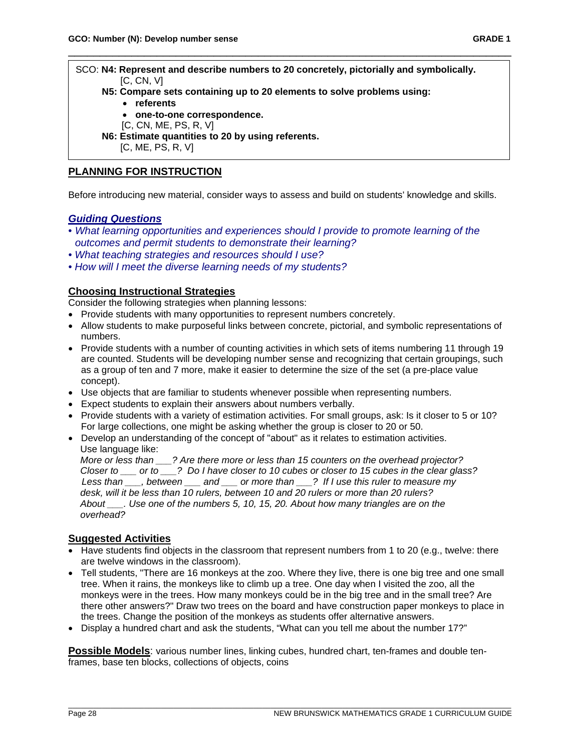SCO: **N4: Represent and describe numbers to 20 concretely, pictorially and symbolically.** [C, CN, V]

**N5: Compare sets containing up to 20 elements to solve problems using:**
- **referents**
- **one-to-one correspondence.**

[C, CN, ME, PS, R, V]

**N6: Estimate quantities to 20 by using referents.** [C, ME, PS, R, V]

## PLANNING FOR INSTRUCTION

Before introducing new material, consider ways to assess and build on students' knowledge and skills.

### *Guiding Questions*

- *What learning opportunities and experiences should I provide to promote learning of the outcomes and permit students to demonstrate their learning?*
- *What teaching strategies and resources should I use?*
- *How will I meet the diverse learning needs of my students?*

### Choosing Instructional Strategies

Consider the following strategies when planning lessons:

- Provide students with many opportunities to represent numbers concretely.
- Allow students to make purposeful links between concrete, pictorial, and symbolic representations of numbers.
- Provide students with a number of counting activities in which sets of items numbering 11 through 19 are counted. Students will be developing number sense and recognizing that certain groupings, such as a group of ten and 7 more, make it easier to determine the size of the set (a pre-place value concept).
- Use objects that are familiar to students whenever possible when representing numbers.
- Expect students to explain their answers about numbers verbally.
- Provide students with a variety of estimation activities. For small groups, ask: Is it closer to 5 or 10? For large collections, one might be asking whether the group is closer to 20 or 50.
- Develop an understanding of the concept of "about" as it relates to estimation activities.
  Use language like:
  *More or less than ___? Are there more or less than 15 counters on the overhead projector?*
  *Closer to ___ or to ___? Do I have closer to 10 cubes or closer to 15 cubes in the clear glass?*
  *Less than ___, between ___ and ___ or more than ___? If I use this ruler to measure my desk, will it be less than 10 rulers, between 10 and 20 rulers or more than 20 rulers?*
  *About ___. Use one of the numbers 5, 10, 15, 20. About how many triangles are on the overhead?*

### Suggested Activities

- Have students find objects in the classroom that represent numbers from 1 to 20 (e.g., twelve: there are twelve windows in the classroom).
- Tell students, "There are 16 monkeys at the zoo. Where they live, there is one big tree and one small tree. When it rains, the monkeys like to climb up a tree. One day when I visited the zoo, all the monkeys were in the trees. How many monkeys could be in the big tree and in the small tree? Are there other answers?" Draw two trees on the board and have construction paper monkeys to place in the trees. Change the position of the monkeys as students offer alternative answers.
- Display a hundred chart and ask the students, "What can you tell me about the number 17?"

**Possible Models**: various number lines, linking cubes, hundred chart, ten-frames and double ten-frames, base ten blocks, collections of objects, coins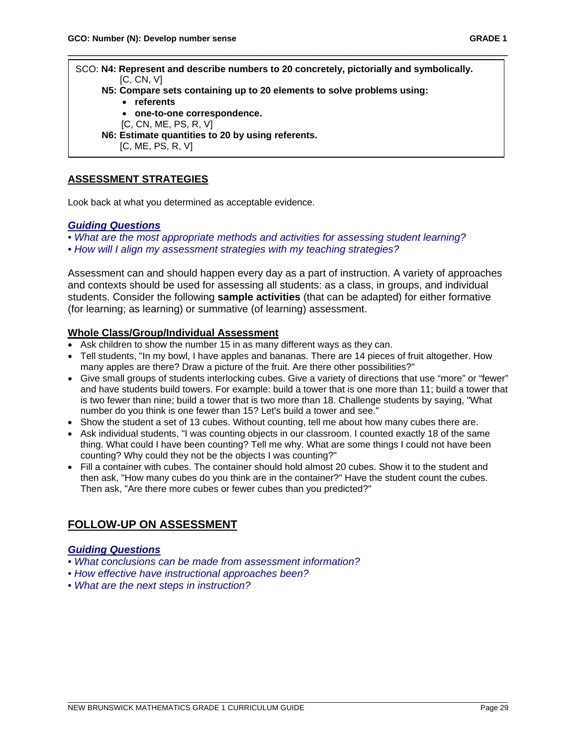SCO: **N4: Represent and describe numbers to 20 concretely, pictorially and symbolically.** [C, CN, V]

**N5: Compare sets containing up to 20 elements to solve problems using:**

- **referents**
- **one-to-one correspondence.**

[C, CN, ME, PS, R, V]

**N6: Estimate quantities to 20 by using referents.** [C, ME, PS, R, V]

## ASSESSMENT STRATEGIES

Look back at what you determined as acceptable evidence.

### *Guiding Questions*

*• What are the most appropriate methods and activities for assessing student learning?*
*• How will I align my assessment strategies with my teaching strategies?*

Assessment can and should happen every day as a part of instruction. A variety of approaches and contexts should be used for assessing all students: as a class, in groups, and individual students. Consider the following **sample activities** (that can be adapted) for either formative (for learning; as learning) or summative (of learning) assessment.

### Whole Class/Group/Individual Assessment

- Ask children to show the number 15 in as many different ways as they can.
- Tell students, "In my bowl, I have apples and bananas. There are 14 pieces of fruit altogether. How many apples are there? Draw a picture of the fruit. Are there other possibilities?"
- Give small groups of students interlocking cubes. Give a variety of directions that use "more" or "fewer" and have students build towers. For example: build a tower that is one more than 11; build a tower that is two fewer than nine; build a tower that is two more than 18. Challenge students by saying, "What number do you think is one fewer than 15? Let's build a tower and see."
- Show the student a set of 13 cubes. Without counting, tell me about how many cubes there are.
- Ask individual students, "I was counting objects in our classroom. I counted exactly 18 of the same thing. What could I have been counting? Tell me why. What are some things I could not have been counting? Why could they not be the objects I was counting?"
- Fill a container with cubes. The container should hold almost 20 cubes. Show it to the student and then ask, "How many cubes do you think are in the container?" Have the student count the cubes. Then ask, "Are there more cubes or fewer cubes than you predicted?"

## FOLLOW-UP ON ASSESSMENT

### *Guiding Questions*

*• What conclusions can be made from assessment information?*
*• How effective have instructional approaches been?*
*• What are the next steps in instruction?*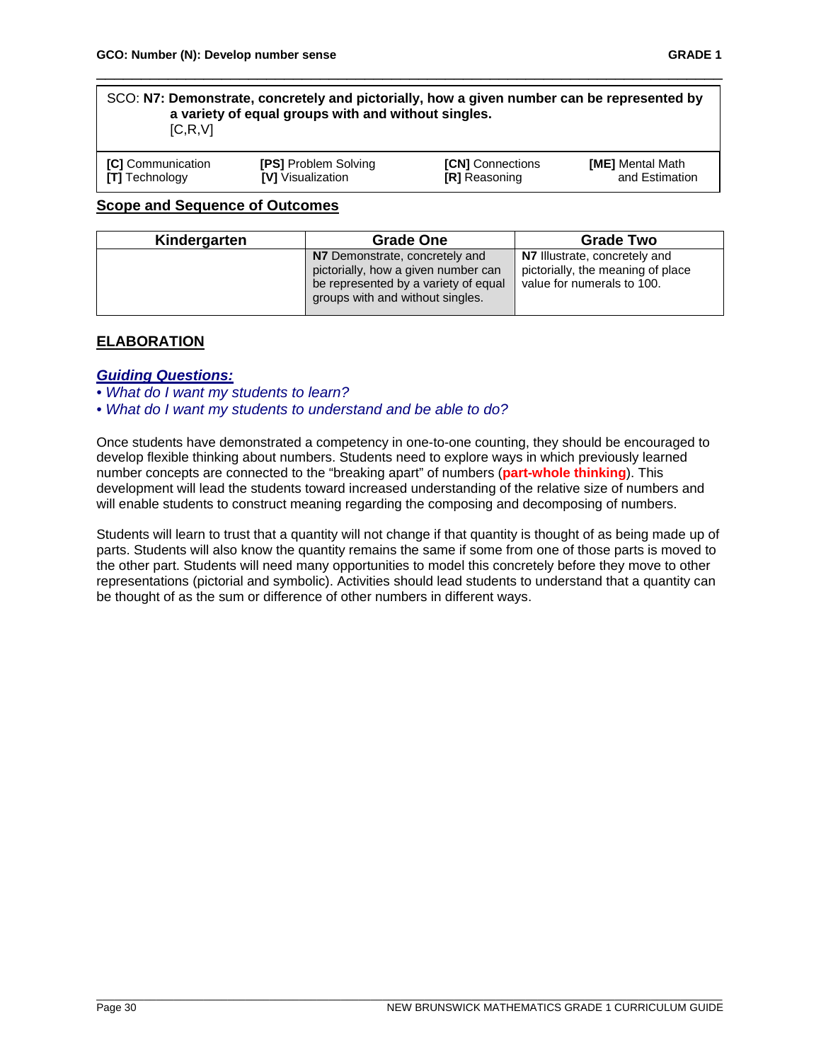SCO: **N7: Demonstrate, concretely and pictorially, how a given number can be represented by a variety of equal groups with and without singles.**
[C,R,V]

| | | | |
|---|---|---|---|
| **[C]** Communication | **[PS]** Problem Solving | **[CN]** Connections | **[ME]** Mental Math and Estimation |
| **[T]** Technology | **[V]** Visualization | **[R]** Reasoning | |

## Scope and Sequence of Outcomes

| Kindergarten | Grade One | Grade Two |
|---|---|---|
| | **N7** Demonstrate, concretely and pictorially, how a given number can be represented by a variety of equal groups with and without singles. | **N7** Illustrate, concretely and pictorially, the meaning of place value for numerals to 100. |

## ELABORATION

### *Guiding Questions:*

- *What do I want my students to learn?*
- *What do I want my students to understand and be able to do?*

Once students have demonstrated a competency in one-to-one counting, they should be encouraged to develop flexible thinking about numbers. Students need to explore ways in which previously learned number concepts are connected to the "breaking apart" of numbers (**part-whole thinking**). This development will lead the students toward increased understanding of the relative size of numbers and will enable students to construct meaning regarding the composing and decomposing of numbers.

Students will learn to trust that a quantity will not change if that quantity is thought of as being made up of parts. Students will also know the quantity remains the same if some from one of those parts is moved to the other part. Students will need many opportunities to model this concretely before they move to other representations (pictorial and symbolic). Activities should lead students to understand that a quantity can be thought of as the sum or difference of other numbers in different ways.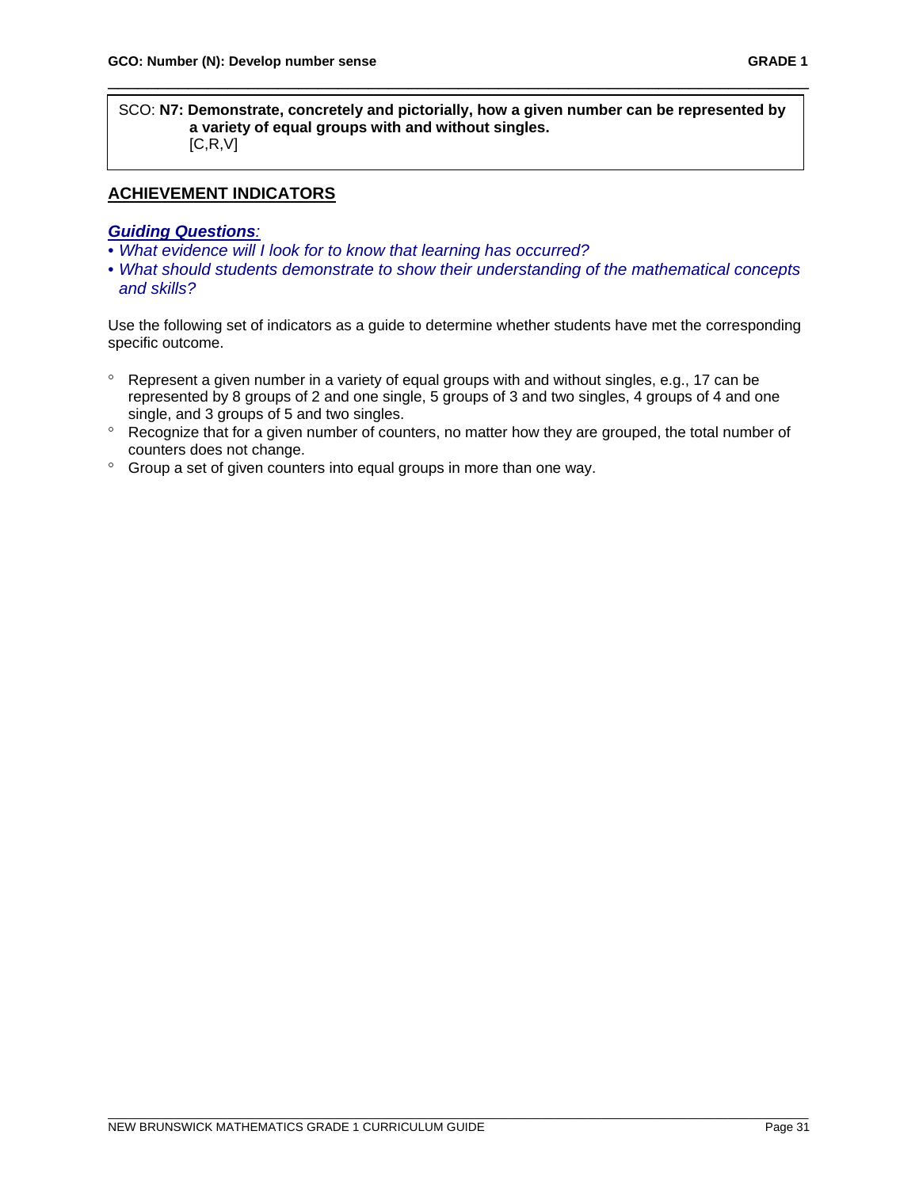SCO: **N7: Demonstrate, concretely and pictorially, how a given number can be represented by a variety of equal groups with and without singles.**
[C,R,V]

## ACHIEVEMENT INDICATORS

***Guiding Questions**:*

- *What evidence will I look for to know that learning has occurred?*
- *What should students demonstrate to show their understanding of the mathematical concepts and skills?*

Use the following set of indicators as a guide to determine whether students have met the corresponding specific outcome.

- Represent a given number in a variety of equal groups with and without singles, e.g., 17 can be represented by 8 groups of 2 and one single, 5 groups of 3 and two singles, 4 groups of 4 and one single, and 3 groups of 5 and two singles.
- Recognize that for a given number of counters, no matter how they are grouped, the total number of counters does not change.
- Group a set of given counters into equal groups in more than one way.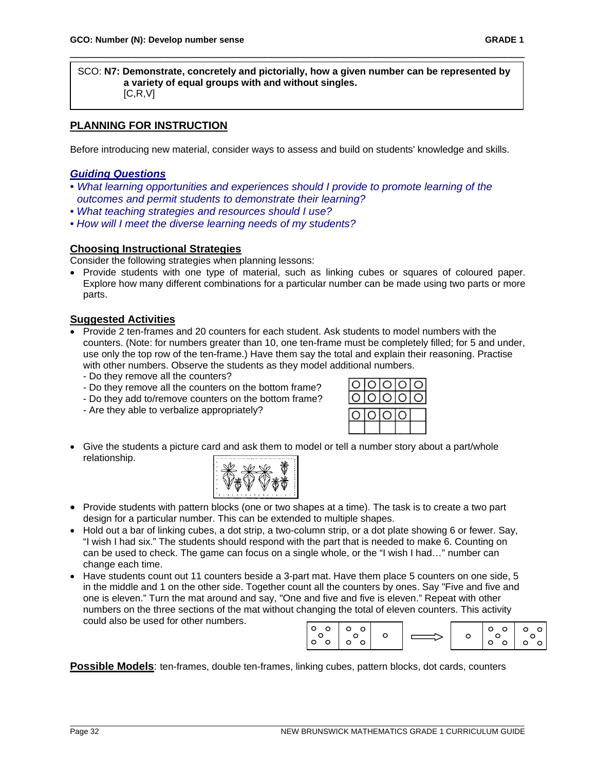GCO: Number (N): Develop number sense

GRADE 1

SCO: **N7: Demonstrate, concretely and pictorially, how a given number can be represented by a variety of equal groups with and without singles.**
[C,R,V]

## PLANNING FOR INSTRUCTION

Before introducing new material, consider ways to assess and build on students' knowledge and skills.

### *Guiding Questions*

- *What learning opportunities and experiences should I provide to promote learning of the outcomes and permit students to demonstrate their learning?*
- *What teaching strategies and resources should I use?*
- *How will I meet the diverse learning needs of my students?*

### Choosing Instructional Strategies

Consider the following strategies when planning lessons:

- Provide students with one type of material, such as linking cubes or squares of coloured paper. Explore how many different combinations for a particular number can be made using two parts or more parts.

### Suggested Activities

- Provide 2 ten-frames and 20 counters for each student. Ask students to model numbers with the counters. (Note: for numbers greater than 10, one ten-frame must be completely filled; for 5 and under, use only the top row of the ten-frame.) Have them say the total and explain their reasoning. Practise with other numbers. Observe the students as they model additional numbers.
  - Do they remove all the counters?
  - Do they remove all the counters on the bottom frame?
  - Do they add to/remove counters on the bottom frame?
  - Are they able to verbalize appropriately?
- Give the students a picture card and ask them to model or tell a number story about a part/whole relationship.
- Provide students with pattern blocks (one or two shapes at a time). The task is to create a two part design for a particular number. This can be extended to multiple shapes.
- Hold out a bar of linking cubes, a dot strip, a two-column strip, or a dot plate showing 6 or fewer. Say, "I wish I had six." The students should respond with the part that is needed to make 6. Counting on can be used to check. The game can focus on a single whole, or the "I wish I had…" number can change each time.
- Have students count out 11 counters beside a 3-part mat. Have them place 5 counters on one side, 5 in the middle and 1 on the other side. Together count all the counters by ones. Say "Five and five and one is eleven." Turn the mat around and say, "One and five and five is eleven." Repeat with other numbers on the three sections of the mat without changing the total of eleven counters. This activity could also be used for other numbers.

**Possible Models**: ten-frames, double ten-frames, linking cubes, pattern blocks, dot cards, counters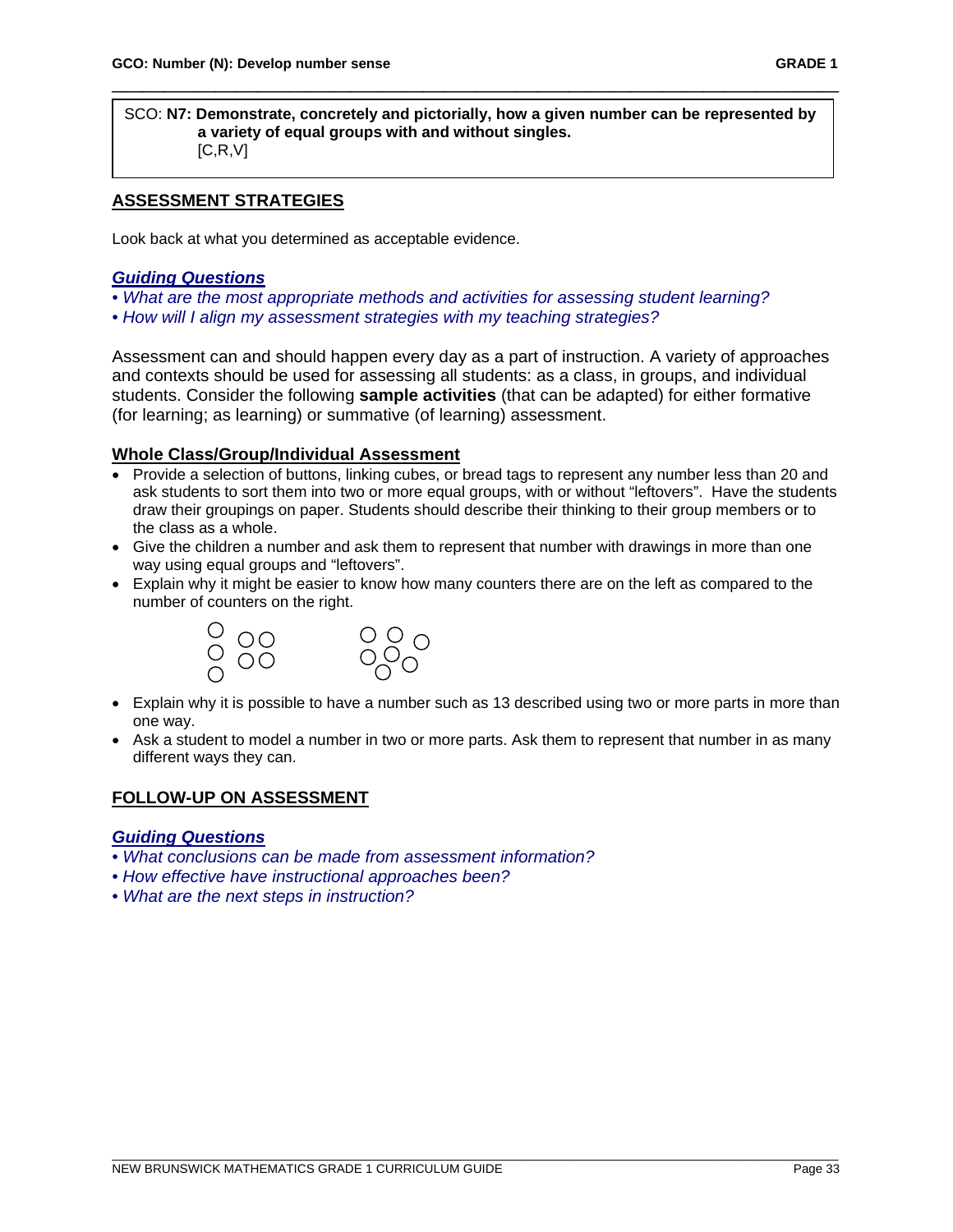SCO: **N7: Demonstrate, concretely and pictorially, how a given number can be represented by a variety of equal groups with and without singles.**
[C,R,V]

## ASSESSMENT STRATEGIES

Look back at what you determined as acceptable evidence.

### *Guiding Questions*

- *What are the most appropriate methods and activities for assessing student learning?*
- *How will I align my assessment strategies with my teaching strategies?*

Assessment can and should happen every day as a part of instruction. A variety of approaches and contexts should be used for assessing all students: as a class, in groups, and individual students. Consider the following **sample activities** (that can be adapted) for either formative (for learning; as learning) or summative (of learning) assessment.

### Whole Class/Group/Individual Assessment

- Provide a selection of buttons, linking cubes, or bread tags to represent any number less than 20 and ask students to sort them into two or more equal groups, with or without "leftovers". Have the students draw their groupings on paper. Students should describe their thinking to their group members or to the class as a whole.
- Give the children a number and ask them to represent that number with drawings in more than one way using equal groups and "leftovers".
- Explain why it might be easier to know how many counters there are on the left as compared to the number of counters on the right.
- Explain why it is possible to have a number such as 13 described using two or more parts in more than one way.
- Ask a student to model a number in two or more parts. Ask them to represent that number in as many different ways they can.

## FOLLOW-UP ON ASSESSMENT

### *Guiding Questions*

- *What conclusions can be made from assessment information?*
- *How effective have instructional approaches been?*
- *What are the next steps in instruction?*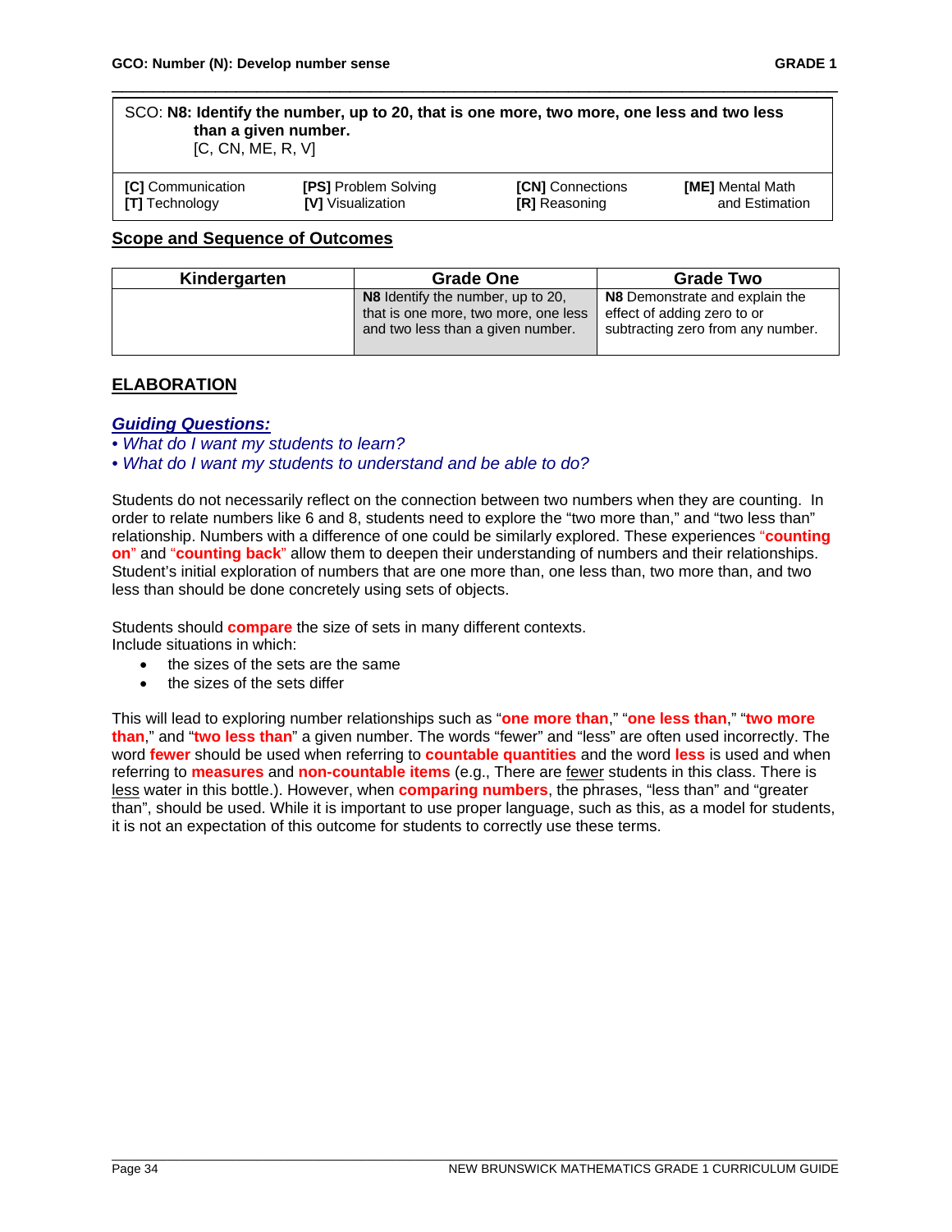SCO: **N8: Identify the number, up to 20, that is one more, two more, one less and two less than a given number.**
[C, CN, ME, R, V]

| | | | |
|---|---|---|---|
| **[C]** Communication<br>**[T]** Technology | **[PS]** Problem Solving<br>**[V]** Visualization | **[CN]** Connections<br>**[R]** Reasoning | **[ME]** Mental Math and Estimation |

## Scope and Sequence of Outcomes

| Kindergarten | Grade One | Grade Two |
|---|---|---|
| | **N8** Identify the number, up to 20, that is one more, two more, one less and two less than a given number. | **N8** Demonstrate and explain the effect of adding zero to or subtracting zero from any number. |

## ELABORATION

### *Guiding Questions:*

*• What do I want my students to learn?*
*• What do I want my students to understand and be able to do?*

Students do not necessarily reflect on the connection between two numbers when they are counting. In order to relate numbers like 6 and 8, students need to explore the "two more than," and "two less than" relationship. Numbers with a difference of one could be similarly explored. These experiences "**counting on**" and "**counting back**" allow them to deepen their understanding of numbers and their relationships. Student's initial exploration of numbers that are one more than, one less than, two more than, and two less than should be done concretely using sets of objects.

Students should **compare** the size of sets in many different contexts.
Include situations in which:

- the sizes of the sets are the same
- the sizes of the sets differ

This will lead to exploring number relationships such as "**one more than**," "**one less than**," "**two more than**," and "**two less than**" a given number. The words "fewer" and "less" are often used incorrectly. The word **fewer** should be used when referring to **countable quantities** and the word **less** is used and when referring to **measures** and **non-countable items** (e.g., There are fewer students in this class. There is less water in this bottle.). However, when **comparing numbers**, the phrases, "less than" and "greater than", should be used. While it is important to use proper language, such as this, as a model for students, it is not an expectation of this outcome for students to correctly use these terms.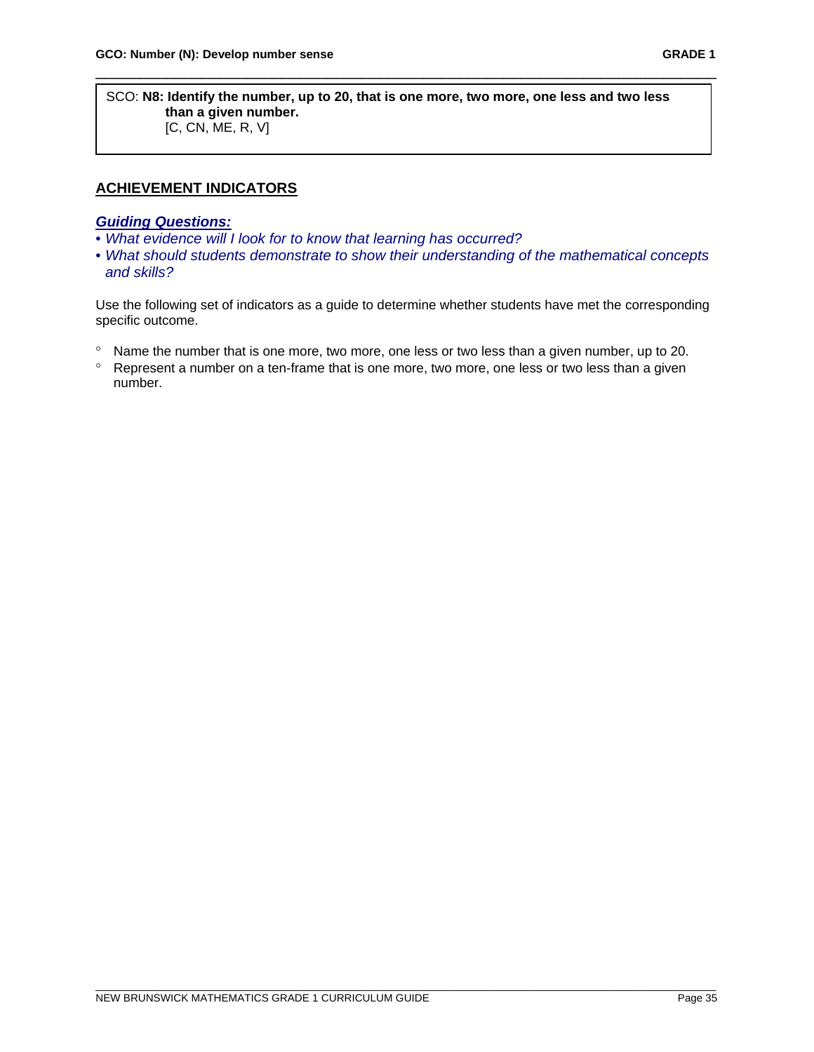SCO: **N8: Identify the number, up to 20, that is one more, two more, one less and two less than a given number.**
[C, CN, ME, R, V]

## ACHIEVEMENT INDICATORS

***Guiding Questions:***

- *What evidence will I look for to know that learning has occurred?*
- *What should students demonstrate to show their understanding of the mathematical concepts and skills?*

Use the following set of indicators as a guide to determine whether students have met the corresponding specific outcome.

- Name the number that is one more, two more, one less or two less than a given number, up to 20.
- Represent a number on a ten-frame that is one more, two more, one less or two less than a given number.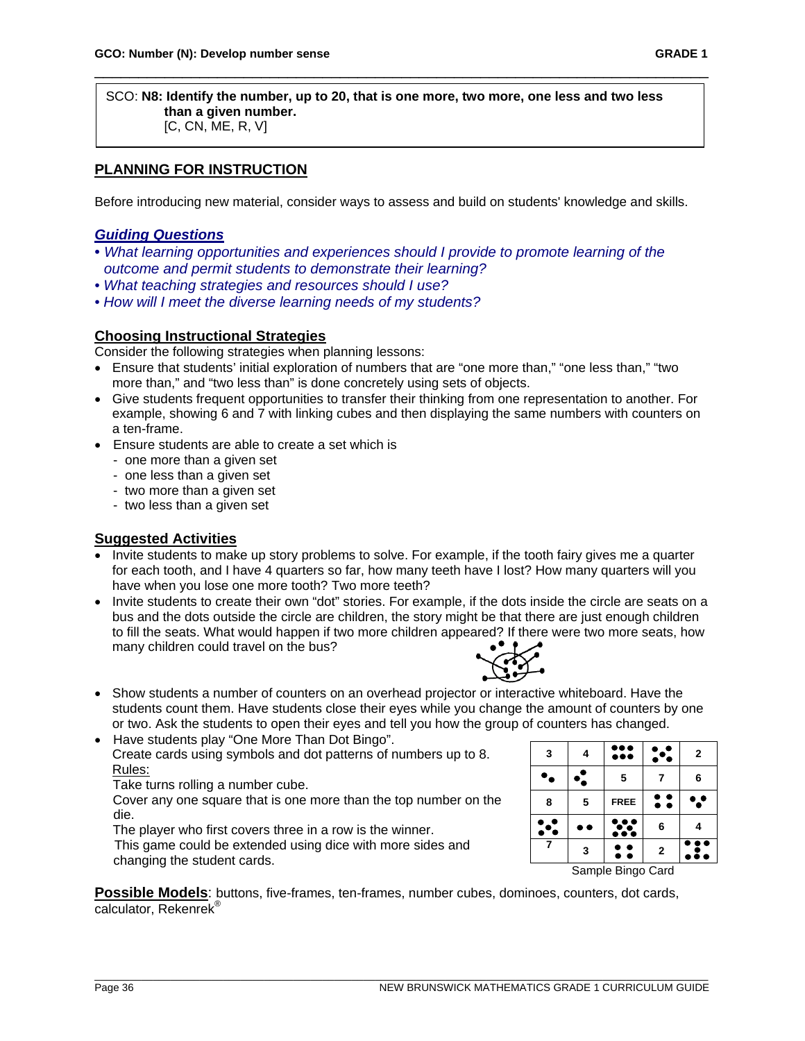SCO: **N8: Identify the number, up to 20, that is one more, two more, one less and two less than a given number.**
[C, CN, ME, R, V]

## PLANNING FOR INSTRUCTION

Before introducing new material, consider ways to assess and build on students' knowledge and skills.

### *Guiding Questions*

- *What learning opportunities and experiences should I provide to promote learning of the outcome and permit students to demonstrate their learning?*
- *What teaching strategies and resources should I use?*
- *How will I meet the diverse learning needs of my students?*

### Choosing Instructional Strategies

Consider the following strategies when planning lessons:

- Ensure that students' initial exploration of numbers that are "one more than," "one less than," "two more than," and "two less than" is done concretely using sets of objects.
- Give students frequent opportunities to transfer their thinking from one representation to another. For example, showing 6 and 7 with linking cubes and then displaying the same numbers with counters on a ten-frame.
- Ensure students are able to create a set which is
  - one more than a given set
  - one less than a given set
  - two more than a given set
  - two less than a given set

### Suggested Activities

- Invite students to make up story problems to solve. For example, if the tooth fairy gives me a quarter for each tooth, and I have 4 quarters so far, how many teeth have I lost? How many quarters will you have when you lose one more tooth? Two more teeth?
- Invite students to create their own "dot" stories. For example, if the dots inside the circle are seats on a bus and the dots outside the circle are children, the story might be that there are just enough children to fill the seats. What would happen if two more children appeared? If there were two more seats, how many children could travel on the bus?
- Show students a number of counters on an overhead projector or interactive whiteboard. Have the students count them. Have students close their eyes while you change the amount of counters by one or two. Ask the students to open their eyes and tell you how the group of counters has changed.
- Have students play "One More Than Dot Bingo".
  Create cards using symbols and dot patterns of numbers up to 8.
  Rules:
  Take turns rolling a number cube.
  Cover any one square that is one more than the top number on the die.
  The player who first covers three in a row is the winner.
  This game could be extended using dice with more sides and changing the student cards.

| 3 | 4 | (6 dots) | (5 dots) | 2 |
|---|---|---|---|---|
| (2 dots) | (3 dots) | 5 | 7 | 6 |
| 8 | 5 | FREE | (4 dots) | (3 dots) |
| (5 dots) | (2 dots) | (8 dots) | 6 | 4 |
| 7 | 3 | (4 dots) | 2 | (7 dots) |

Sample Bingo Card

**Possible Models**: buttons, five-frames, ten-frames, number cubes, dominoes, counters, dot cards, calculator, Rekenrek®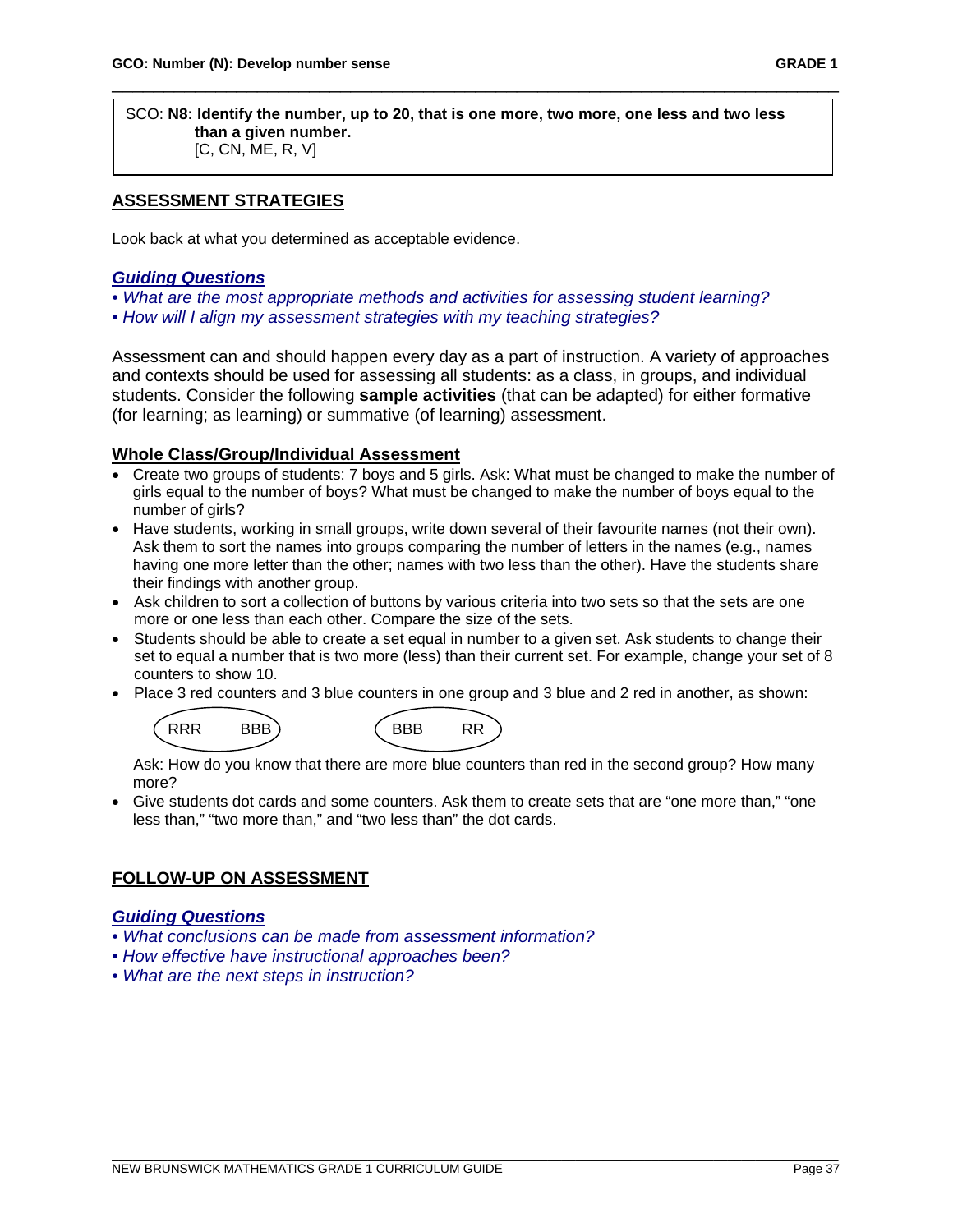SCO: **N8: Identify the number, up to 20, that is one more, two more, one less and two less than a given number.**
[C, CN, ME, R, V]

## ASSESSMENT STRATEGIES

Look back at what you determined as acceptable evidence.

### *Guiding Questions*

- *What are the most appropriate methods and activities for assessing student learning?*
- *How will I align my assessment strategies with my teaching strategies?*

Assessment can and should happen every day as a part of instruction. A variety of approaches and contexts should be used for assessing all students: as a class, in groups, and individual students. Consider the following **sample activities** (that can be adapted) for either formative (for learning; as learning) or summative (of learning) assessment.

### Whole Class/Group/Individual Assessment

- Create two groups of students: 7 boys and 5 girls. Ask: What must be changed to make the number of girls equal to the number of boys? What must be changed to make the number of boys equal to the number of girls?
- Have students, working in small groups, write down several of their favourite names (not their own). Ask them to sort the names into groups comparing the number of letters in the names (e.g., names having one more letter than the other; names with two less than the other). Have the students share their findings with another group.
- Ask children to sort a collection of buttons by various criteria into two sets so that the sets are one more or one less than each other. Compare the size of the sets.
- Students should be able to create a set equal in number to a given set. Ask students to change their set to equal a number that is two more (less) than their current set. For example, change your set of 8 counters to show 10.
- Place 3 red counters and 3 blue counters in one group and 3 blue and 2 red in another, as shown:

  (RRR BBB) (BBB RR)

  Ask: How do you know that there are more blue counters than red in the second group? How many more?
- Give students dot cards and some counters. Ask them to create sets that are "one more than," "one less than," "two more than," and "two less than" the dot cards.

## FOLLOW-UP ON ASSESSMENT

### *Guiding Questions*

- *What conclusions can be made from assessment information?*
- *How effective have instructional approaches been?*
- *What are the next steps in instruction?*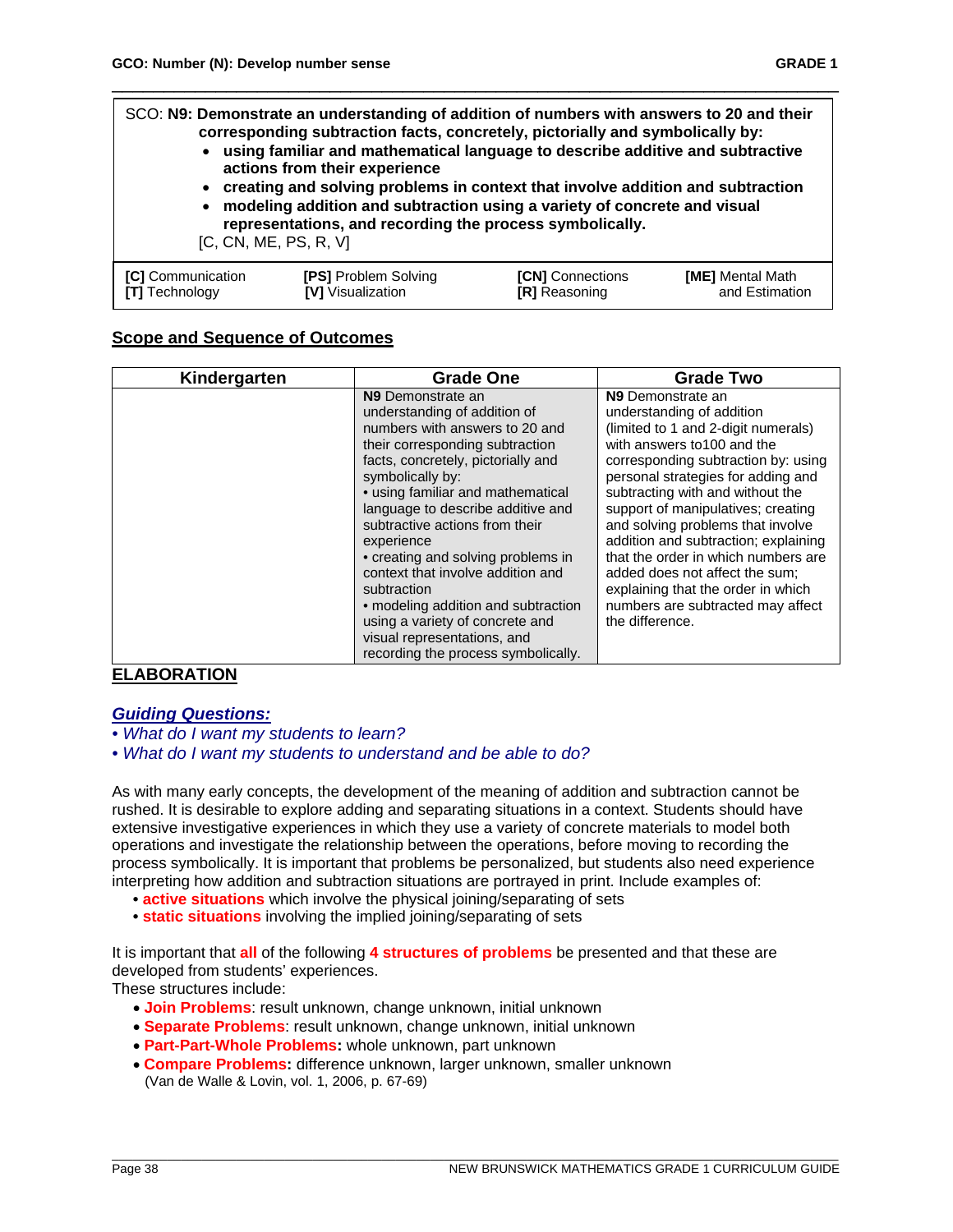GCO: Number (N): Develop number sense

GRADE 1

SCO: **N9: Demonstrate an understanding of addition of numbers with answers to 20 and their corresponding subtraction facts, concretely, pictorially and symbolically by:**

- **using familiar and mathematical language to describe additive and subtractive actions from their experience**
- **creating and solving problems in context that involve addition and subtraction**
- **modeling addition and subtraction using a variety of concrete and visual representations, and recording the process symbolically.**

[C, CN, ME, PS, R, V]

| | | | |
|---|---|---|---|
| **[C]** Communication | **[PS]** Problem Solving | **[CN]** Connections | **[ME]** Mental Math |
| **[T]** Technology | **[V]** Visualization | **[R]** Reasoning | and Estimation |

## Scope and Sequence of Outcomes

| Kindergarten | Grade One | Grade Two |
|---|---|---|
| | **N9** Demonstrate an understanding of addition of numbers with answers to 20 and their corresponding subtraction facts, concretely, pictorially and symbolically by: • using familiar and mathematical language to describe additive and subtractive actions from their experience • creating and solving problems in context that involve addition and subtraction • modeling addition and subtraction using a variety of concrete and visual representations, and recording the process symbolically. | **N9** Demonstrate an understanding of addition (limited to 1 and 2-digit numerals) with answers to100 and the corresponding subtraction by: using personal strategies for adding and subtracting with and without the support of manipulatives; creating and solving problems that involve addition and subtraction; explaining that the order in which numbers are added does not affect the sum; explaining that the order in which numbers are subtracted may affect the difference. |

## ELABORATION

### *Guiding Questions:*

- *What do I want my students to learn?*
- *What do I want my students to understand and be able to do?*

As with many early concepts, the development of the meaning of addition and subtraction cannot be rushed. It is desirable to explore adding and separating situations in a context. Students should have extensive investigative experiences in which they use a variety of concrete materials to model both operations and investigate the relationship between the operations, before moving to recording the process symbolically. It is important that problems be personalized, but students also need experience interpreting how addition and subtraction situations are portrayed in print. Include examples of:

- **active situations** which involve the physical joining/separating of sets
- **static situations** involving the implied joining/separating of sets

It is important that **all** of the following **4 structures of problems** be presented and that these are developed from students' experiences.
These structures include:

- **Join Problems**: result unknown, change unknown, initial unknown
- **Separate Problems**: result unknown, change unknown, initial unknown
- **Part-Part-Whole Problems:** whole unknown, part unknown
- **Compare Problems:** difference unknown, larger unknown, smaller unknown
  (Van de Walle & Lovin, vol. 1, 2006, p. 67-69)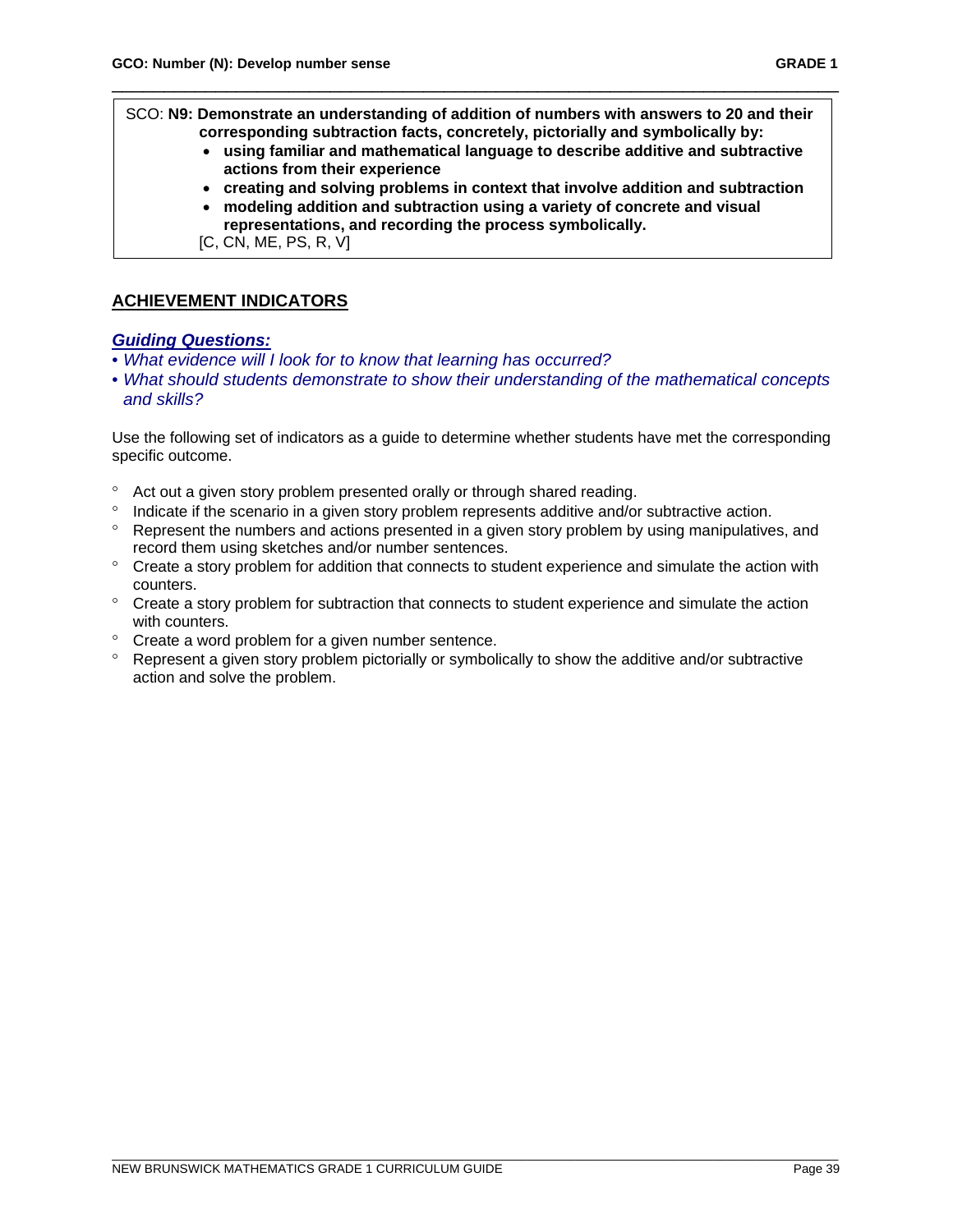SCO: **N9: Demonstrate an understanding of addition of numbers with answers to 20 and their corresponding subtraction facts, concretely, pictorially and symbolically by:**

- **using familiar and mathematical language to describe additive and subtractive actions from their experience**
- **creating and solving problems in context that involve addition and subtraction**
- **modeling addition and subtraction using a variety of concrete and visual representations, and recording the process symbolically.**

[C, CN, ME, PS, R, V]

## ACHIEVEMENT INDICATORS

***Guiding Questions:***

- *What evidence will I look for to know that learning has occurred?*
- *What should students demonstrate to show their understanding of the mathematical concepts and skills?*

Use the following set of indicators as a guide to determine whether students have met the corresponding specific outcome.

- Act out a given story problem presented orally or through shared reading.
- Indicate if the scenario in a given story problem represents additive and/or subtractive action.
- Represent the numbers and actions presented in a given story problem by using manipulatives, and record them using sketches and/or number sentences.
- Create a story problem for addition that connects to student experience and simulate the action with counters.
- Create a story problem for subtraction that connects to student experience and simulate the action with counters.
- Create a word problem for a given number sentence.
- Represent a given story problem pictorially or symbolically to show the additive and/or subtractive action and solve the problem.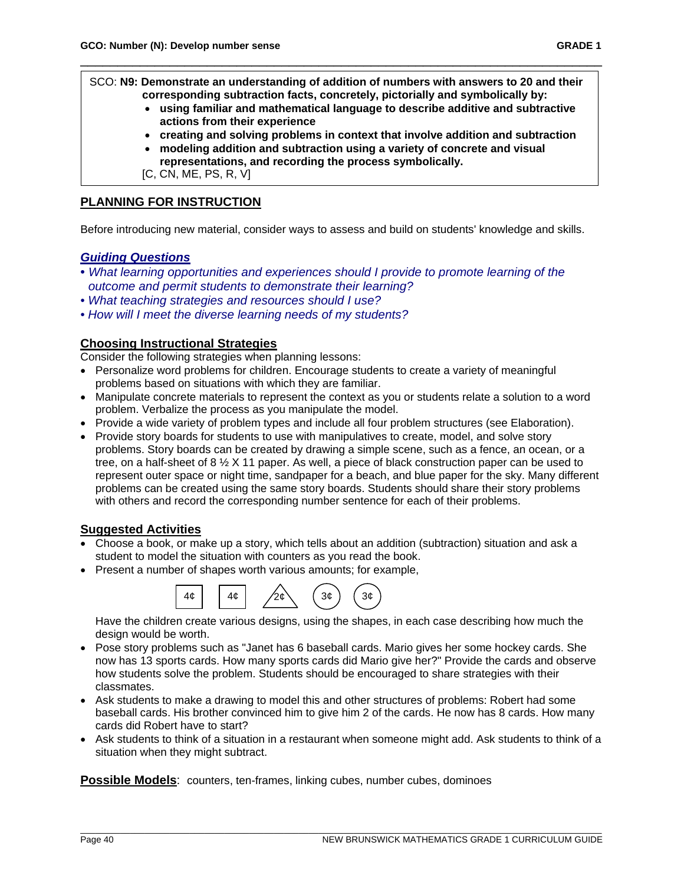SCO: **N9: Demonstrate an understanding of addition of numbers with answers to 20 and their corresponding subtraction facts, concretely, pictorially and symbolically by:**

- **using familiar and mathematical language to describe additive and subtractive actions from their experience**
- **creating and solving problems in context that involve addition and subtraction**
- **modeling addition and subtraction using a variety of concrete and visual representations, and recording the process symbolically.**

[C, CN, ME, PS, R, V]

## PLANNING FOR INSTRUCTION

Before introducing new material, consider ways to assess and build on students' knowledge and skills.

### *Guiding Questions*

- *What learning opportunities and experiences should I provide to promote learning of the outcome and permit students to demonstrate their learning?*
- *What teaching strategies and resources should I use?*
- *How will I meet the diverse learning needs of my students?*

### Choosing Instructional Strategies

Consider the following strategies when planning lessons:

- Personalize word problems for children. Encourage students to create a variety of meaningful problems based on situations with which they are familiar.
- Manipulate concrete materials to represent the context as you or students relate a solution to a word problem. Verbalize the process as you manipulate the model.
- Provide a wide variety of problem types and include all four problem structures (see Elaboration).
- Provide story boards for students to use with manipulatives to create, model, and solve story problems. Story boards can be created by drawing a simple scene, such as a fence, an ocean, or a tree, on a half-sheet of 8 ½ X 11 paper. As well, a piece of black construction paper can be used to represent outer space or night time, sandpaper for a beach, and blue paper for the sky. Many different problems can be created using the same story boards. Students should share their story problems with others and record the corresponding number sentence for each of their problems.

### Suggested Activities

- Choose a book, or make up a story, which tells about an addition (subtraction) situation and ask a student to model the situation with counters as you read the book.
- Present a number of shapes worth various amounts; for example,

  4¢ 4¢ 2¢ 3¢ 3¢

  Have the children create various designs, using the shapes, in each case describing how much the design would be worth.
- Pose story problems such as "Janet has 6 baseball cards. Mario gives her some hockey cards. She now has 13 sports cards. How many sports cards did Mario give her?" Provide the cards and observe how students solve the problem. Students should be encouraged to share strategies with their classmates.
- Ask students to make a drawing to model this and other structures of problems: Robert had some baseball cards. His brother convinced him to give him 2 of the cards. He now has 8 cards. How many cards did Robert have to start?
- Ask students to think of a situation in a restaurant when someone might add. Ask students to think of a situation when they might subtract.

**Possible Models**: counters, ten-frames, linking cubes, number cubes, dominoes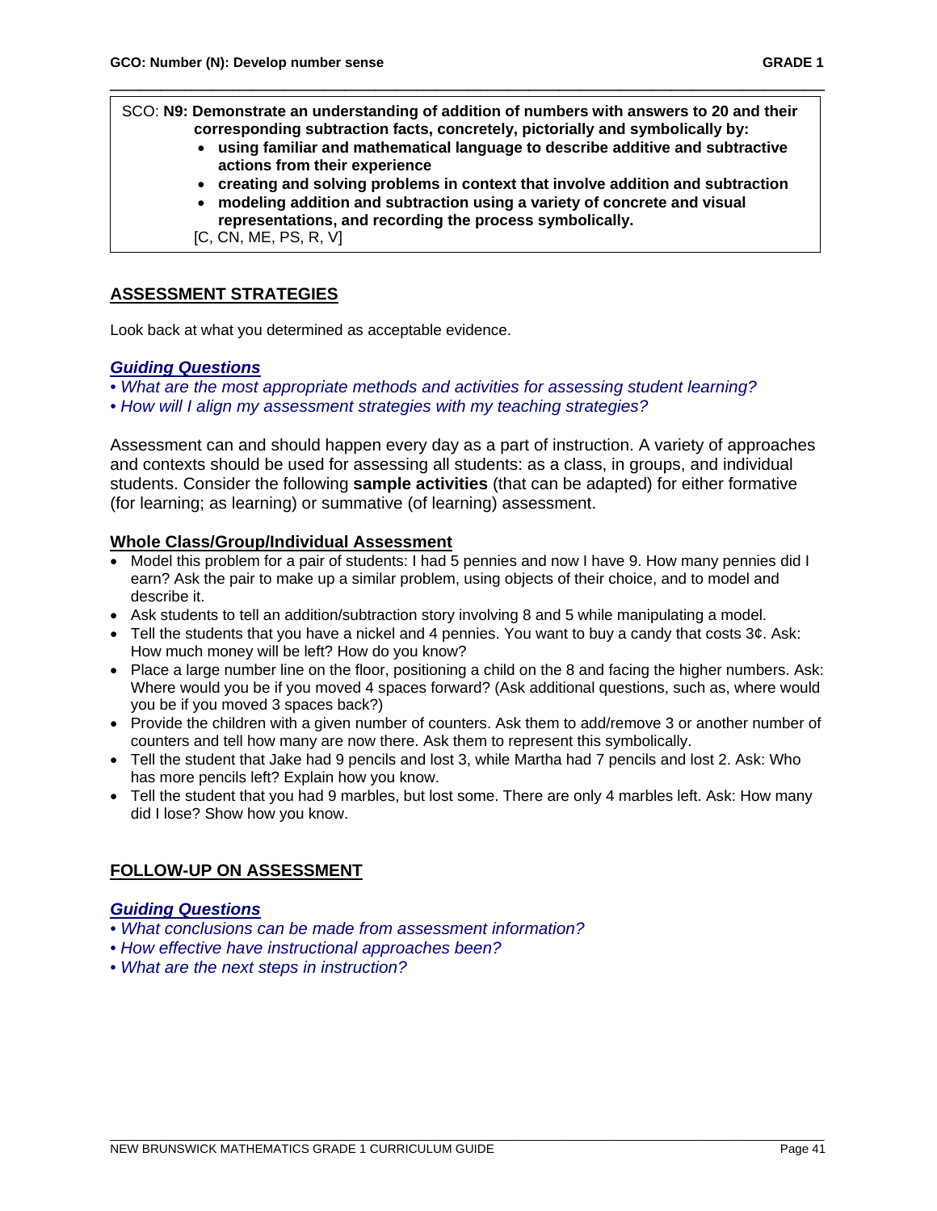SCO: **N9: Demonstrate an understanding of addition of numbers with answers to 20 and their corresponding subtraction facts, concretely, pictorially and symbolically by:**

- **using familiar and mathematical language to describe additive and subtractive actions from their experience**
- **creating and solving problems in context that involve addition and subtraction**
- **modeling addition and subtraction using a variety of concrete and visual representations, and recording the process symbolically.**

[C, CN, ME, PS, R, V]

## ASSESSMENT STRATEGIES

Look back at what you determined as acceptable evidence.

### *Guiding Questions*

- *What are the most appropriate methods and activities for assessing student learning?*
- *How will I align my assessment strategies with my teaching strategies?*

Assessment can and should happen every day as a part of instruction. A variety of approaches and contexts should be used for assessing all students: as a class, in groups, and individual students. Consider the following **sample activities** (that can be adapted) for either formative (for learning; as learning) or summative (of learning) assessment.

### Whole Class/Group/Individual Assessment

- Model this problem for a pair of students: I had 5 pennies and now I have 9. How many pennies did I earn? Ask the pair to make up a similar problem, using objects of their choice, and to model and describe it.
- Ask students to tell an addition/subtraction story involving 8 and 5 while manipulating a model.
- Tell the students that you have a nickel and 4 pennies. You want to buy a candy that costs 3¢. Ask: How much money will be left? How do you know?
- Place a large number line on the floor, positioning a child on the 8 and facing the higher numbers. Ask: Where would you be if you moved 4 spaces forward? (Ask additional questions, such as, where would you be if you moved 3 spaces back?)
- Provide the children with a given number of counters. Ask them to add/remove 3 or another number of counters and tell how many are now there. Ask them to represent this symbolically.
- Tell the student that Jake had 9 pencils and lost 3, while Martha had 7 pencils and lost 2. Ask: Who has more pencils left? Explain how you know.
- Tell the student that you had 9 marbles, but lost some. There are only 4 marbles left. Ask: How many did I lose? Show how you know.

## FOLLOW-UP ON ASSESSMENT

### *Guiding Questions*

- *What conclusions can be made from assessment information?*
- *How effective have instructional approaches been?*
- *What are the next steps in instruction?*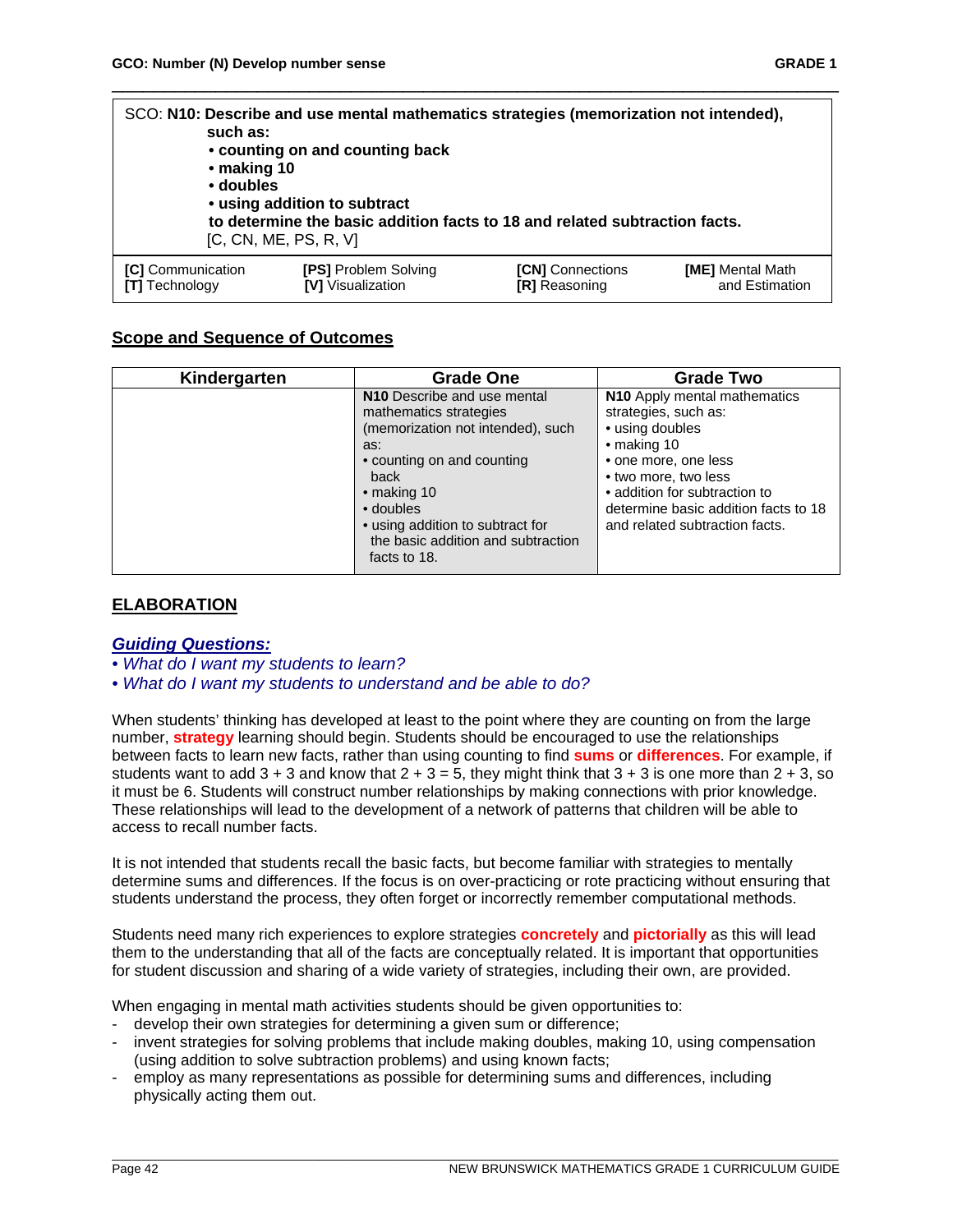SCO: **N10: Describe and use mental mathematics strategies (memorization not intended), such as:**
- **counting on and counting back**
- **making 10**
- **doubles**
- **using addition to subtract**

**to determine the basic addition facts to 18 and related subtraction facts.**
[C, CN, ME, PS, R, V]

| **[C]** Communication | **[PS]** Problem Solving | **[CN]** Connections | **[ME]** Mental Math and Estimation |
|---|---|---|---|
| **[T]** Technology | **[V]** Visualization | **[R]** Reasoning | |

## Scope and Sequence of Outcomes

| Kindergarten | Grade One | Grade Two |
|---|---|---|
| | **N10** Describe and use mental mathematics strategies (memorization not intended), such as: • counting on and counting back • making 10 • doubles • using addition to subtract for the basic addition and subtraction facts to 18. | **N10** Apply mental mathematics strategies, such as: • using doubles • making 10 • one more, one less • two more, two less • addition for subtraction to determine basic addition facts to 18 and related subtraction facts. |

## ELABORATION

### *Guiding Questions:*

- *What do I want my students to learn?*
- *What do I want my students to understand and be able to do?*

When students' thinking has developed at least to the point where they are counting on from the large number, **strategy** learning should begin. Students should be encouraged to use the relationships between facts to learn new facts, rather than using counting to find **sums** or **differences**. For example, if students want to add 3 + 3 and know that 2 + 3 = 5, they might think that 3 + 3 is one more than 2 + 3, so it must be 6. Students will construct number relationships by making connections with prior knowledge. These relationships will lead to the development of a network of patterns that children will be able to access to recall number facts.

It is not intended that students recall the basic facts, but become familiar with strategies to mentally determine sums and differences. If the focus is on over-practicing or rote practicing without ensuring that students understand the process, they often forget or incorrectly remember computational methods.

Students need many rich experiences to explore strategies **concretely** and **pictorially** as this will lead them to the understanding that all of the facts are conceptually related. It is important that opportunities for student discussion and sharing of a wide variety of strategies, including their own, are provided.

When engaging in mental math activities students should be given opportunities to:

- develop their own strategies for determining a given sum or difference;
- invent strategies for solving problems that include making doubles, making 10, using compensation (using addition to solve subtraction problems) and using known facts;
- employ as many representations as possible for determining sums and differences, including physically acting them out.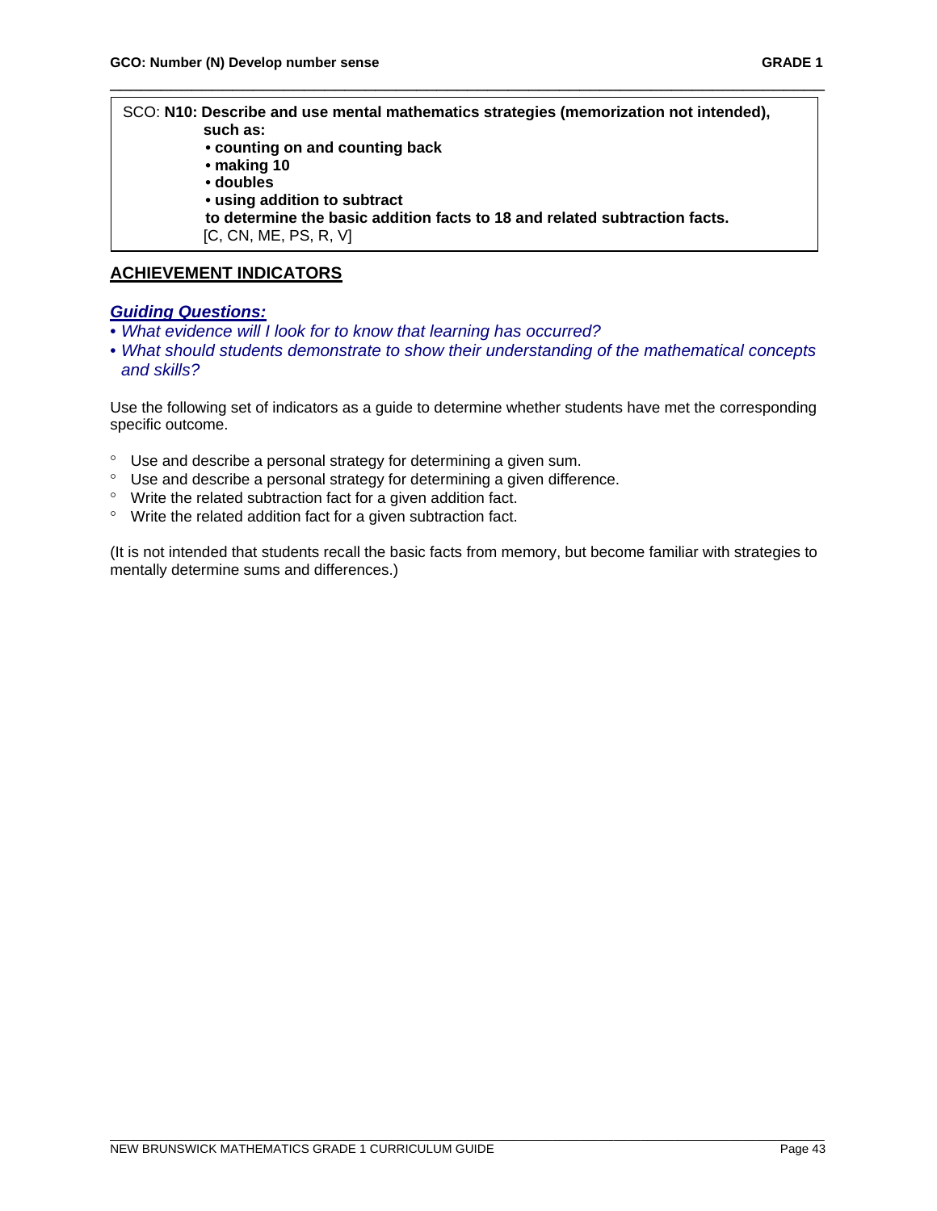SCO: **N10: Describe and use mental mathematics strategies (memorization not intended), such as:**

- **counting on and counting back**
- **making 10**
- **doubles**
- **using addition to subtract**

**to determine the basic addition facts to 18 and related subtraction facts.**
[C, CN, ME, PS, R, V]

## ACHIEVEMENT INDICATORS

### *Guiding Questions:*

- *What evidence will I look for to know that learning has occurred?*
- *What should students demonstrate to show their understanding of the mathematical concepts and skills?*

Use the following set of indicators as a guide to determine whether students have met the corresponding specific outcome.

- Use and describe a personal strategy for determining a given sum.
- Use and describe a personal strategy for determining a given difference.
- Write the related subtraction fact for a given addition fact.
- Write the related addition fact for a given subtraction fact.

(It is not intended that students recall the basic facts from memory, but become familiar with strategies to mentally determine sums and differences.)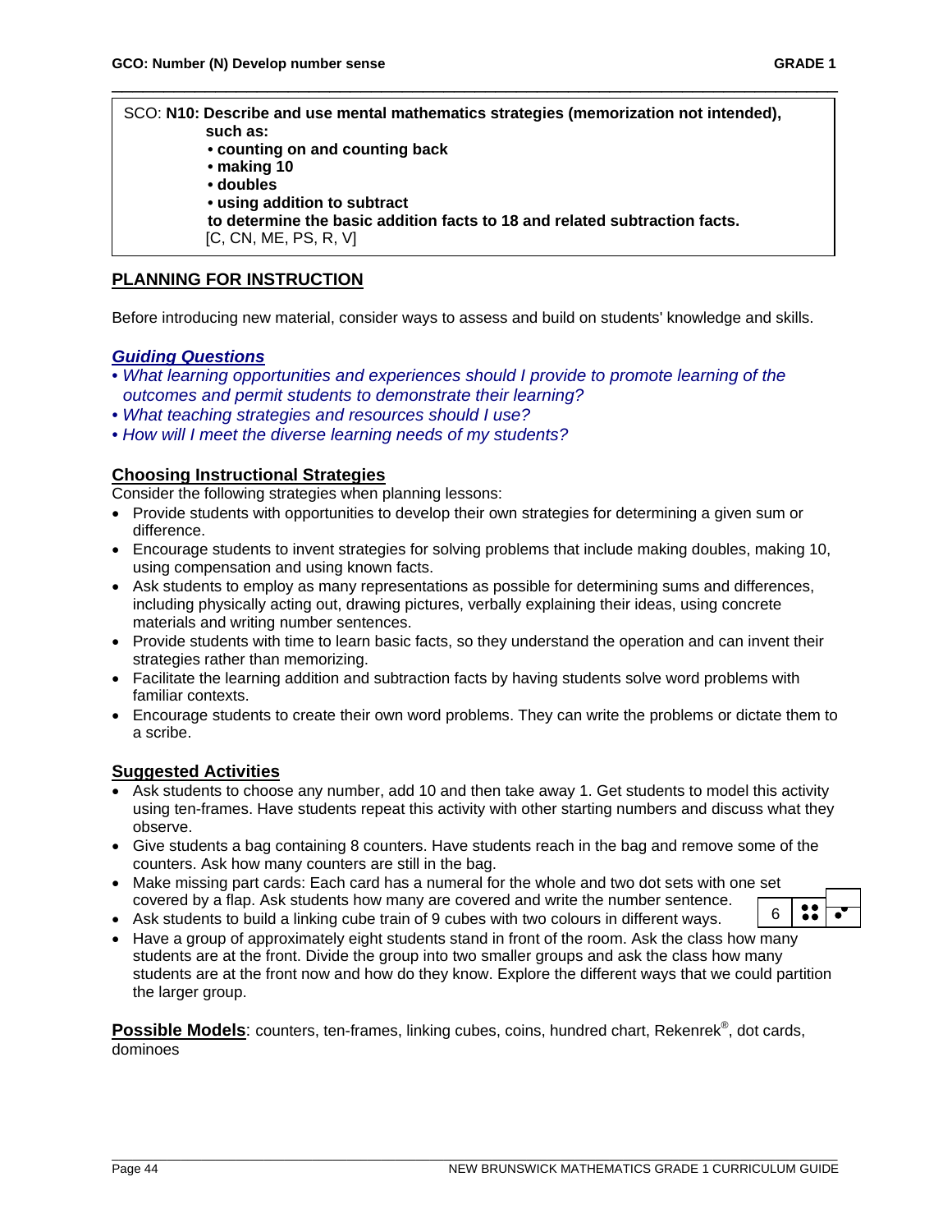**GCO: Number (N) Develop number sense** **GRADE 1**

SCO: **N10: Describe and use mental mathematics strategies (memorization not intended), such as:**
- **counting on and counting back**
- **making 10**
- **doubles**
- **using addition to subtract**

**to determine the basic addition facts to 18 and related subtraction facts.**
[C, CN, ME, PS, R, V]

## PLANNING FOR INSTRUCTION

Before introducing new material, consider ways to assess and build on students' knowledge and skills.

### *Guiding Questions*

- *What learning opportunities and experiences should I provide to promote learning of the outcomes and permit students to demonstrate their learning?*
- *What teaching strategies and resources should I use?*
- *How will I meet the diverse learning needs of my students?*

### Choosing Instructional Strategies

Consider the following strategies when planning lessons:

- Provide students with opportunities to develop their own strategies for determining a given sum or difference.
- Encourage students to invent strategies for solving problems that include making doubles, making 10, using compensation and using known facts.
- Ask students to employ as many representations as possible for determining sums and differences, including physically acting out, drawing pictures, verbally explaining their ideas, using concrete materials and writing number sentences.
- Provide students with time to learn basic facts, so they understand the operation and can invent their strategies rather than memorizing.
- Facilitate the learning addition and subtraction facts by having students solve word problems with familiar contexts.
- Encourage students to create their own word problems. They can write the problems or dictate them to a scribe.

### Suggested Activities

- Ask students to choose any number, add 10 and then take away 1. Get students to model this activity using ten-frames. Have students repeat this activity with other starting numbers and discuss what they observe.
- Give students a bag containing 8 counters. Have students reach in the bag and remove some of the counters. Ask how many counters are still in the bag.
- Make missing part cards: Each card has a numeral for the whole and two dot sets with one set covered by a flap. Ask students how many are covered and write the number sentence.
- Ask students to build a linking cube train of 9 cubes with two colours in different ways.
- Have a group of approximately eight students stand in front of the room. Ask the class how many students are at the front. Divide the group into two smaller groups and ask the class how many students are at the front now and how do they know. Explore the different ways that we could partition the larger group.

**Possible Models**: counters, ten-frames, linking cubes, coins, hundred chart, Rekenrek®, dot cards, dominoes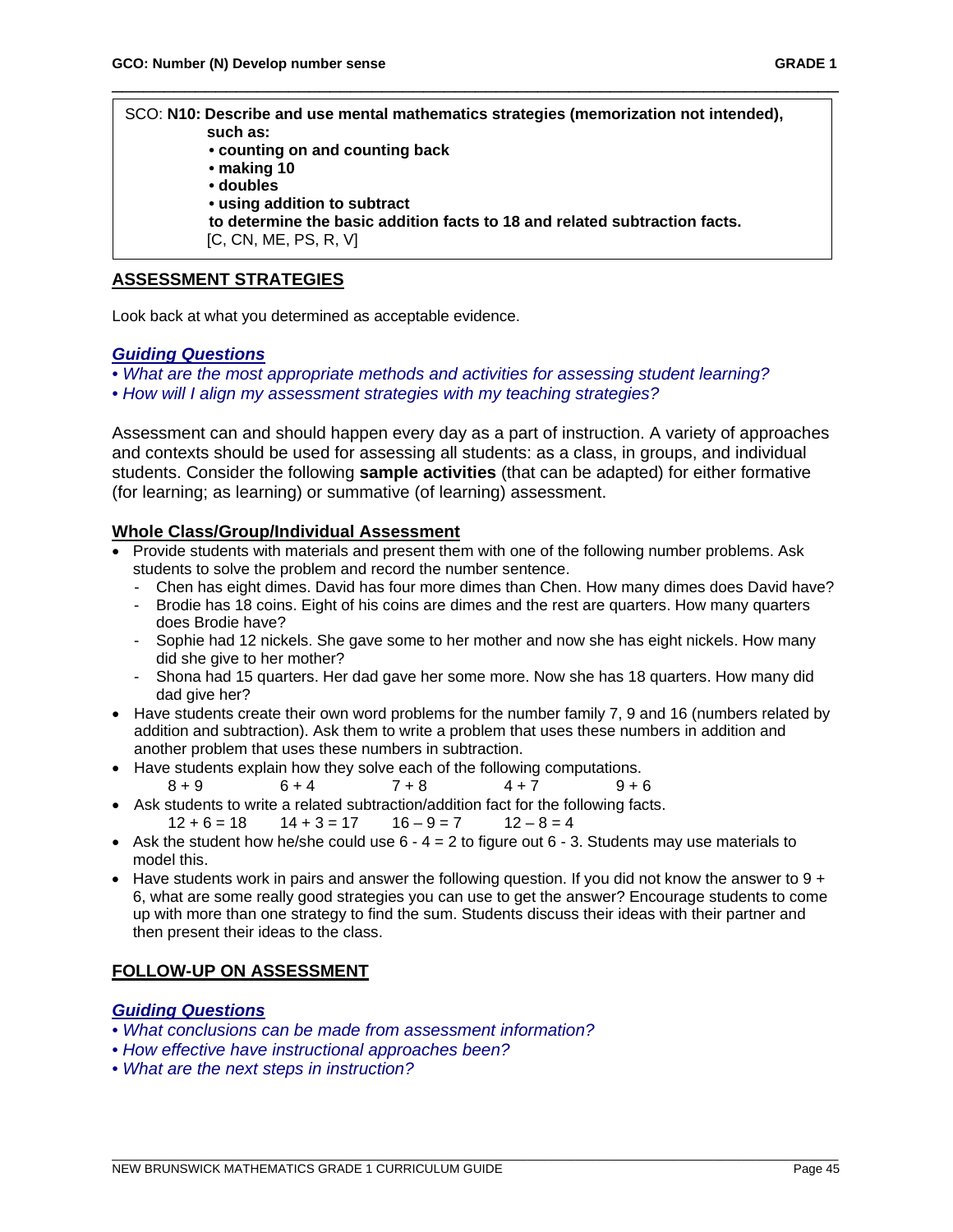SCO: **N10: Describe and use mental mathematics strategies (memorization not intended), such as:**
**• counting on and counting back**
**• making 10**
**• doubles**
**• using addition to subtract**
**to determine the basic addition facts to 18 and related subtraction facts.**
[C, CN, ME, PS, R, V]

## ASSESSMENT STRATEGIES

Look back at what you determined as acceptable evidence.

### *Guiding Questions*

*• What are the most appropriate methods and activities for assessing student learning?*
*• How will I align my assessment strategies with my teaching strategies?*

Assessment can and should happen every day as a part of instruction. A variety of approaches and contexts should be used for assessing all students: as a class, in groups, and individual students. Consider the following **sample activities** (that can be adapted) for either formative (for learning; as learning) or summative (of learning) assessment.

### Whole Class/Group/Individual Assessment

- Provide students with materials and present them with one of the following number problems. Ask students to solve the problem and record the number sentence.
  - Chen has eight dimes. David has four more dimes than Chen. How many dimes does David have?
  - Brodie has 18 coins. Eight of his coins are dimes and the rest are quarters. How many quarters does Brodie have?
  - Sophie had 12 nickels. She gave some to her mother and now she has eight nickels. How many did she give to her mother?
  - Shona had 15 quarters. Her dad gave her some more. Now she has 18 quarters. How many did dad give her?
- Have students create their own word problems for the number family 7, 9 and 16 (numbers related by addition and subtraction). Ask them to write a problem that uses these numbers in addition and another problem that uses these numbers in subtraction.
- Have students explain how they solve each of the following computations.
  8 + 9    6 + 4    7 + 8    4 + 7    9 + 6
- Ask students to write a related subtraction/addition fact for the following facts.
  12 + 6 = 18    14 + 3 = 17    16 – 9 = 7    12 – 8 = 4
- Ask the student how he/she could use 6 - 4 = 2 to figure out 6 - 3. Students may use materials to model this.
- Have students work in pairs and answer the following question. If you did not know the answer to 9 + 6, what are some really good strategies you can use to get the answer? Encourage students to come up with more than one strategy to find the sum. Students discuss their ideas with their partner and then present their ideas to the class.

## FOLLOW-UP ON ASSESSMENT

### *Guiding Questions*

*• What conclusions can be made from assessment information?*
*• How effective have instructional approaches been?*
*• What are the next steps in instruction?*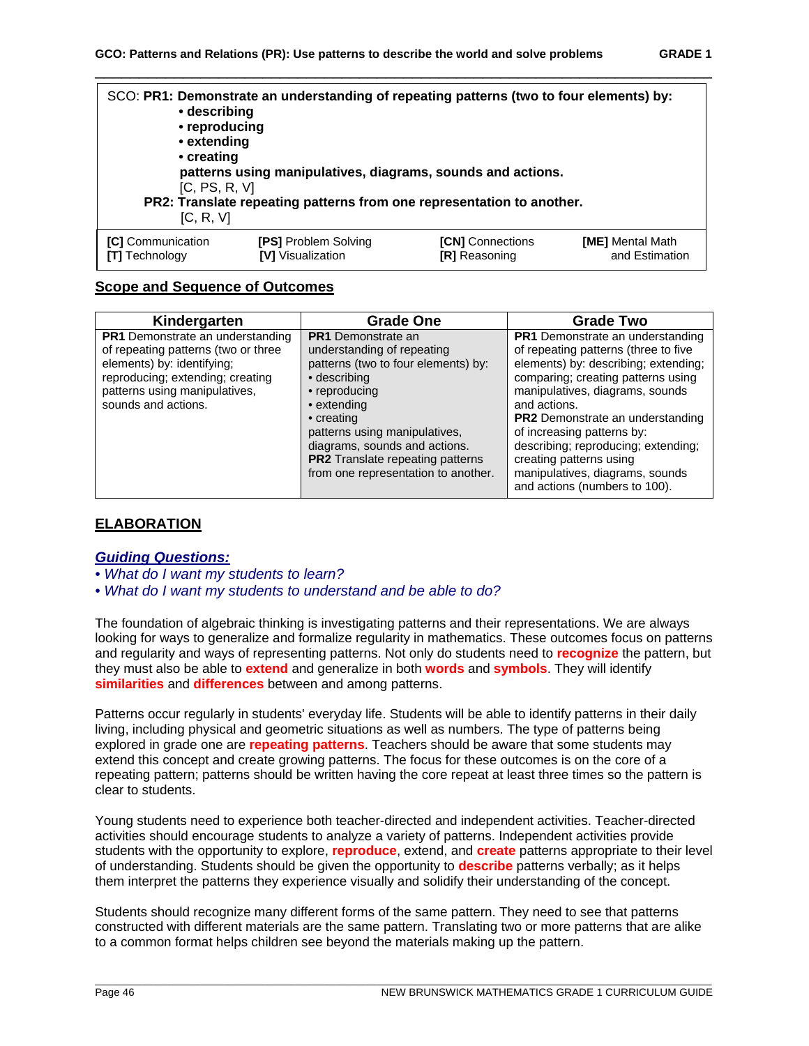**GCO: Patterns and Relations (PR): Use patterns to describe the world and solve problems** **GRADE 1**

SCO: **PR1: Demonstrate an understanding of repeating patterns (two to four elements) by:**
- **describing**
- **reproducing**
- **extending**
- **creating**

**patterns using manipulatives, diagrams, sounds and actions.**
[C, PS, R, V]

**PR2: Translate repeating patterns from one representation to another.**
[C, R, V]

| | | | |
|---|---|---|---|
| **[C]** Communication | **[PS]** Problem Solving | **[CN]** Connections | **[ME]** Mental Math and Estimation |
| **[T]** Technology | **[V]** Visualization | **[R]** Reasoning | |

## Scope and Sequence of Outcomes

| Kindergarten | Grade One | Grade Two |
|---|---|---|
| **PR1** Demonstrate an understanding of repeating patterns (two or three elements) by: identifying; reproducing; extending; creating patterns using manipulatives, sounds and actions. | **PR1** Demonstrate an understanding of repeating patterns (two to four elements) by: • describing • reproducing • extending • creating patterns using manipulatives, diagrams, sounds and actions. **PR2** Translate repeating patterns from one representation to another. | **PR1** Demonstrate an understanding of repeating patterns (three to five elements) by: describing; extending; comparing; creating patterns using manipulatives, diagrams, sounds and actions. **PR2** Demonstrate an understanding of increasing patterns by: describing; reproducing; extending; creating patterns using manipulatives, diagrams, sounds and actions (numbers to 100). |

## ELABORATION

### *Guiding Questions:*

- *What do I want my students to learn?*
- *What do I want my students to understand and be able to do?*

The foundation of algebraic thinking is investigating patterns and their representations. We are always looking for ways to generalize and formalize regularity in mathematics. These outcomes focus on patterns and regularity and ways of representing patterns. Not only do students need to **recognize** the pattern, but they must also be able to **extend** and generalize in both **words** and **symbols**. They will identify **similarities** and **differences** between and among patterns.

Patterns occur regularly in students' everyday life. Students will be able to identify patterns in their daily living, including physical and geometric situations as well as numbers. The type of patterns being explored in grade one are **repeating patterns**. Teachers should be aware that some students may extend this concept and create growing patterns. The focus for these outcomes is on the core of a repeating pattern; patterns should be written having the core repeat at least three times so the pattern is clear to students.

Young students need to experience both teacher-directed and independent activities. Teacher-directed activities should encourage students to analyze a variety of patterns. Independent activities provide students with the opportunity to explore, **reproduce**, extend, and **create** patterns appropriate to their level of understanding. Students should be given the opportunity to **describe** patterns verbally; as it helps them interpret the patterns they experience visually and solidify their understanding of the concept.

Students should recognize many different forms of the same pattern. They need to see that patterns constructed with different materials are the same pattern. Translating two or more patterns that are alike to a common format helps children see beyond the materials making up the pattern.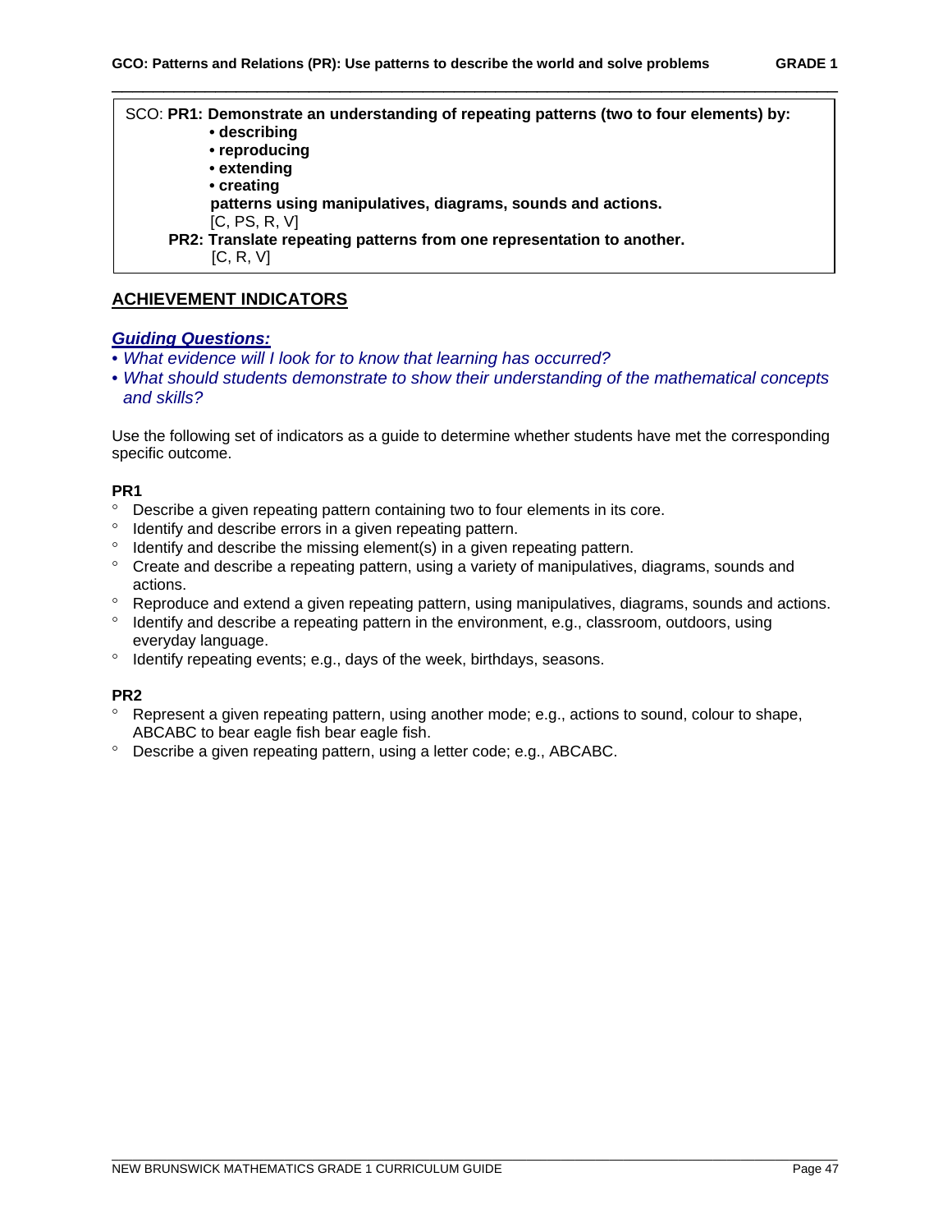SCO: **PR1: Demonstrate an understanding of repeating patterns (two to four elements) by:**
- **describing**
- **reproducing**
- **extending**
- **creating**

**patterns using manipulatives, diagrams, sounds and actions.**
[C, PS, R, V]

**PR2: Translate repeating patterns from one representation to another.**
[C, R, V]

## ACHIEVEMENT INDICATORS

### *Guiding Questions:*

- *What evidence will I look for to know that learning has occurred?*
- *What should students demonstrate to show their understanding of the mathematical concepts and skills?*

Use the following set of indicators as a guide to determine whether students have met the corresponding specific outcome.

**PR1**

- Describe a given repeating pattern containing two to four elements in its core.
- Identify and describe errors in a given repeating pattern.
- Identify and describe the missing element(s) in a given repeating pattern.
- Create and describe a repeating pattern, using a variety of manipulatives, diagrams, sounds and actions.
- Reproduce and extend a given repeating pattern, using manipulatives, diagrams, sounds and actions.
- Identify and describe a repeating pattern in the environment, e.g., classroom, outdoors, using everyday language.
- Identify repeating events; e.g., days of the week, birthdays, seasons.

**PR2**

- Represent a given repeating pattern, using another mode; e.g., actions to sound, colour to shape, ABCABC to bear eagle fish bear eagle fish.
- Describe a given repeating pattern, using a letter code; e.g., ABCABC.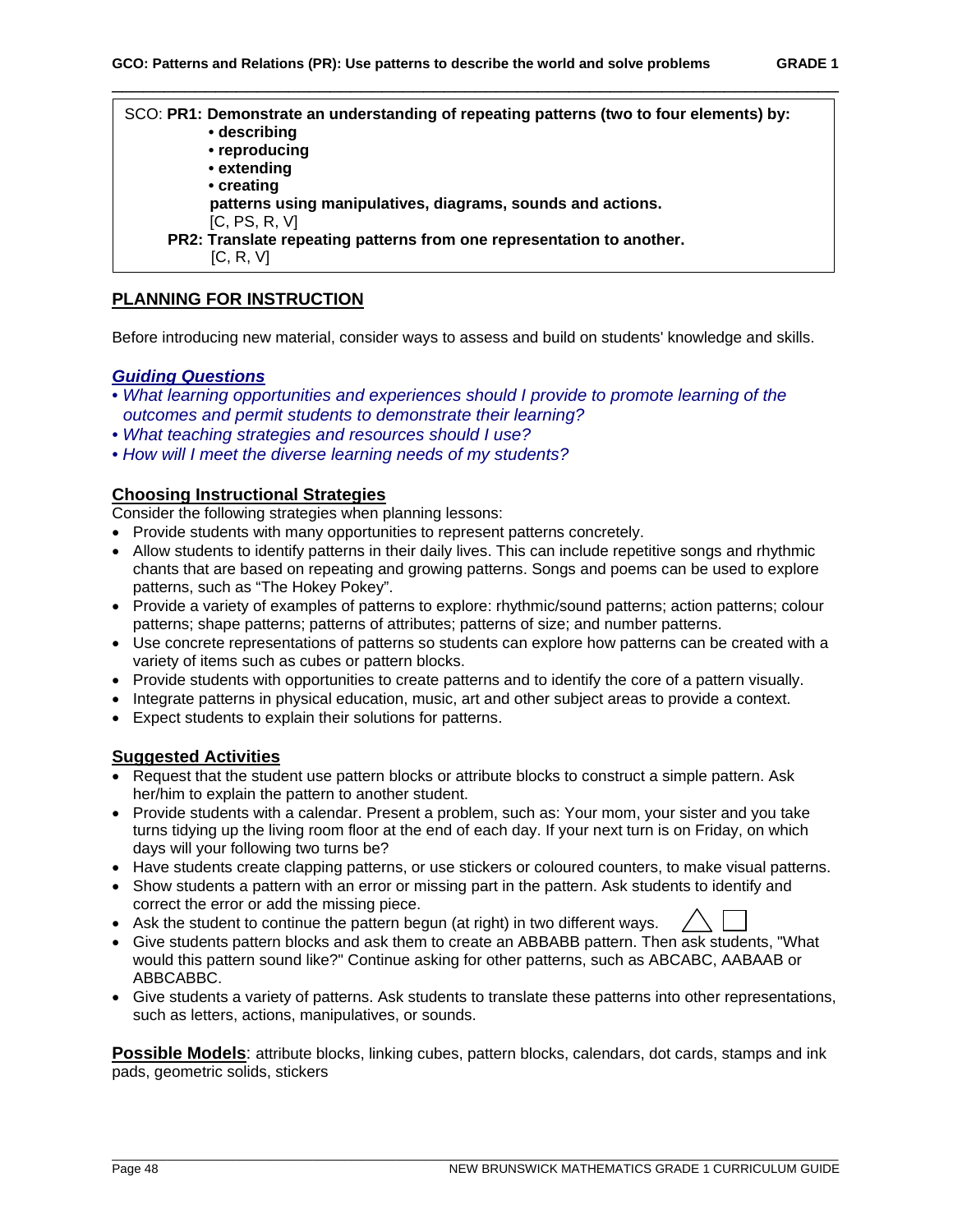SCO: **PR1: Demonstrate an understanding of repeating patterns (two to four elements) by:**
- **describing**
- **reproducing**
- **extending**
- **creating**

**patterns using manipulatives, diagrams, sounds and actions.**
[C, PS, R, V]

**PR2: Translate repeating patterns from one representation to another.**
[C, R, V]

## PLANNING FOR INSTRUCTION

Before introducing new material, consider ways to assess and build on students' knowledge and skills.

### *Guiding Questions*

- *What learning opportunities and experiences should I provide to promote learning of the outcomes and permit students to demonstrate their learning?*
- *What teaching strategies and resources should I use?*
- *How will I meet the diverse learning needs of my students?*

### Choosing Instructional Strategies

Consider the following strategies when planning lessons:

- Provide students with many opportunities to represent patterns concretely.
- Allow students to identify patterns in their daily lives. This can include repetitive songs and rhythmic chants that are based on repeating and growing patterns. Songs and poems can be used to explore patterns, such as "The Hokey Pokey".
- Provide a variety of examples of patterns to explore: rhythmic/sound patterns; action patterns; colour patterns; shape patterns; patterns of attributes; patterns of size; and number patterns.
- Use concrete representations of patterns so students can explore how patterns can be created with a variety of items such as cubes or pattern blocks.
- Provide students with opportunities to create patterns and to identify the core of a pattern visually.
- Integrate patterns in physical education, music, art and other subject areas to provide a context.
- Expect students to explain their solutions for patterns.

### Suggested Activities

- Request that the student use pattern blocks or attribute blocks to construct a simple pattern. Ask her/him to explain the pattern to another student.
- Provide students with a calendar. Present a problem, such as: Your mom, your sister and you take turns tidying up the living room floor at the end of each day. If your next turn is on Friday, on which days will your following two turns be?
- Have students create clapping patterns, or use stickers or coloured counters, to make visual patterns.
- Show students a pattern with an error or missing part in the pattern. Ask students to identify and correct the error or add the missing piece.
- Ask the student to continue the pattern begun (at right) in two different ways. △ □
- Give students pattern blocks and ask them to create an ABBABB pattern. Then ask students, "What would this pattern sound like?" Continue asking for other patterns, such as ABCABC, AABAAB or ABBCABBC.
- Give students a variety of patterns. Ask students to translate these patterns into other representations, such as letters, actions, manipulatives, or sounds.

**Possible Models**: attribute blocks, linking cubes, pattern blocks, calendars, dot cards, stamps and ink pads, geometric solids, stickers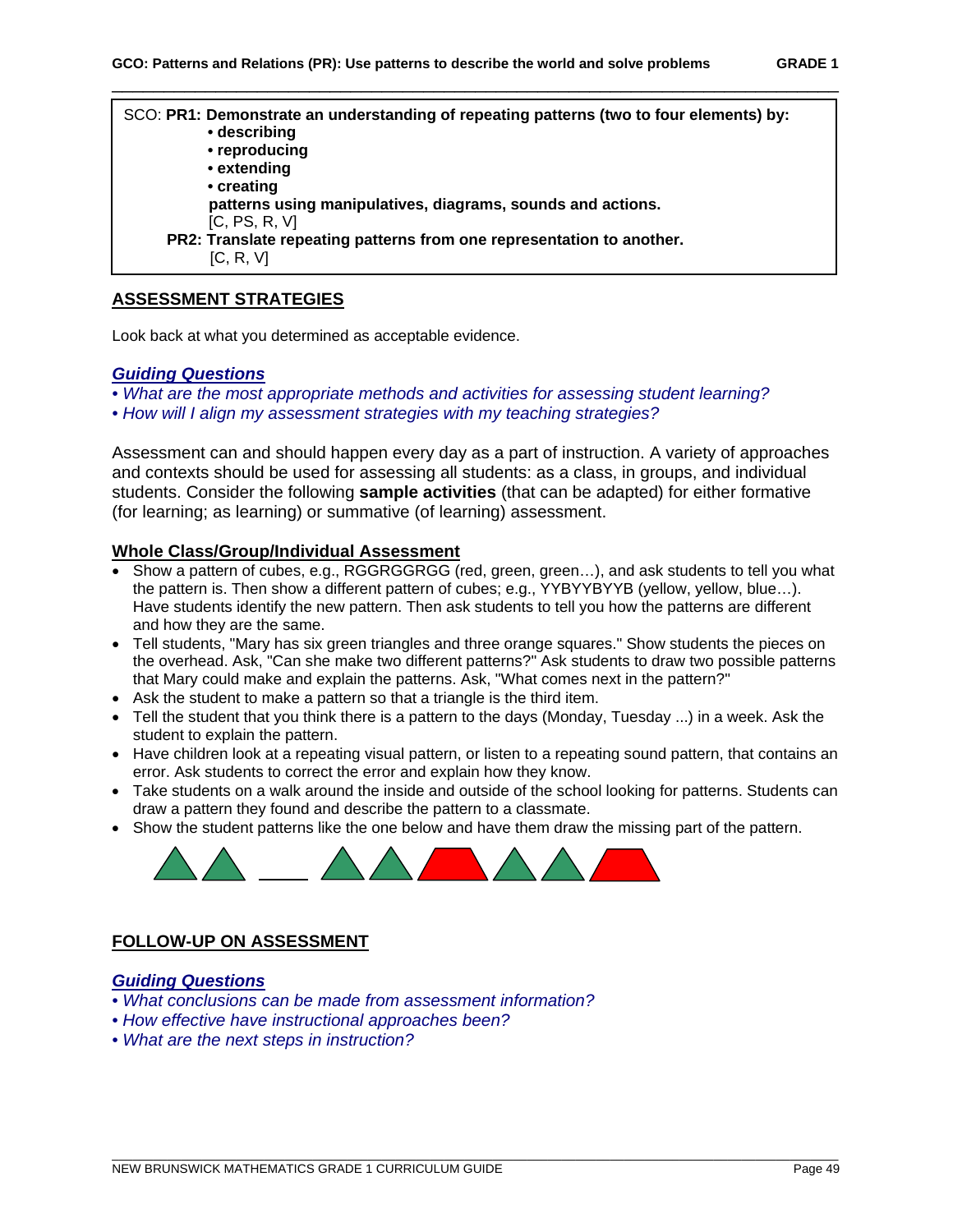## GCO: Patterns and Relations (PR): Use patterns to describe the world and solve problems — GRADE 1

SCO: **PR1: Demonstrate an understanding of repeating patterns (two to four elements) by:**
- **describing**
- **reproducing**
- **extending**
- **creating**

**patterns using manipulatives, diagrams, sounds and actions.**
[C, PS, R, V]

**PR2: Translate repeating patterns from one representation to another.**
[C, R, V]

## ASSESSMENT STRATEGIES

Look back at what you determined as acceptable evidence.

### *Guiding Questions*

- *What are the most appropriate methods and activities for assessing student learning?*
- *How will I align my assessment strategies with my teaching strategies?*

Assessment can and should happen every day as a part of instruction. A variety of approaches and contexts should be used for assessing all students: as a class, in groups, and individual students. Consider the following **sample activities** (that can be adapted) for either formative (for learning; as learning) or summative (of learning) assessment.

### Whole Class/Group/Individual Assessment

- Show a pattern of cubes, e.g., RGGRGGRGG (red, green, green…), and ask students to tell you what the pattern is. Then show a different pattern of cubes; e.g., YYBYYBYYB (yellow, yellow, blue…). Have students identify the new pattern. Then ask students to tell you how the patterns are different and how they are the same.
- Tell students, "Mary has six green triangles and three orange squares." Show students the pieces on the overhead. Ask, "Can she make two different patterns?" Ask students to draw two possible patterns that Mary could make and explain the patterns. Ask, "What comes next in the pattern?"
- Ask the student to make a pattern so that a triangle is the third item.
- Tell the student that you think there is a pattern to the days (Monday, Tuesday ...) in a week. Ask the student to explain the pattern.
- Have children look at a repeating visual pattern, or listen to a repeating sound pattern, that contains an error. Ask students to correct the error and explain how they know.
- Take students on a walk around the inside and outside of the school looking for patterns. Students can draw a pattern they found and describe the pattern to a classmate.
- Show the student patterns like the one below and have them draw the missing part of the pattern.

## FOLLOW-UP ON ASSESSMENT

### *Guiding Questions*

- *What conclusions can be made from assessment information?*
- *How effective have instructional approaches been?*
- *What are the next steps in instruction?*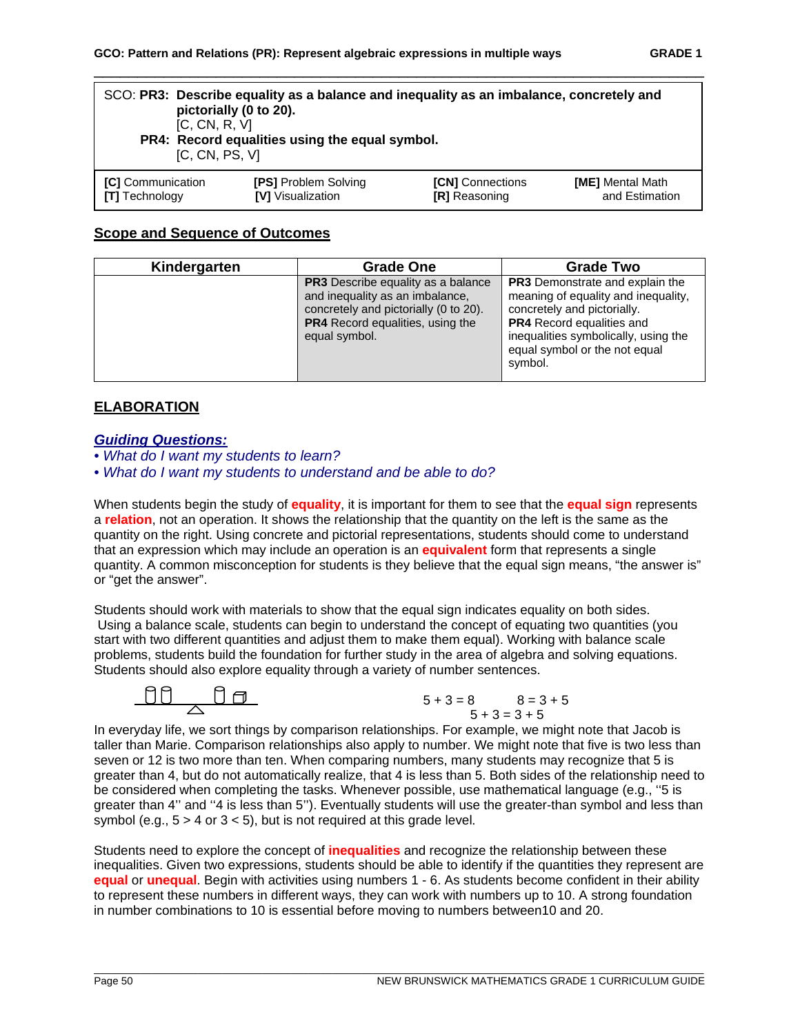SCO: **PR3: Describe equality as a balance and inequality as an imbalance, concretely and pictorially (0 to 20).**
[C, CN, R, V]

**PR4: Record equalities using the equal symbol.**
[C, CN, PS, V]

| | | | |
|---|---|---|---|
| **[C]** Communication | **[PS]** Problem Solving | **[CN]** Connections | **[ME]** Mental Math and Estimation |
| **[T]** Technology | **[V]** Visualization | **[R]** Reasoning | |

## Scope and Sequence of Outcomes

| Kindergarten | Grade One | Grade Two |
|---|---|---|
| | **PR3** Describe equality as a balance and inequality as an imbalance, concretely and pictorially (0 to 20). **PR4** Record equalities, using the equal symbol. | **PR3** Demonstrate and explain the meaning of equality and inequality, concretely and pictorially. **PR4** Record equalities and inequalities symbolically, using the equal symbol or the not equal symbol. |

## ELABORATION

### *Guiding Questions:*

- *What do I want my students to learn?*
- *What do I want my students to understand and be able to do?*

When students begin the study of **equality**, it is important for them to see that the **equal sign** represents a **relation**, not an operation. It shows the relationship that the quantity on the left is the same as the quantity on the right. Using concrete and pictorial representations, students should come to understand that an expression which may include an operation is an **equivalent** form that represents a single quantity. A common misconception for students is they believe that the equal sign means, "the answer is" or "get the answer".

Students should work with materials to show that the equal sign indicates equality on both sides. Using a balance scale, students can begin to understand the concept of equating two quantities (you start with two different quantities and adjust them to make them equal). Working with balance scale problems, students build the foundation for further study in the area of algebra and solving equations. Students should also explore equality through a variety of number sentences.

$5 + 3 = 8 \qquad 8 = 3 + 5$

$5 + 3 = 3 + 5$

In everyday life, we sort things by comparison relationships. For example, we might note that Jacob is taller than Marie. Comparison relationships also apply to number. We might note that five is two less than seven or 12 is two more than ten. When comparing numbers, many students may recognize that 5 is greater than 4, but do not automatically realize, that 4 is less than 5. Both sides of the relationship need to be considered when completing the tasks. Whenever possible, use mathematical language (e.g., ''5 is greater than 4'' and ''4 is less than 5''). Eventually students will use the greater-than symbol and less than symbol (e.g., $5 > 4$ or $3 < 5$), but is not required at this grade level.

Students need to explore the concept of **inequalities** and recognize the relationship between these inequalities. Given two expressions, students should be able to identify if the quantities they represent are **equal** or **unequal**. Begin with activities using numbers 1 - 6. As students become confident in their ability to represent these numbers in different ways, they can work with numbers up to 10. A strong foundation in number combinations to 10 is essential before moving to numbers between10 and 20.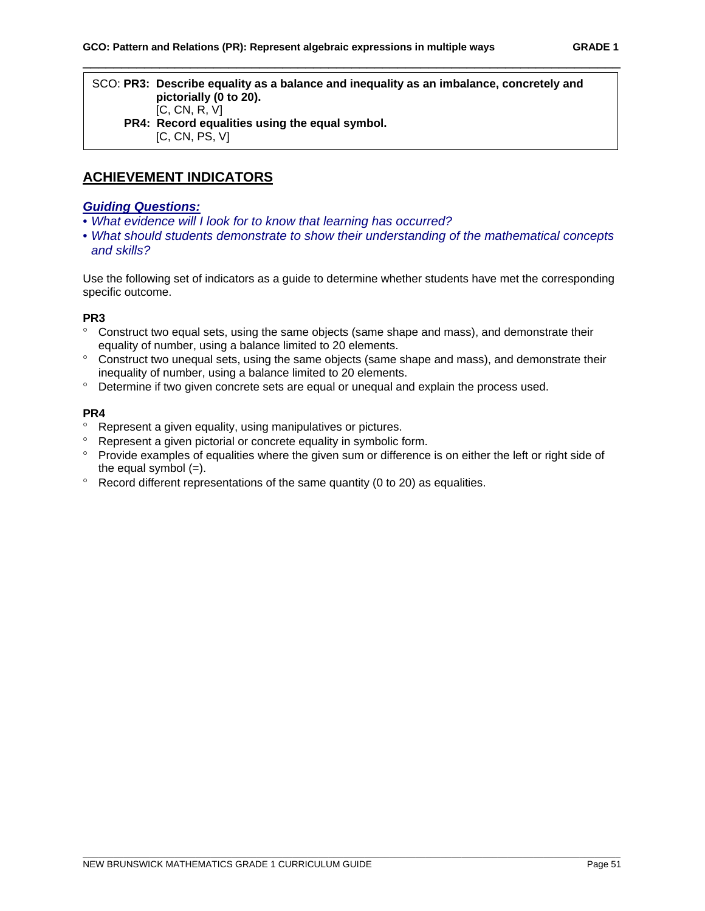SCO: **PR3: Describe equality as a balance and inequality as an imbalance, concretely and pictorially (0 to 20).**
[C, CN, R, V]
**PR4: Record equalities using the equal symbol.**
[C, CN, PS, V]

## ACHIEVEMENT INDICATORS

***Guiding Questions:***

- *What evidence will I look for to know that learning has occurred?*
- *What should students demonstrate to show their understanding of the mathematical concepts and skills?*

Use the following set of indicators as a guide to determine whether students have met the corresponding specific outcome.

**PR3**

- Construct two equal sets, using the same objects (same shape and mass), and demonstrate their equality of number, using a balance limited to 20 elements.
- Construct two unequal sets, using the same objects (same shape and mass), and demonstrate their inequality of number, using a balance limited to 20 elements.
- Determine if two given concrete sets are equal or unequal and explain the process used.

**PR4**

- Represent a given equality, using manipulatives or pictures.
- Represent a given pictorial or concrete equality in symbolic form.
- Provide examples of equalities where the given sum or difference is on either the left or right side of the equal symbol (=).
- Record different representations of the same quantity (0 to 20) as equalities.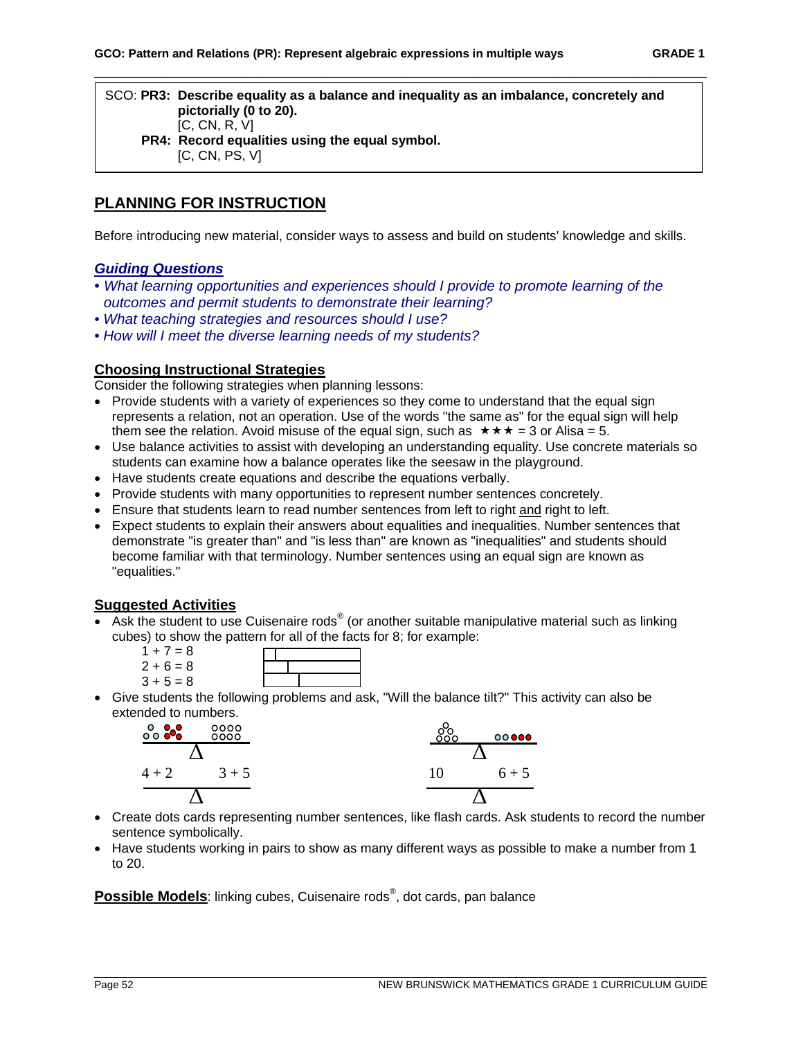**GCO: Pattern and Relations (PR): Represent algebraic expressions in multiple ways** **GRADE 1**

SCO: **PR3: Describe equality as a balance and inequality as an imbalance, concretely and pictorially (0 to 20).**
[C, CN, R, V]
**PR4: Record equalities using the equal symbol.**
[C, CN, PS, V]

## PLANNING FOR INSTRUCTION

Before introducing new material, consider ways to assess and build on students' knowledge and skills.

### *Guiding Questions*

- *What learning opportunities and experiences should I provide to promote learning of the outcomes and permit students to demonstrate their learning?*
- *What teaching strategies and resources should I use?*
- *How will I meet the diverse learning needs of my students?*

### Choosing Instructional Strategies

Consider the following strategies when planning lessons:

- Provide students with a variety of experiences so they come to understand that the equal sign represents a relation, not an operation. Use of the words "the same as" for the equal sign will help them see the relation. Avoid misuse of the equal sign, such as ★★★ = 3 or Alisa = 5.
- Use balance activities to assist with developing an understanding equality. Use concrete materials so students can examine how a balance operates like the seesaw in the playground.
- Have students create equations and describe the equations verbally.
- Provide students with many opportunities to represent number sentences concretely.
- Ensure that students learn to read number sentences from left to right and right to left.
- Expect students to explain their answers about equalities and inequalities. Number sentences that demonstrate "is greater than" and "is less than" are known as "inequalities" and students should become familiar with that terminology. Number sentences using an equal sign are known as "equalities."

### Suggested Activities

- Ask the student to use Cuisenaire rods® (or another suitable manipulative material such as linking cubes) to show the pattern for all of the facts for 8; for example:
  - 1 + 7 = 8
  - 2 + 6 = 8
  - 3 + 5 = 8
- Give students the following problems and ask, "Will the balance tilt?" This activity can also be extended to numbers.
  - 4 + 2 Δ 3 + 5
  - 10 Δ 6 + 5
- Create dots cards representing number sentences, like flash cards. Ask students to record the number sentence symbolically.
- Have students working in pairs to show as many different ways as possible to make a number from 1 to 20.

**Possible Models**: linking cubes, Cuisenaire rods®, dot cards, pan balance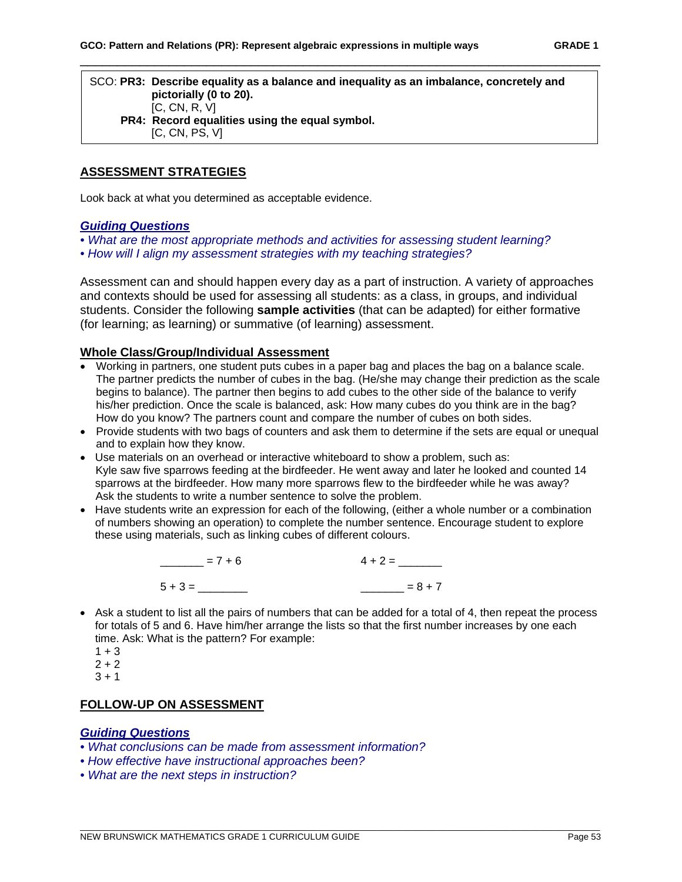SCO: **PR3: Describe equality as a balance and inequality as an imbalance, concretely and pictorially (0 to 20).**
[C, CN, R, V]
**PR4: Record equalities using the equal symbol.**
[C, CN, PS, V]

## ASSESSMENT STRATEGIES

Look back at what you determined as acceptable evidence.

### *Guiding Questions*

- *What are the most appropriate methods and activities for assessing student learning?*
- *How will I align my assessment strategies with my teaching strategies?*

Assessment can and should happen every day as a part of instruction. A variety of approaches and contexts should be used for assessing all students: as a class, in groups, and individual students. Consider the following **sample activities** (that can be adapted) for either formative (for learning; as learning) or summative (of learning) assessment.

### Whole Class/Group/Individual Assessment

- Working in partners, one student puts cubes in a paper bag and places the bag on a balance scale. The partner predicts the number of cubes in the bag. (He/she may change their prediction as the scale begins to balance). The partner then begins to add cubes to the other side of the balance to verify his/her prediction. Once the scale is balanced, ask: How many cubes do you think are in the bag? How do you know? The partners count and compare the number of cubes on both sides.
- Provide students with two bags of counters and ask them to determine if the sets are equal or unequal and to explain how they know.
- Use materials on an overhead or interactive whiteboard to show a problem, such as: Kyle saw five sparrows feeding at the birdfeeder. He went away and later he looked and counted 14 sparrows at the birdfeeder. How many more sparrows flew to the birdfeeder while he was away? Ask the students to write a number sentence to solve the problem.
- Have students write an expression for each of the following, (either a whole number or a combination of numbers showing an operation) to complete the number sentence. Encourage student to explore these using materials, such as linking cubes of different colours.

  _______ = 7 + 6          4 + 2 = _______

  5 + 3 = ________          _______ = 8 + 7

- Ask a student to list all the pairs of numbers that can be added for a total of 4, then repeat the process for totals of 5 and 6. Have him/her arrange the lists so that the first number increases by one each time. Ask: What is the pattern? For example:
  1 + 3
  2 + 2
  3 + 1

## FOLLOW-UP ON ASSESSMENT

### *Guiding Questions*

- *What conclusions can be made from assessment information?*
- *How effective have instructional approaches been?*
- *What are the next steps in instruction?*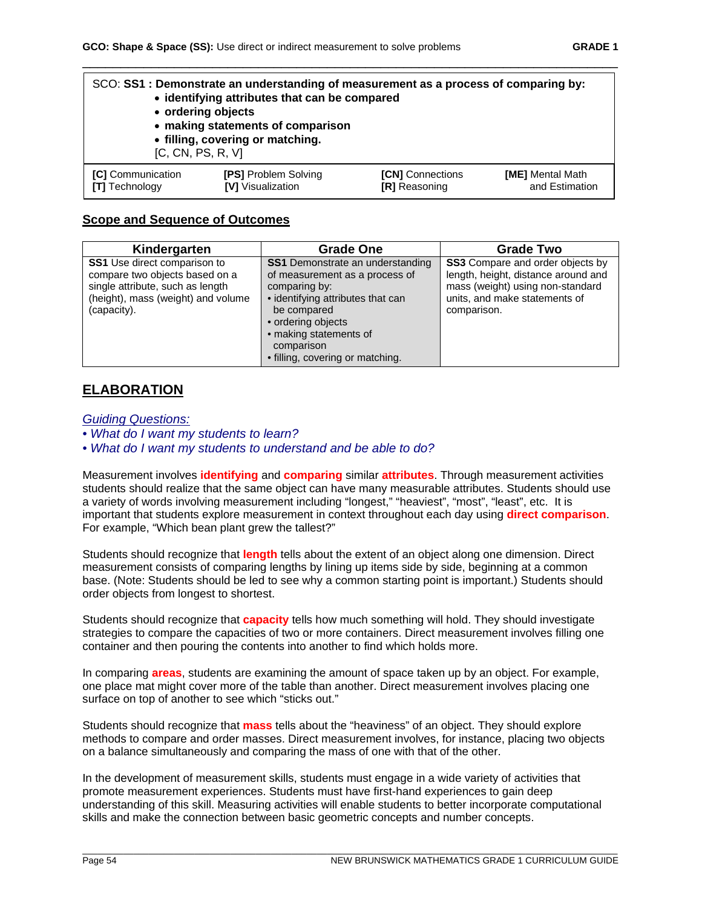**GCO: Shape & Space (SS):** Use direct or indirect measurement to solve problems

SCO: **SS1 : Demonstrate an understanding of measurement as a process of comparing by:**
- **identifying attributes that can be compared**
- **ordering objects**
- **making statements of comparison**
- **filling, covering or matching.**

[C, CN, PS, R, V]

| **[C]** Communication | **[PS]** Problem Solving | **[CN]** Connections | **[ME]** Mental Math and Estimation |
|---|---|---|---|
| **[T]** Technology | **[V]** Visualization | **[R]** Reasoning | |

## Scope and Sequence of Outcomes

| Kindergarten | Grade One | Grade Two |
|---|---|---|
| **SS1** Use direct comparison to compare two objects based on a single attribute, such as length (height), mass (weight) and volume (capacity). | **SS1** Demonstrate an understanding of measurement as a process of comparing by: • identifying attributes that can be compared • ordering objects • making statements of comparison • filling, covering or matching. | **SS3** Compare and order objects by length, height, distance around and mass (weight) using non-standard units, and make statements of comparison. |

## ELABORATION

*Guiding Questions:*
- *What do I want my students to learn?*
- *What do I want my students to understand and be able to do?*

Measurement involves **identifying** and **comparing** similar **attributes**. Through measurement activities students should realize that the same object can have many measurable attributes. Students should use a variety of words involving measurement including "longest," "heaviest", "most", "least", etc. It is important that students explore measurement in context throughout each day using **direct comparison**. For example, "Which bean plant grew the tallest?"

Students should recognize that **length** tells about the extent of an object along one dimension. Direct measurement consists of comparing lengths by lining up items side by side, beginning at a common base. (Note: Students should be led to see why a common starting point is important.) Students should order objects from longest to shortest.

Students should recognize that **capacity** tells how much something will hold. They should investigate strategies to compare the capacities of two or more containers. Direct measurement involves filling one container and then pouring the contents into another to find which holds more.

In comparing **areas**, students are examining the amount of space taken up by an object. For example, one place mat might cover more of the table than another. Direct measurement involves placing one surface on top of another to see which "sticks out."

Students should recognize that **mass** tells about the "heaviness" of an object. They should explore methods to compare and order masses. Direct measurement involves, for instance, placing two objects on a balance simultaneously and comparing the mass of one with that of the other.

In the development of measurement skills, students must engage in a wide variety of activities that promote measurement experiences. Students must have first-hand experiences to gain deep understanding of this skill. Measuring activities will enable students to better incorporate computational skills and make the connection between basic geometric concepts and number concepts.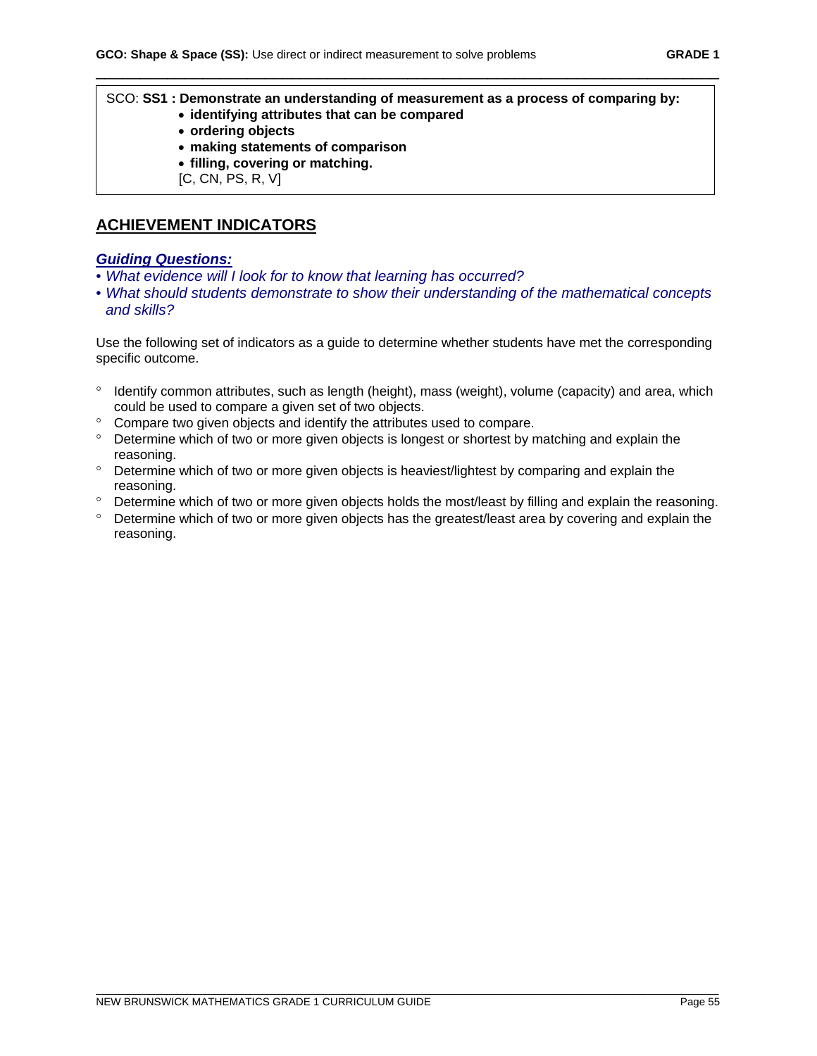SCO: **SS1 : Demonstrate an understanding of measurement as a process of comparing by:**

- **identifying attributes that can be compared**
- **ordering objects**
- **making statements of comparison**
- **filling, covering or matching.**

[C, CN, PS, R, V]

## ACHIEVEMENT INDICATORS

***Guiding Questions:***

- *What evidence will I look for to know that learning has occurred?*
- *What should students demonstrate to show their understanding of the mathematical concepts and skills?*

Use the following set of indicators as a guide to determine whether students have met the corresponding specific outcome.

- Identify common attributes, such as length (height), mass (weight), volume (capacity) and area, which could be used to compare a given set of two objects.
- Compare two given objects and identify the attributes used to compare.
- Determine which of two or more given objects is longest or shortest by matching and explain the reasoning.
- Determine which of two or more given objects is heaviest/lightest by comparing and explain the reasoning.
- Determine which of two or more given objects holds the most/least by filling and explain the reasoning.
- Determine which of two or more given objects has the greatest/least area by covering and explain the reasoning.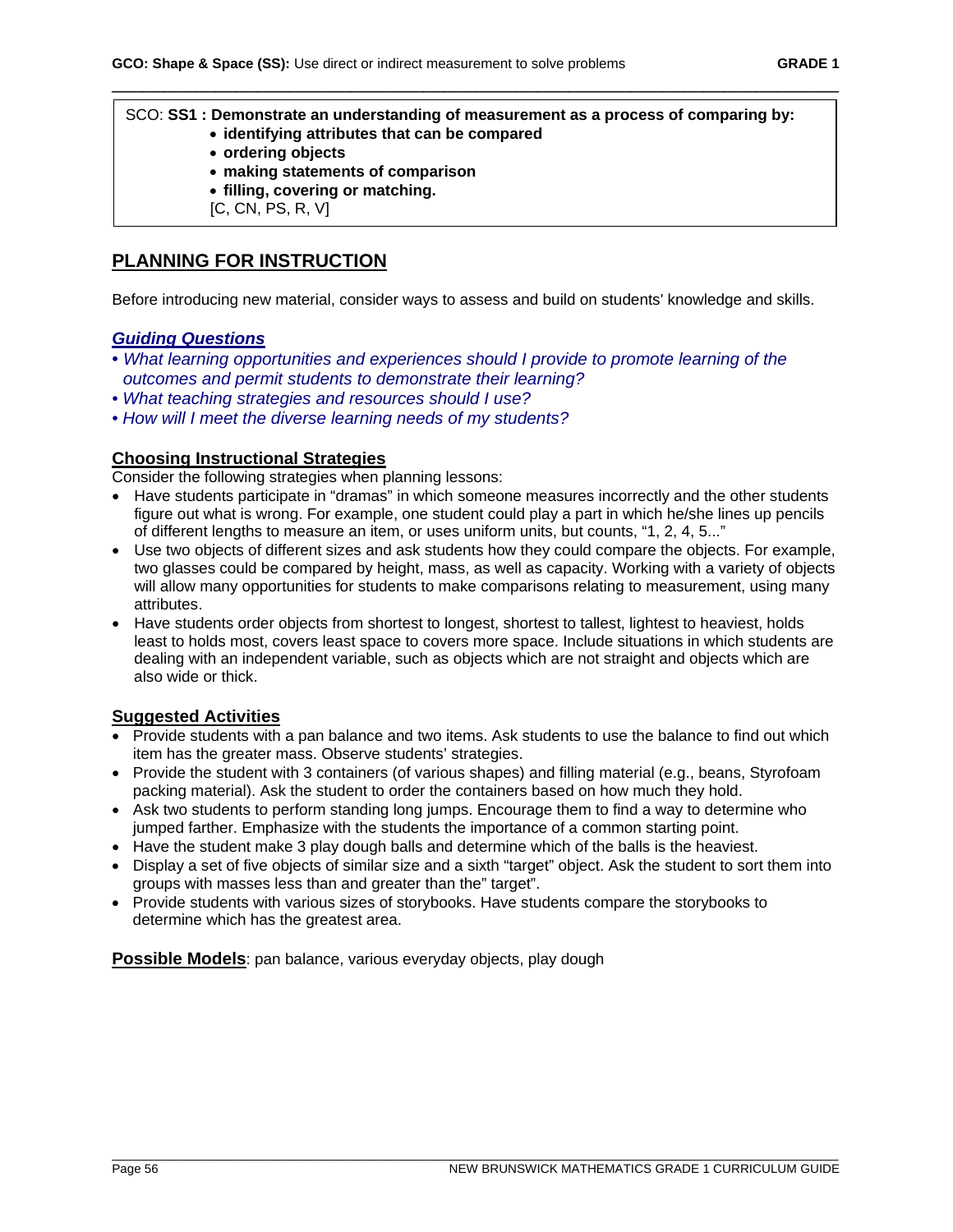SCO: **SS1 : Demonstrate an understanding of measurement as a process of comparing by:**
- **identifying attributes that can be compared**
- **ordering objects**
- **making statements of comparison**
- **filling, covering or matching.**

[C, CN, PS, R, V]

## PLANNING FOR INSTRUCTION

Before introducing new material, consider ways to assess and build on students' knowledge and skills.

### *Guiding Questions*

- *What learning opportunities and experiences should I provide to promote learning of the outcomes and permit students to demonstrate their learning?*
- *What teaching strategies and resources should I use?*
- *How will I meet the diverse learning needs of my students?*

### Choosing Instructional Strategies

Consider the following strategies when planning lessons:

- Have students participate in "dramas" in which someone measures incorrectly and the other students figure out what is wrong. For example, one student could play a part in which he/she lines up pencils of different lengths to measure an item, or uses uniform units, but counts, "1, 2, 4, 5..."
- Use two objects of different sizes and ask students how they could compare the objects. For example, two glasses could be compared by height, mass, as well as capacity. Working with a variety of objects will allow many opportunities for students to make comparisons relating to measurement, using many attributes.
- Have students order objects from shortest to longest, shortest to tallest, lightest to heaviest, holds least to holds most, covers least space to covers more space. Include situations in which students are dealing with an independent variable, such as objects which are not straight and objects which are also wide or thick.

### Suggested Activities

- Provide students with a pan balance and two items. Ask students to use the balance to find out which item has the greater mass. Observe students' strategies.
- Provide the student with 3 containers (of various shapes) and filling material (e.g., beans, Styrofoam packing material). Ask the student to order the containers based on how much they hold.
- Ask two students to perform standing long jumps. Encourage them to find a way to determine who jumped farther. Emphasize with the students the importance of a common starting point.
- Have the student make 3 play dough balls and determine which of the balls is the heaviest.
- Display a set of five objects of similar size and a sixth "target" object. Ask the student to sort them into groups with masses less than and greater than the" target".
- Provide students with various sizes of storybooks. Have students compare the storybooks to determine which has the greatest area.

**Possible Models**: pan balance, various everyday objects, play dough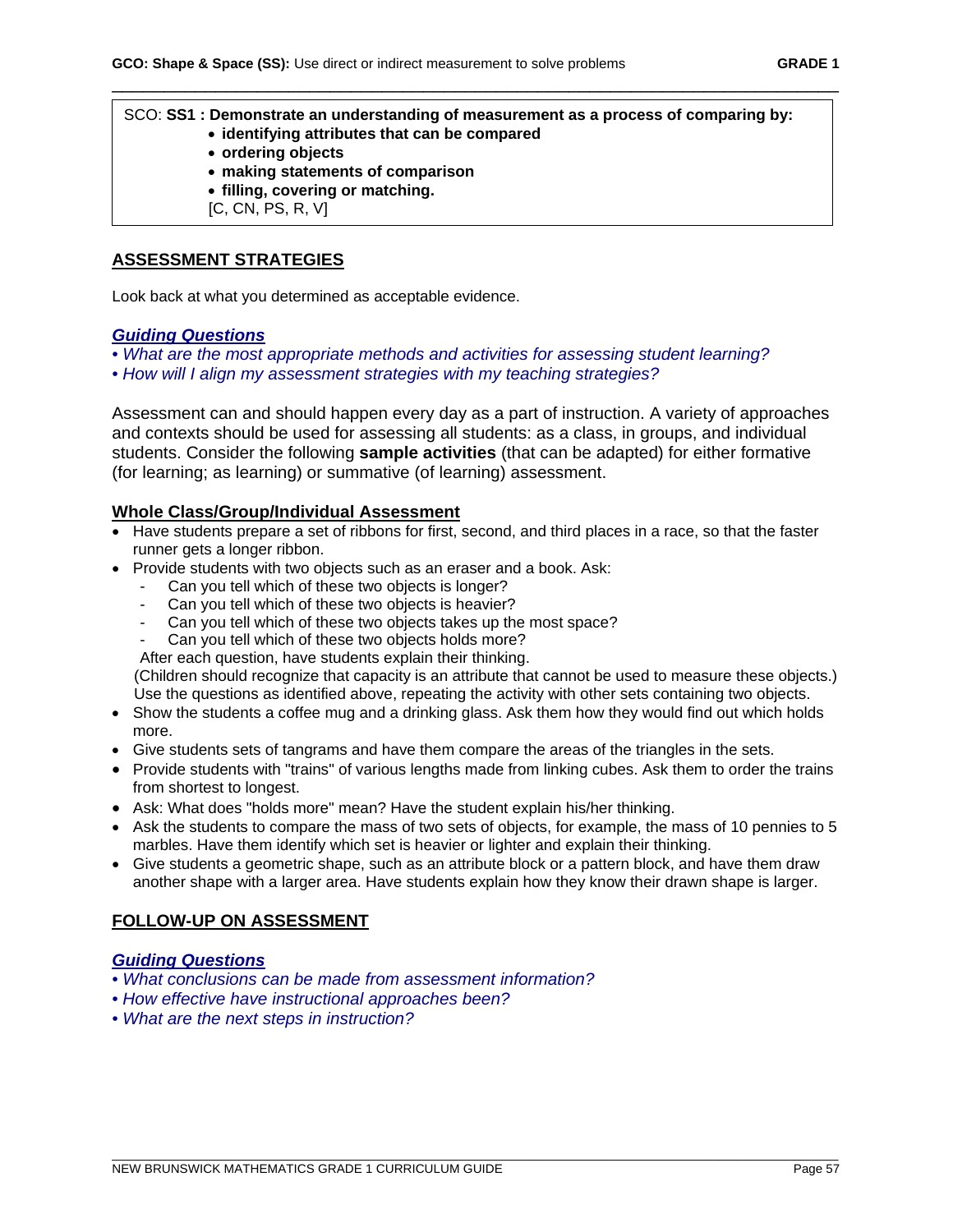SCO: **SS1 : Demonstrate an understanding of measurement as a process of comparing by:**

- **identifying attributes that can be compared**
- **ordering objects**
- **making statements of comparison**
- **filling, covering or matching.**

[C, CN, PS, R, V]

## ASSESSMENT STRATEGIES

Look back at what you determined as acceptable evidence.

### *Guiding Questions*

- *What are the most appropriate methods and activities for assessing student learning?*
- *How will I align my assessment strategies with my teaching strategies?*

Assessment can and should happen every day as a part of instruction. A variety of approaches and contexts should be used for assessing all students: as a class, in groups, and individual students. Consider the following **sample activities** (that can be adapted) for either formative (for learning; as learning) or summative (of learning) assessment.

### Whole Class/Group/Individual Assessment

- Have students prepare a set of ribbons for first, second, and third places in a race, so that the faster runner gets a longer ribbon.
- Provide students with two objects such as an eraser and a book. Ask:
  - Can you tell which of these two objects is longer?
  - Can you tell which of these two objects is heavier?
  - Can you tell which of these two objects takes up the most space?
  - Can you tell which of these two objects holds more?

  After each question, have students explain their thinking.
  (Children should recognize that capacity is an attribute that cannot be used to measure these objects.) Use the questions as identified above, repeating the activity with other sets containing two objects.
- Show the students a coffee mug and a drinking glass. Ask them how they would find out which holds more.
- Give students sets of tangrams and have them compare the areas of the triangles in the sets.
- Provide students with "trains" of various lengths made from linking cubes. Ask them to order the trains from shortest to longest.
- Ask: What does "holds more" mean? Have the student explain his/her thinking.
- Ask the students to compare the mass of two sets of objects, for example, the mass of 10 pennies to 5 marbles. Have them identify which set is heavier or lighter and explain their thinking.
- Give students a geometric shape, such as an attribute block or a pattern block, and have them draw another shape with a larger area. Have students explain how they know their drawn shape is larger.

## FOLLOW-UP ON ASSESSMENT

### *Guiding Questions*

- *What conclusions can be made from assessment information?*
- *How effective have instructional approaches been?*
- *What are the next steps in instruction?*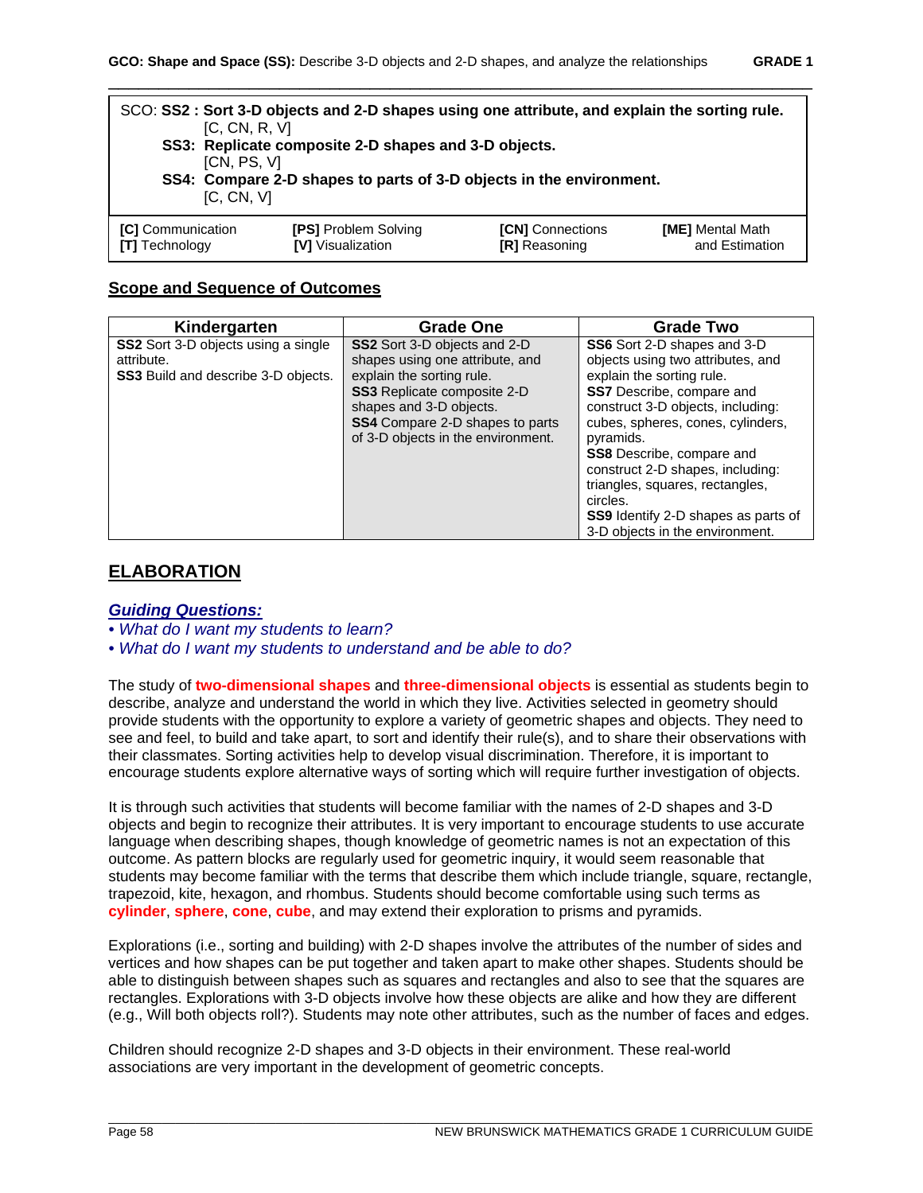**GCO: Shape and Space (SS):** Describe 3-D objects and 2-D shapes, and analyze the relationships **GRADE 1**

SCO: **SS2 : Sort 3-D objects and 2-D shapes using one attribute, and explain the sorting rule.** [C, CN, R, V]
**SS3: Replicate composite 2-D shapes and 3-D objects.** [CN, PS, V]
**SS4: Compare 2-D shapes to parts of 3-D objects in the environment.** [C, CN, V]

| **[C]** Communication | **[PS]** Problem Solving | **[CN]** Connections | **[ME]** Mental Math and Estimation |
|---|---|---|---|
| **[T]** Technology | **[V]** Visualization | **[R]** Reasoning | |

## Scope and Sequence of Outcomes

| Kindergarten | Grade One | Grade Two |
|---|---|---|
| **SS2** Sort 3-D objects using a single attribute.<br>**SS3** Build and describe 3-D objects. | **SS2** Sort 3-D objects and 2-D shapes using one attribute, and explain the sorting rule.<br>**SS3** Replicate composite 2-D shapes and 3-D objects.<br>**SS4** Compare 2-D shapes to parts of 3-D objects in the environment. | **SS6** Sort 2-D shapes and 3-D objects using two attributes, and explain the sorting rule.<br>**SS7** Describe, compare and construct 3-D objects, including: cubes, spheres, cones, cylinders, pyramids.<br>**SS8** Describe, compare and construct 2-D shapes, including: triangles, squares, rectangles, circles.<br>**SS9** Identify 2-D shapes as parts of 3-D objects in the environment. |

## ELABORATION

### *Guiding Questions:*

- *What do I want my students to learn?*
- *What do I want my students to understand and be able to do?*

The study of **two-dimensional shapes** and **three-dimensional objects** is essential as students begin to describe, analyze and understand the world in which they live. Activities selected in geometry should provide students with the opportunity to explore a variety of geometric shapes and objects. They need to see and feel, to build and take apart, to sort and identify their rule(s), and to share their observations with their classmates. Sorting activities help to develop visual discrimination. Therefore, it is important to encourage students explore alternative ways of sorting which will require further investigation of objects.

It is through such activities that students will become familiar with the names of 2-D shapes and 3-D objects and begin to recognize their attributes. It is very important to encourage students to use accurate language when describing shapes, though knowledge of geometric names is not an expectation of this outcome. As pattern blocks are regularly used for geometric inquiry, it would seem reasonable that students may become familiar with the terms that describe them which include triangle, square, rectangle, trapezoid, kite, hexagon, and rhombus. Students should become comfortable using such terms as **cylinder**, **sphere**, **cone**, **cube**, and may extend their exploration to prisms and pyramids.

Explorations (i.e., sorting and building) with 2-D shapes involve the attributes of the number of sides and vertices and how shapes can be put together and taken apart to make other shapes. Students should be able to distinguish between shapes such as squares and rectangles and also to see that the squares are rectangles. Explorations with 3-D objects involve how these objects are alike and how they are different (e.g., Will both objects roll?). Students may note other attributes, such as the number of faces and edges.

Children should recognize 2-D shapes and 3-D objects in their environment. These real-world associations are very important in the development of geometric concepts.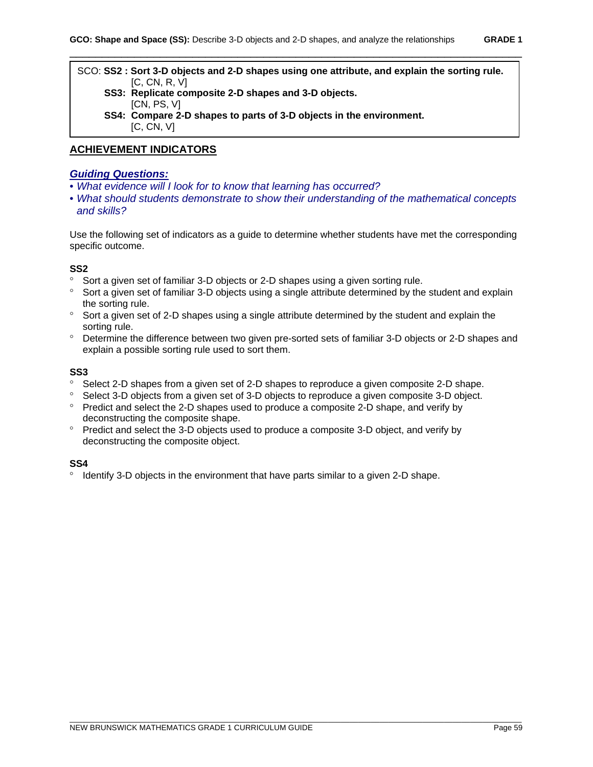SCO: **SS2 : Sort 3-D objects and 2-D shapes using one attribute, and explain the sorting rule.**
[C, CN, R, V]
**SS3: Replicate composite 2-D shapes and 3-D objects.**
[CN, PS, V]
**SS4: Compare 2-D shapes to parts of 3-D objects in the environment.**
[C, CN, V]

## ACHIEVEMENT INDICATORS

***Guiding Questions:***

- *What evidence will I look for to know that learning has occurred?*
- *What should students demonstrate to show their understanding of the mathematical concepts and skills?*

Use the following set of indicators as a guide to determine whether students have met the corresponding specific outcome.

**SS2**

- Sort a given set of familiar 3-D objects or 2-D shapes using a given sorting rule.
- Sort a given set of familiar 3-D objects using a single attribute determined by the student and explain the sorting rule.
- Sort a given set of 2-D shapes using a single attribute determined by the student and explain the sorting rule.
- Determine the difference between two given pre-sorted sets of familiar 3-D objects or 2-D shapes and explain a possible sorting rule used to sort them.

**SS3**

- Select 2-D shapes from a given set of 2-D shapes to reproduce a given composite 2-D shape.
- Select 3-D objects from a given set of 3-D objects to reproduce a given composite 3-D object.
- Predict and select the 2-D shapes used to produce a composite 2-D shape, and verify by deconstructing the composite shape.
- Predict and select the 3-D objects used to produce a composite 3-D object, and verify by deconstructing the composite object.

**SS4**

- Identify 3-D objects in the environment that have parts similar to a given 2-D shape.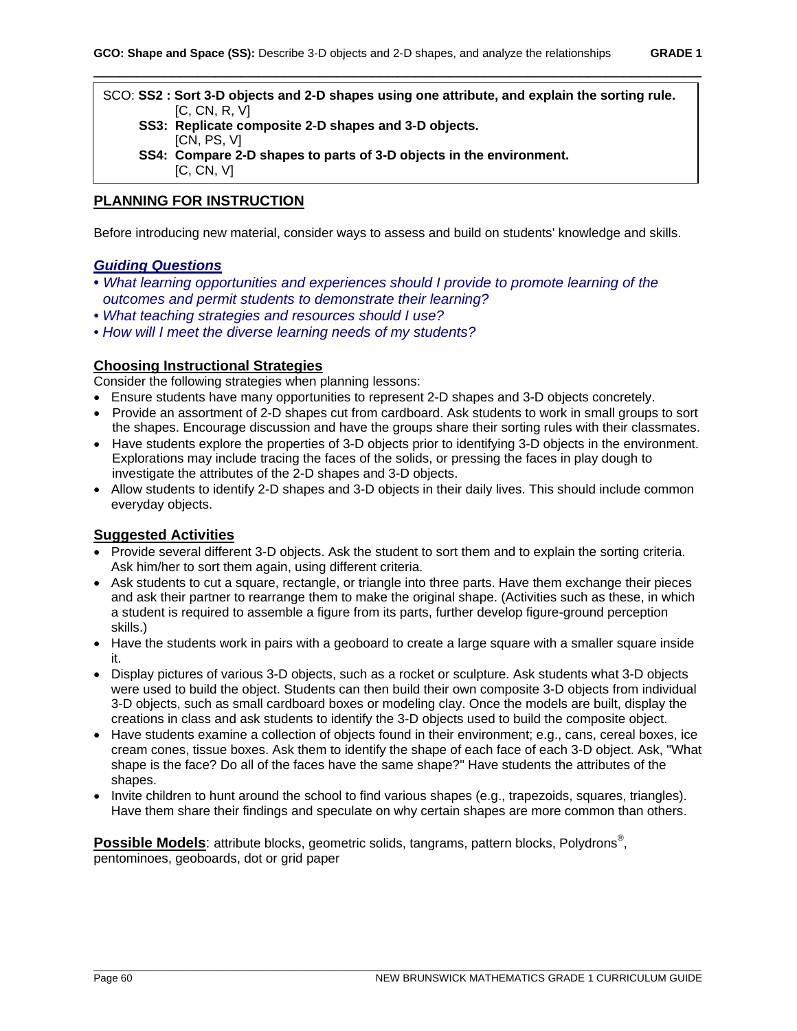SCO: **SS2 : Sort 3-D objects and 2-D shapes using one attribute, and explain the sorting rule.** [C, CN, R, V]

**SS3: Replicate composite 2-D shapes and 3-D objects.** [CN, PS, V]

**SS4: Compare 2-D shapes to parts of 3-D objects in the environment.** [C, CN, V]

## PLANNING FOR INSTRUCTION

Before introducing new material, consider ways to assess and build on students' knowledge and skills.

### *Guiding Questions*

- *What learning opportunities and experiences should I provide to promote learning of the outcomes and permit students to demonstrate their learning?*
- *What teaching strategies and resources should I use?*
- *How will I meet the diverse learning needs of my students?*

### Choosing Instructional Strategies

Consider the following strategies when planning lessons:

- Ensure students have many opportunities to represent 2-D shapes and 3-D objects concretely.
- Provide an assortment of 2-D shapes cut from cardboard. Ask students to work in small groups to sort the shapes. Encourage discussion and have the groups share their sorting rules with their classmates.
- Have students explore the properties of 3-D objects prior to identifying 3-D objects in the environment. Explorations may include tracing the faces of the solids, or pressing the faces in play dough to investigate the attributes of the 2-D shapes and 3-D objects.
- Allow students to identify 2-D shapes and 3-D objects in their daily lives. This should include common everyday objects.

### Suggested Activities

- Provide several different 3-D objects. Ask the student to sort them and to explain the sorting criteria. Ask him/her to sort them again, using different criteria.
- Ask students to cut a square, rectangle, or triangle into three parts. Have them exchange their pieces and ask their partner to rearrange them to make the original shape. (Activities such as these, in which a student is required to assemble a figure from its parts, further develop figure-ground perception skills.)
- Have the students work in pairs with a geoboard to create a large square with a smaller square inside it.
- Display pictures of various 3-D objects, such as a rocket or sculpture. Ask students what 3-D objects were used to build the object. Students can then build their own composite 3-D objects from individual 3-D objects, such as small cardboard boxes or modeling clay. Once the models are built, display the creations in class and ask students to identify the 3-D objects used to build the composite object.
- Have students examine a collection of objects found in their environment; e.g., cans, cereal boxes, ice cream cones, tissue boxes. Ask them to identify the shape of each face of each 3-D object. Ask, "What shape is the face? Do all of the faces have the same shape?" Have students the attributes of the shapes.
- Invite children to hunt around the school to find various shapes (e.g., trapezoids, squares, triangles). Have them share their findings and speculate on why certain shapes are more common than others.

**Possible Models**: attribute blocks, geometric solids, tangrams, pattern blocks, Polydrons®, pentominoes, geoboards, dot or grid paper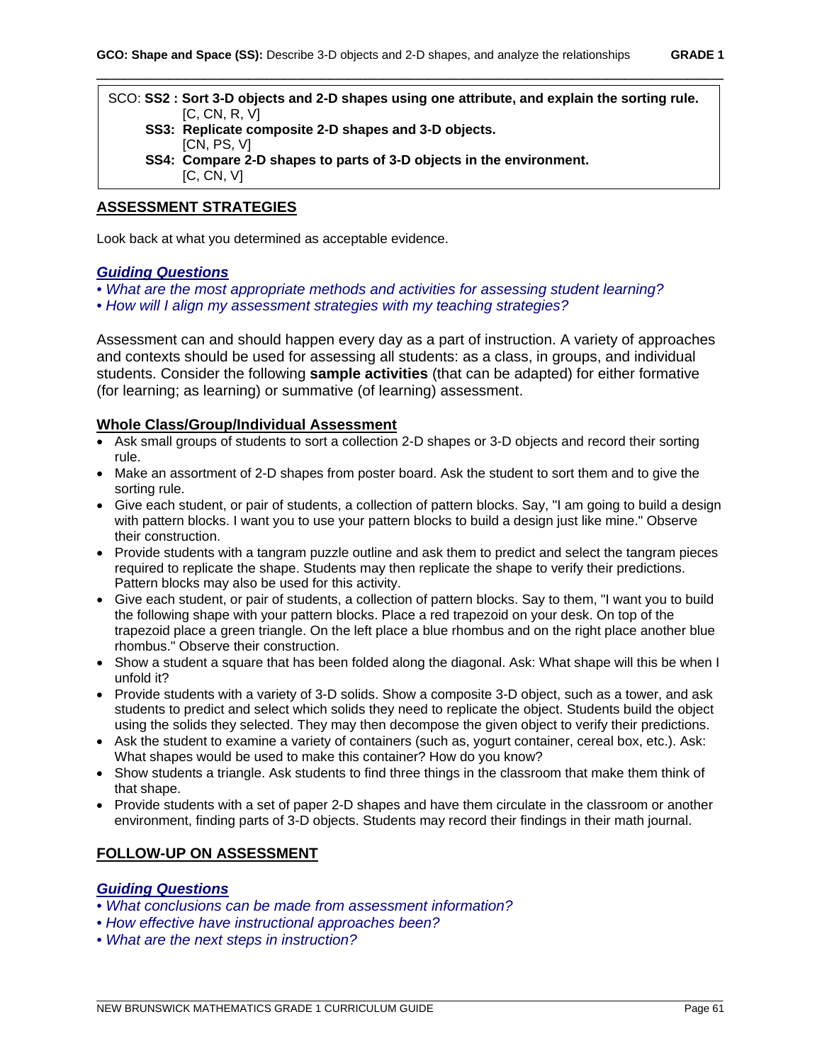SCO: **SS2 : Sort 3-D objects and 2-D shapes using one attribute, and explain the sorting rule.** [C, CN, R, V]
**SS3: Replicate composite 2-D shapes and 3-D objects.** [CN, PS, V]
**SS4: Compare 2-D shapes to parts of 3-D objects in the environment.** [C, CN, V]

## ASSESSMENT STRATEGIES

Look back at what you determined as acceptable evidence.

### *Guiding Questions*

- *What are the most appropriate methods and activities for assessing student learning?*
- *How will I align my assessment strategies with my teaching strategies?*

Assessment can and should happen every day as a part of instruction. A variety of approaches and contexts should be used for assessing all students: as a class, in groups, and individual students. Consider the following **sample activities** (that can be adapted) for either formative (for learning; as learning) or summative (of learning) assessment.

### Whole Class/Group/Individual Assessment

- Ask small groups of students to sort a collection 2-D shapes or 3-D objects and record their sorting rule.
- Make an assortment of 2-D shapes from poster board. Ask the student to sort them and to give the sorting rule.
- Give each student, or pair of students, a collection of pattern blocks. Say, "I am going to build a design with pattern blocks. I want you to use your pattern blocks to build a design just like mine." Observe their construction.
- Provide students with a tangram puzzle outline and ask them to predict and select the tangram pieces required to replicate the shape. Students may then replicate the shape to verify their predictions. Pattern blocks may also be used for this activity.
- Give each student, or pair of students, a collection of pattern blocks. Say to them, "I want you to build the following shape with your pattern blocks. Place a red trapezoid on your desk. On top of the trapezoid place a green triangle. On the left place a blue rhombus and on the right place another blue rhombus." Observe their construction.
- Show a student a square that has been folded along the diagonal. Ask: What shape will this be when I unfold it?
- Provide students with a variety of 3-D solids. Show a composite 3-D object, such as a tower, and ask students to predict and select which solids they need to replicate the object. Students build the object using the solids they selected. They may then decompose the given object to verify their predictions.
- Ask the student to examine a variety of containers (such as, yogurt container, cereal box, etc.). Ask: What shapes would be used to make this container? How do you know?
- Show students a triangle. Ask students to find three things in the classroom that make them think of that shape.
- Provide students with a set of paper 2-D shapes and have them circulate in the classroom or another environment, finding parts of 3-D objects. Students may record their findings in their math journal.

## FOLLOW-UP ON ASSESSMENT

### *Guiding Questions*

- *What conclusions can be made from assessment information?*
- *How effective have instructional approaches been?*
- *What are the next steps in instruction?*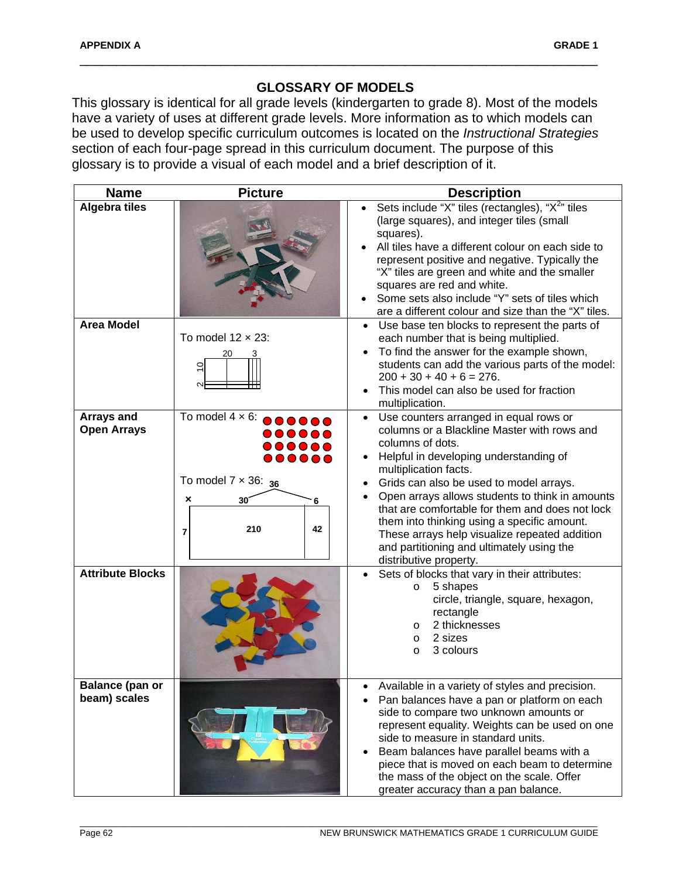## GLOSSARY OF MODELS

This glossary is identical for all grade levels (kindergarten to grade 8). Most of the models have a variety of uses at different grade levels. More information as to which models can be used to develop specific curriculum outcomes is located on the *Instructional Strategies* section of each four-page spread in this curriculum document. The purpose of this glossary is to provide a visual of each model and a brief description of it.

| Name | Picture | Description |
|---|---|---|
| **Algebra tiles** | | • Sets include "X" tiles (rectangles), "$X^2$" tiles (large squares), and integer tiles (small squares).<br>• All tiles have a different colour on each side to represent positive and negative. Typically the "X" tiles are green and white and the smaller squares are red and white.<br>• Some sets also include "Y" sets of tiles which are a different colour and size than the "X" tiles. |
| **Area Model** | To model 12 × 23:<br>20 3<br>10<br>2 | • Use base ten blocks to represent the parts of each number that is being multiplied.<br>• To find the answer for the example shown, students can add the various parts of the model: 200 + 30 + 40 + 6 = 276.<br>• This model can also be used for fraction multiplication. |
| **Arrays and Open Arrays** | To model 4 × 6:<br>To model 7 × 36: 36<br>× 30 6<br>7 210 42 | • Use counters arranged in equal rows or columns or a Blackline Master with rows and columns of dots.<br>• Helpful in developing understanding of multiplication facts.<br>• Grids can also be used to model arrays.<br>• Open arrays allows students to think in amounts that are comfortable for them and does not lock them into thinking using a specific amount. These arrays help visualize repeated addition and partitioning and ultimately using the distributive property. |
| **Attribute Blocks** | | • Sets of blocks that vary in their attributes:<br>o 5 shapes<br>circle, triangle, square, hexagon, rectangle<br>o 2 thicknesses<br>o 2 sizes<br>o 3 colours |
| **Balance (pan or beam) scales** | | • Available in a variety of styles and precision.<br>• Pan balances have a pan or platform on each side to compare two unknown amounts or represent equality. Weights can be used on one side to measure in standard units.<br>• Beam balances have parallel beams with a piece that is moved on each beam to determine the mass of the object on the scale. Offer greater accuracy than a pan balance. |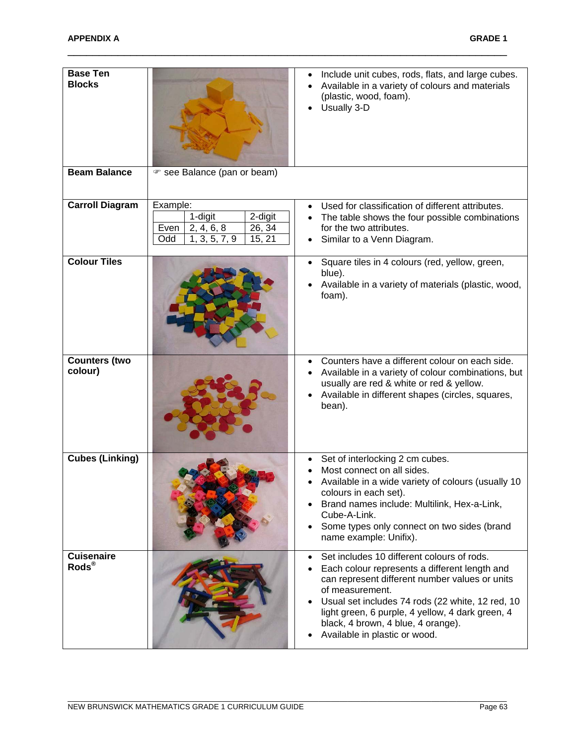| | | |
|---|---|---|
| **Base Ten Blocks** | | • Include unit cubes, rods, flats, and large cubes.<br>• Available in a variety of colours and materials (plastic, wood, foam).<br>• Usually 3-D |
| **Beam Balance** | ☞ see Balance (pan or beam) | |
| **Carroll Diagram** | Example:<br>[ ] 1-digit / 2-digit<br>Even: 2, 4, 6, 8 / 26, 34<br>Odd: 1, 3, 5, 7, 9 / 15, 21 | • Used for classification of different attributes.<br>• The table shows the four possible combinations for the two attributes.<br>• Similar to a Venn Diagram. |
| **Colour Tiles** | | • Square tiles in 4 colours (red, yellow, green, blue).<br>• Available in a variety of materials (plastic, wood, foam). |
| **Counters (two colour)** | | • Counters have a different colour on each side.<br>• Available in a variety of colour combinations, but usually are red & white or red & yellow.<br>• Available in different shapes (circles, squares, bean). |
| **Cubes (Linking)** | | • Set of interlocking 2 cm cubes.<br>• Most connect on all sides.<br>• Available in a wide variety of colours (usually 10 colours in each set).<br>• Brand names include: Multilink, Hex-a-Link, Cube-A-Link.<br>• Some types only connect on two sides (brand name example: Unifix). |
| **Cuisenaire Rods®** | | • Set includes 10 different colours of rods.<br>• Each colour represents a different length and can represent different number values or units of measurement.<br>• Usual set includes 74 rods (22 white, 12 red, 10 light green, 6 purple, 4 yellow, 4 dark green, 4 black, 4 brown, 4 blue, 4 orange).<br>• Available in plastic or wood. |

Carroll Diagram example:

| | 1-digit | 2-digit |
|---|---|---|
| Even | 2, 4, 6, 8 | 26, 34 |
| Odd | 1, 3, 5, 7, 9 | 15, 21 |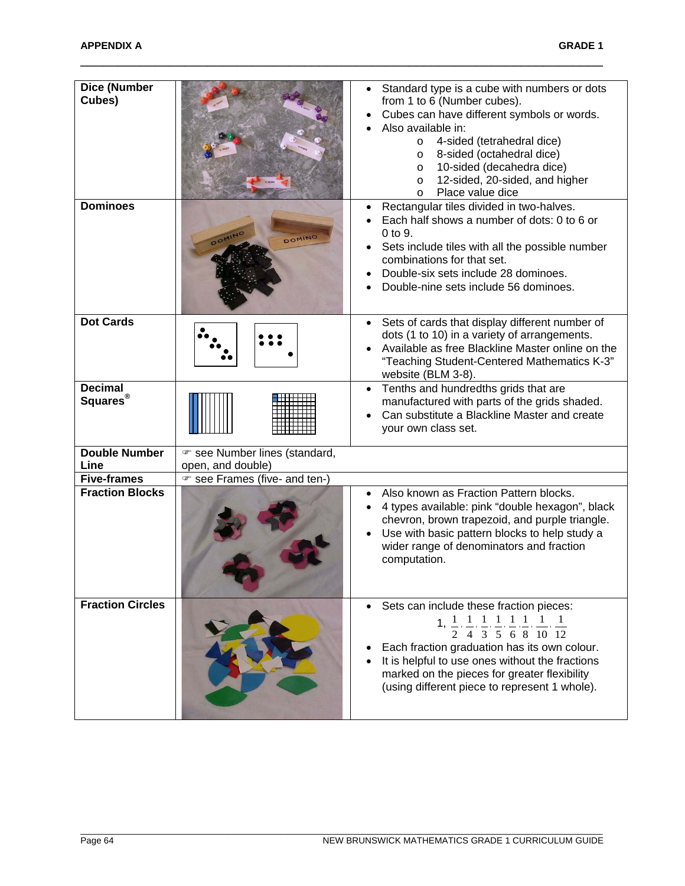| | | |
|---|---|---|
| **Dice (Number Cubes)** | | • Standard type is a cube with numbers or dots from 1 to 6 (Number cubes).<br>• Cubes can have different symbols or words.<br>• Also available in:<br>  o 4-sided (tetrahedral dice)<br>  o 8-sided (octahedral dice)<br>  o 10-sided (decahedra dice)<br>  o 12-sided, 20-sided, and higher<br>  o Place value dice |
| **Dominoes** | | • Rectangular tiles divided in two-halves.<br>• Each half shows a number of dots: 0 to 6 or 0 to 9.<br>• Sets include tiles with all the possible number combinations for that set.<br>• Double-six sets include 28 dominoes.<br>• Double-nine sets include 56 dominoes. |
| **Dot Cards** | | • Sets of cards that display different number of dots (1 to 10) in a variety of arrangements.<br>• Available as free Blackline Master online on the "Teaching Student-Centered Mathematics K-3" website (BLM 3-8). |
| **Decimal Squares®** | | • Tenths and hundredths grids that are manufactured with parts of the grids shaded.<br>• Can substitute a Blackline Master and create your own class set. |
| **Double Number Line** | ☞ see Number lines (standard, open, and double) | |
| **Five-frames** | ☞ see Frames (five- and ten-) | |
| **Fraction Blocks** | | • Also known as Fraction Pattern blocks.<br>• 4 types available: pink "double hexagon", black chevron, brown trapezoid, and purple triangle.<br>• Use with basic pattern blocks to help study a wider range of denominators and fraction computation. |
| **Fraction Circles** | | • Sets can include these fraction pieces: $1, \frac{1}{2}, \frac{1}{4}, \frac{1}{3}, \frac{1}{5}, \frac{1}{6}, \frac{1}{8}, \frac{1}{10}, \frac{1}{12}$<br>• Each fraction graduation has its own colour.<br>• It is helpful to use ones without the fractions marked on the pieces for greater flexibility (using different piece to represent 1 whole). |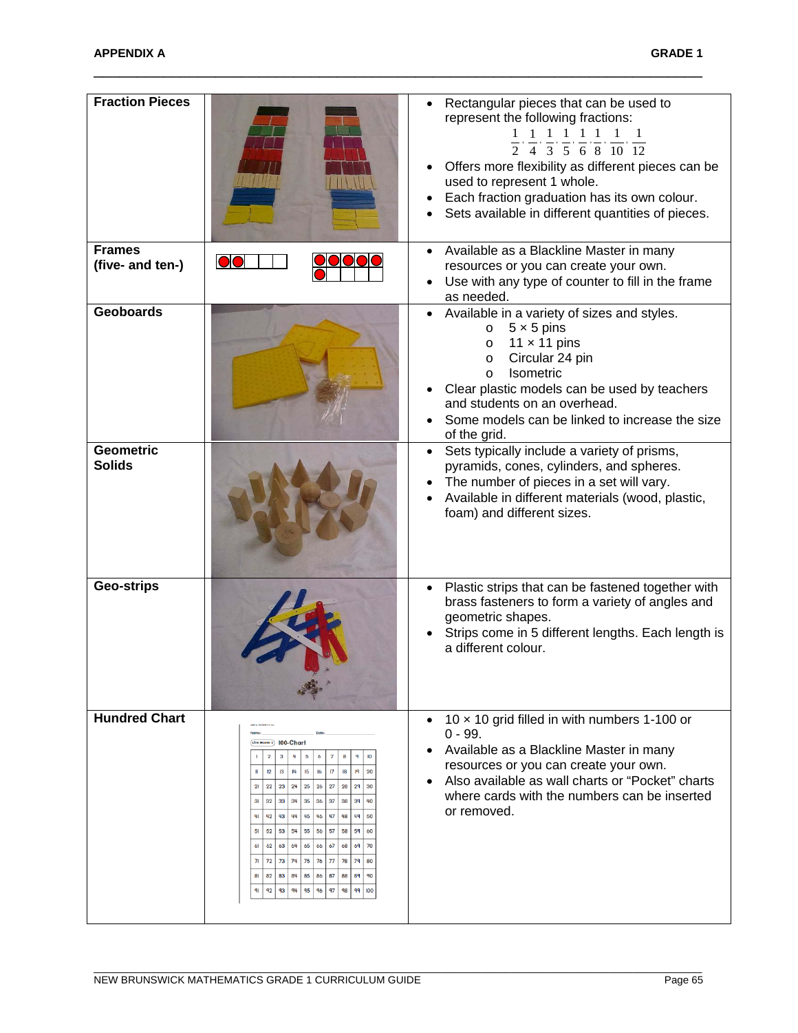| | | |
|---|---|---|
| **Fraction Pieces** | | • Rectangular pieces that can be used to represent the following fractions: $\frac{1}{2}, \frac{1}{4}, \frac{1}{3}, \frac{1}{5}, \frac{1}{6}, \frac{1}{8}, \frac{1}{10}, \frac{1}{12}$<br>• Offers more flexibility as different pieces can be used to represent 1 whole.<br>• Each fraction graduation has its own colour.<br>• Sets available in different quantities of pieces. |
| **Frames (five- and ten-)** | | • Available as a Blackline Master in many resources or you can create your own.<br>• Use with any type of counter to fill in the frame as needed. |
| **Geoboards** | | • Available in a variety of sizes and styles.<br>&nbsp;&nbsp;o 5 × 5 pins<br>&nbsp;&nbsp;o 11 × 11 pins<br>&nbsp;&nbsp;o Circular 24 pin<br>&nbsp;&nbsp;o Isometric<br>• Clear plastic models can be used by teachers and students on an overhead.<br>• Some models can be linked to increase the size of the grid. |
| **Geometric Solids** | | • Sets typically include a variety of prisms, pyramids, cones, cylinders, and spheres.<br>• The number of pieces in a set will vary.<br>• Available in different materials (wood, plastic, foam) and different sizes. |
| **Geo-strips** | | • Plastic strips that can be fastened together with brass fasteners to form a variety of angles and geometric shapes.<br>• Strips come in 5 different lengths. Each length is a different colour. |
| **Hundred Chart** | | • 10 × 10 grid filled in with numbers 1-100 or 0 - 99.<br>• Available as a Blackline Master in many resources or you can create your own.<br>• Also available as wall charts or "Pocket" charts where cards with the numbers can be inserted or removed. |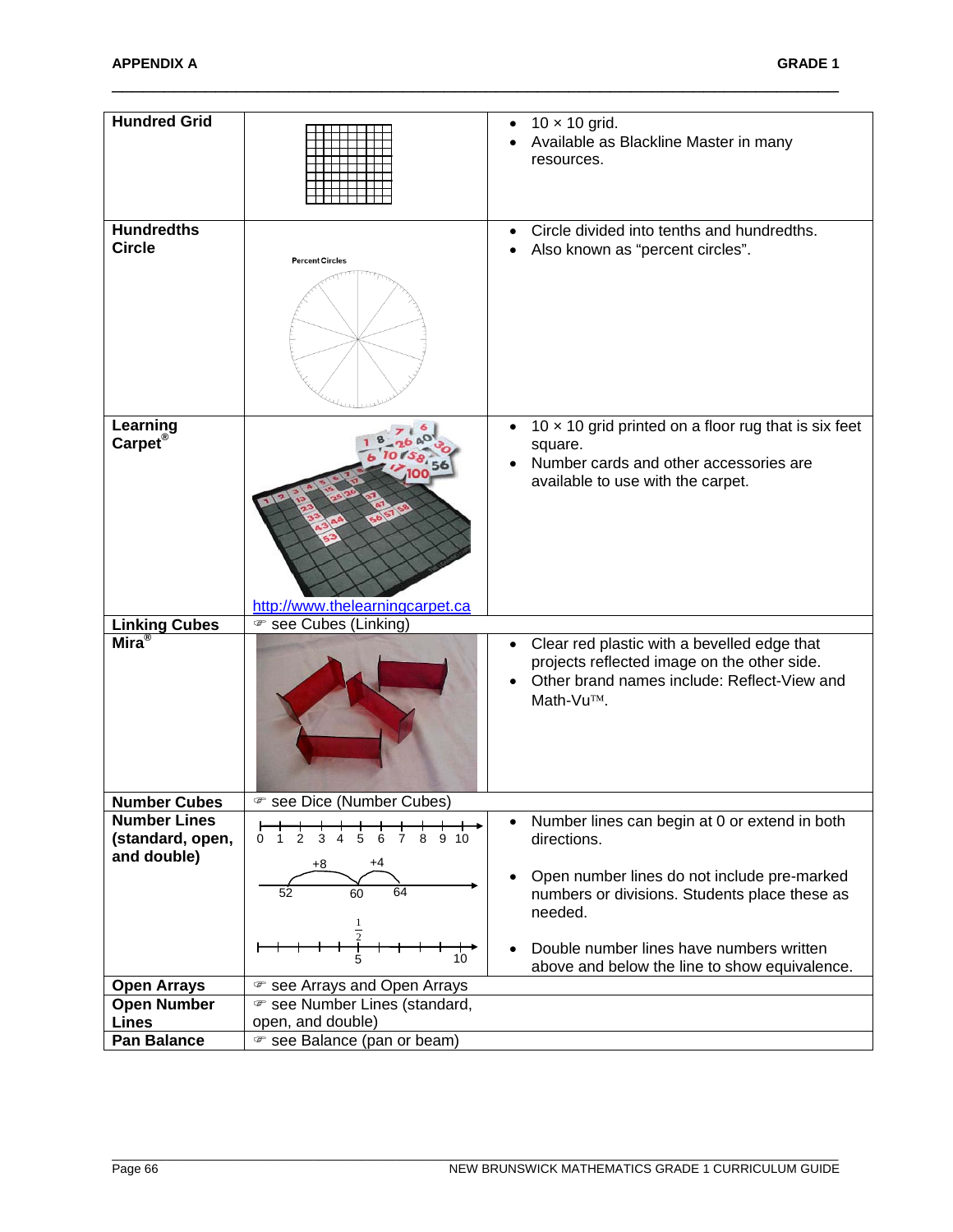| | | |
|---|---|---|
| **Hundred Grid** | | • 10 × 10 grid.<br>• Available as Blackline Master in many resources. |
| **Hundredths Circle** | Percent Circles | • Circle divided into tenths and hundredths.<br>• Also known as "percent circles". |
| **Learning Carpet®** | http://www.thelearningcarpet.ca | • 10 × 10 grid printed on a floor rug that is six feet square.<br>• Number cards and other accessories are available to use with the carpet. |
| **Linking Cubes** | ☞ see Cubes (Linking) | |
| **Mira®** | | • Clear red plastic with a bevelled edge that projects reflected image on the other side.<br>• Other brand names include: Reflect-View and Math-Vu™. |
| **Number Cubes** | ☞ see Dice (Number Cubes) | |
| **Number Lines (standard, open, and double)** | 0 1 2 3 4 5 6 7 8 9 10<br>+8 +4<br>52 60 64<br>$\frac{1}{2}$<br>5 10 | • Number lines can begin at 0 or extend in both directions.<br>• Open number lines do not include pre-marked numbers or divisions. Students place these as needed.<br>• Double number lines have numbers written above and below the line to show equivalence. |
| **Open Arrays** | ☞ see Arrays and Open Arrays | |
| **Open Number Lines** | ☞ see Number Lines (standard, open, and double) | |
| **Pan Balance** | ☞ see Balance (pan or beam) | |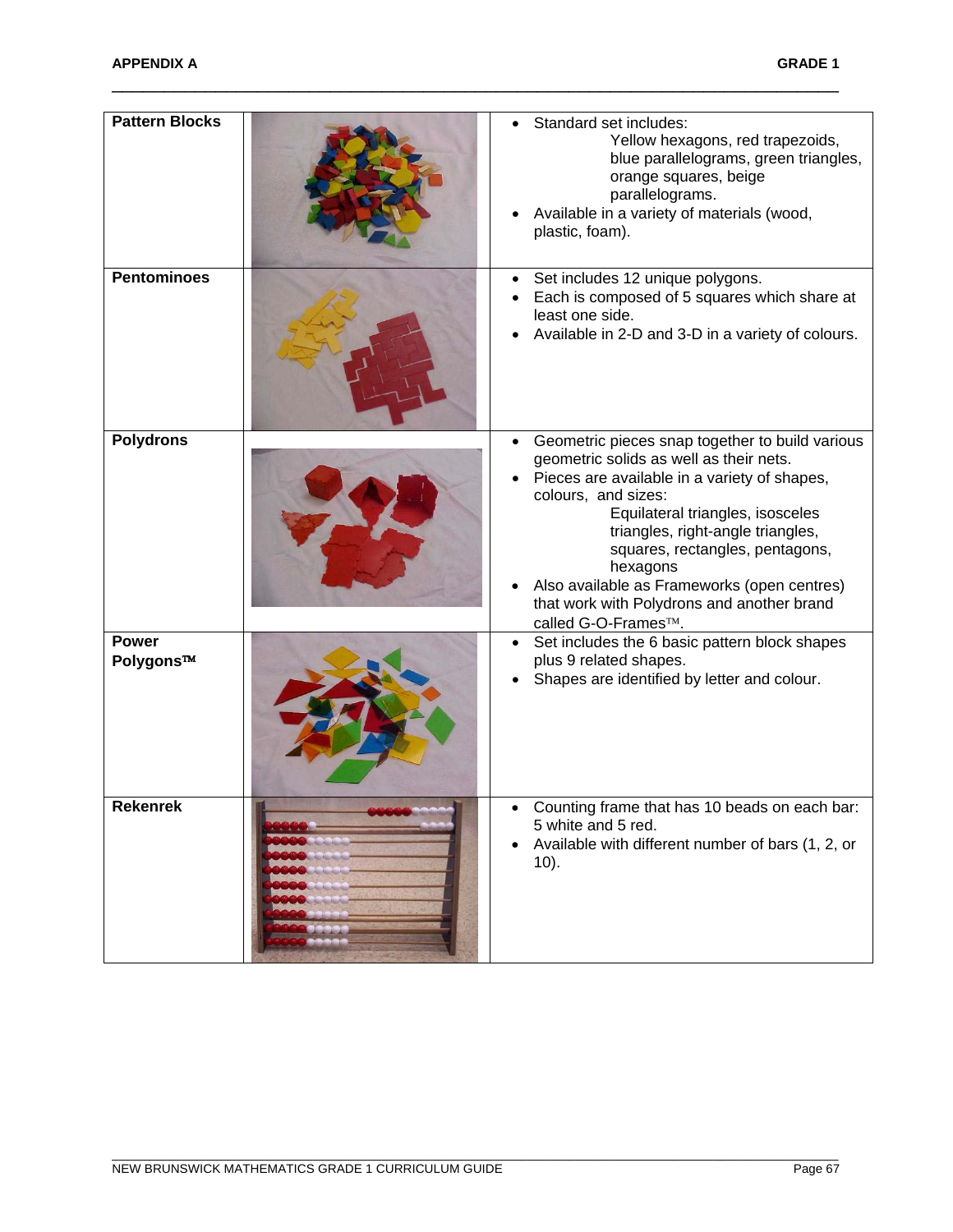| Pattern Blocks | | • Standard set includes: Yellow hexagons, red trapezoids, blue parallelograms, green triangles, orange squares, beige parallelograms.<br>• Available in a variety of materials (wood, plastic, foam). |
|---|---|---|
| **Pentominoes** | | • Set includes 12 unique polygons.<br>• Each is composed of 5 squares which share at least one side.<br>• Available in 2-D and 3-D in a variety of colours. |
| **Polydrons** | | • Geometric pieces snap together to build various geometric solids as well as their nets.<br>• Pieces are available in a variety of shapes, colours, and sizes: Equilateral triangles, isosceles triangles, right-angle triangles, squares, rectangles, pentagons, hexagons<br>• Also available as Frameworks (open centres) that work with Polydrons and another brand called G-O-Frames™. |
| **Power Polygons™** | | • Set includes the 6 basic pattern block shapes plus 9 related shapes.<br>• Shapes are identified by letter and colour. |
| **Rekenrek** | | • Counting frame that has 10 beads on each bar: 5 white and 5 red.<br>• Available with different number of bars (1, 2, or 10). |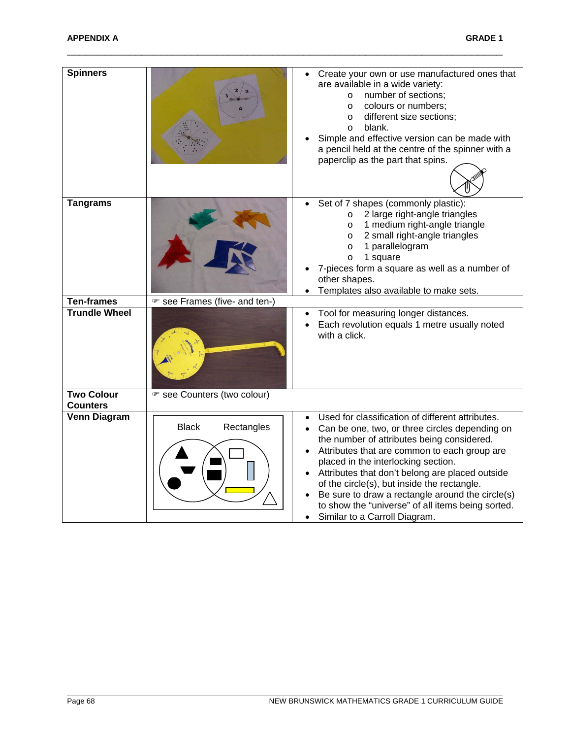| | | |
|---|---|---|
| **Spinners** | | • Create your own or use manufactured ones that are available in a wide variety:<br>o number of sections;<br>o colours or numbers;<br>o different size sections;<br>o blank.<br>• Simple and effective version can be made with a pencil held at the centre of the spinner with a paperclip as the part that spins. |
| **Tangrams** | | • Set of 7 shapes (commonly plastic):<br>o 2 large right-angle triangles<br>o 1 medium right-angle triangle<br>o 2 small right-angle triangles<br>o 1 parallelogram<br>o 1 square<br>• 7-pieces form a square as well as a number of other shapes.<br>• Templates also available to make sets. |
| **Ten-frames** | ☞ see Frames (five- and ten-) | |
| **Trundle Wheel** | | • Tool for measuring longer distances.<br>• Each revolution equals 1 metre usually noted with a click. |
| **Two Colour Counters** | ☞ see Counters (two colour) | |
| **Venn Diagram** | Black Rectangles | • Used for classification of different attributes.<br>• Can be one, two, or three circles depending on the number of attributes being considered.<br>• Attributes that are common to each group are placed in the interlocking section.<br>• Attributes that don't belong are placed outside of the circle(s), but inside the rectangle.<br>• Be sure to draw a rectangle around the circle(s) to show the "universe" of all items being sorted.<br>• Similar to a Carroll Diagram. |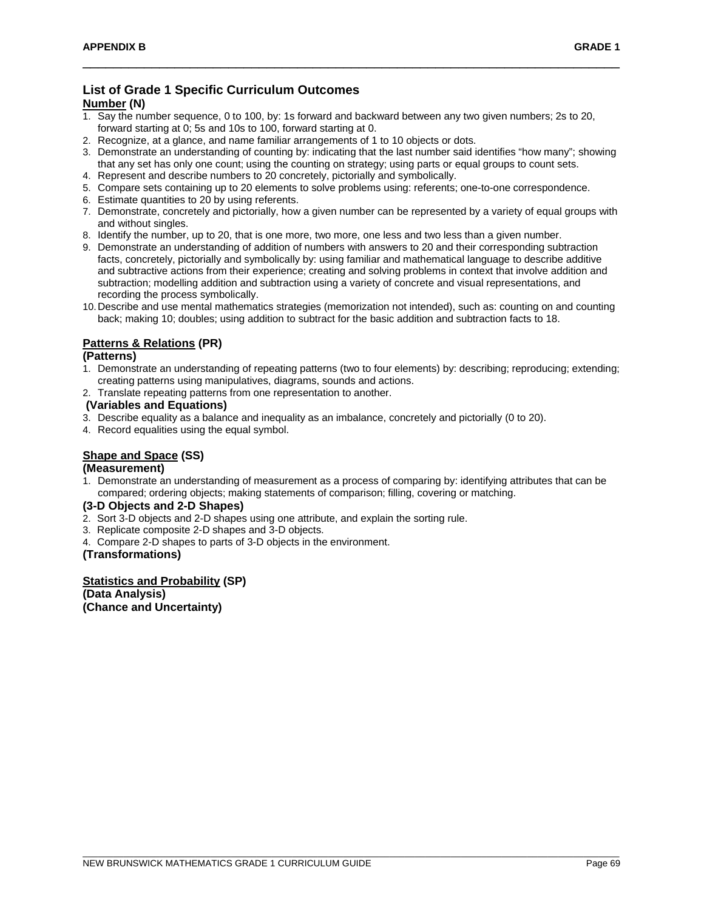## List of Grade 1 Specific Curriculum Outcomes

### Number (N)

1. Say the number sequence, 0 to 100, by: 1s forward and backward between any two given numbers; 2s to 20, forward starting at 0; 5s and 10s to 100, forward starting at 0.
2. Recognize, at a glance, and name familiar arrangements of 1 to 10 objects or dots.
3. Demonstrate an understanding of counting by: indicating that the last number said identifies "how many"; showing that any set has only one count; using the counting on strategy; using parts or equal groups to count sets.
4. Represent and describe numbers to 20 concretely, pictorially and symbolically.
5. Compare sets containing up to 20 elements to solve problems using: referents; one-to-one correspondence.
6. Estimate quantities to 20 by using referents.
7. Demonstrate, concretely and pictorially, how a given number can be represented by a variety of equal groups with and without singles.
8. Identify the number, up to 20, that is one more, two more, one less and two less than a given number.
9. Demonstrate an understanding of addition of numbers with answers to 20 and their corresponding subtraction facts, concretely, pictorially and symbolically by: using familiar and mathematical language to describe additive and subtractive actions from their experience; creating and solving problems in context that involve addition and subtraction; modelling addition and subtraction using a variety of concrete and visual representations, and recording the process symbolically.
10. Describe and use mental mathematics strategies (memorization not intended), such as: counting on and counting back; making 10; doubles; using addition to subtract for the basic addition and subtraction facts to 18.

### Patterns & Relations (PR)

**(Patterns)**

1. Demonstrate an understanding of repeating patterns (two to four elements) by: describing; reproducing; extending; creating patterns using manipulatives, diagrams, sounds and actions.
2. Translate repeating patterns from one representation to another.

**(Variables and Equations)**

3. Describe equality as a balance and inequality as an imbalance, concretely and pictorially (0 to 20).
4. Record equalities using the equal symbol.

### Shape and Space (SS)

**(Measurement)**

1. Demonstrate an understanding of measurement as a process of comparing by: identifying attributes that can be compared; ordering objects; making statements of comparison; filling, covering or matching.

**(3-D Objects and 2-D Shapes)**

2. Sort 3-D objects and 2-D shapes using one attribute, and explain the sorting rule.
3. Replicate composite 2-D shapes and 3-D objects.
4. Compare 2-D shapes to parts of 3-D objects in the environment.

**(Transformations)**

### Statistics and Probability (SP)

**(Data Analysis)**

**(Chance and Uncertainty)**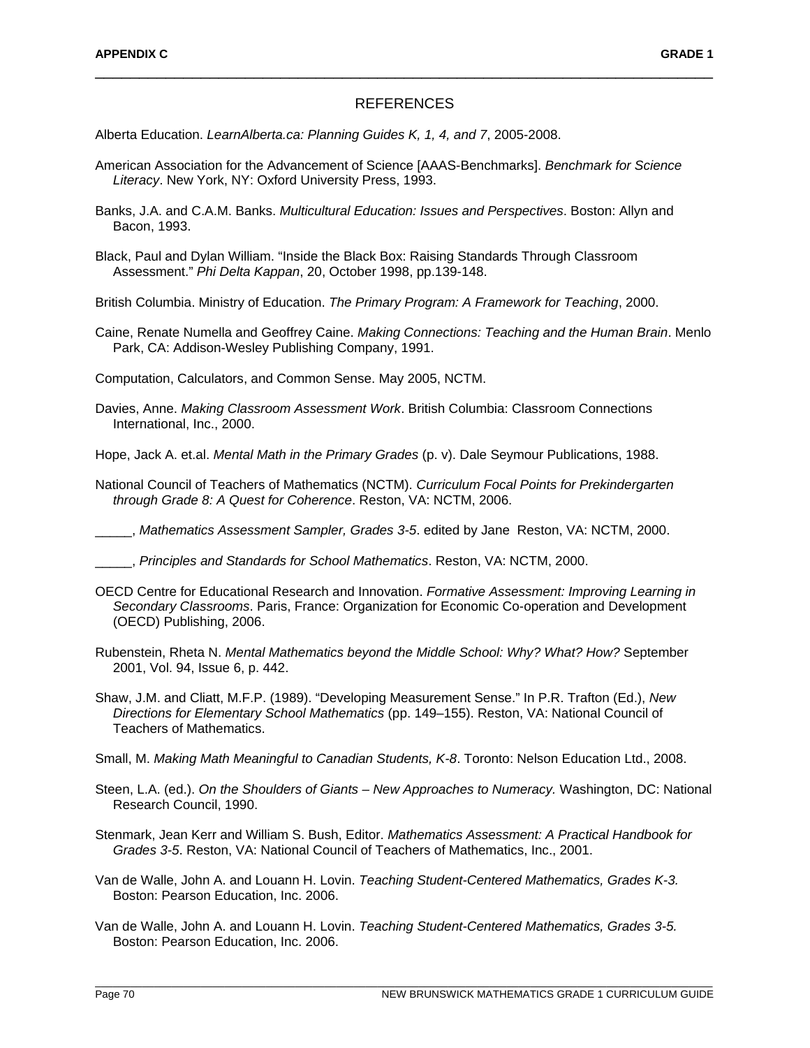# REFERENCES

Alberta Education. *LearnAlberta.ca: Planning Guides K, 1, 4, and 7*, 2005-2008.

American Association for the Advancement of Science [AAAS-Benchmarks]. *Benchmark for Science Literacy*. New York, NY: Oxford University Press, 1993.

Banks, J.A. and C.A.M. Banks. *Multicultural Education: Issues and Perspectives*. Boston: Allyn and Bacon, 1993.

Black, Paul and Dylan William. "Inside the Black Box: Raising Standards Through Classroom Assessment." *Phi Delta Kappan*, 20, October 1998, pp.139-148.

British Columbia. Ministry of Education. *The Primary Program: A Framework for Teaching*, 2000.

Caine, Renate Numella and Geoffrey Caine. *Making Connections: Teaching and the Human Brain*. Menlo Park, CA: Addison-Wesley Publishing Company, 1991.

Computation, Calculators, and Common Sense. May 2005, NCTM.

Davies, Anne. *Making Classroom Assessment Work*. British Columbia: Classroom Connections International, Inc., 2000.

Hope, Jack A. et.al. *Mental Math in the Primary Grades* (p. v). Dale Seymour Publications, 1988.

National Council of Teachers of Mathematics (NCTM). *Curriculum Focal Points for Prekindergarten through Grade 8: A Quest for Coherence*. Reston, VA: NCTM, 2006.

_____, *Mathematics Assessment Sampler, Grades 3-5*. edited by Jane Reston, VA: NCTM, 2000.

_____, *Principles and Standards for School Mathematics*. Reston, VA: NCTM, 2000.

OECD Centre for Educational Research and Innovation. *Formative Assessment: Improving Learning in Secondary Classrooms*. Paris, France: Organization for Economic Co-operation and Development (OECD) Publishing, 2006.

Rubenstein, Rheta N. *Mental Mathematics beyond the Middle School: Why? What? How?* September 2001, Vol. 94, Issue 6, p. 442.

Shaw, J.M. and Cliatt, M.F.P. (1989). "Developing Measurement Sense." In P.R. Trafton (Ed.), *New Directions for Elementary School Mathematics* (pp. 149–155). Reston, VA: National Council of Teachers of Mathematics.

Small, M. *Making Math Meaningful to Canadian Students, K-8*. Toronto: Nelson Education Ltd., 2008.

Steen, L.A. (ed.). *On the Shoulders of Giants – New Approaches to Numeracy.* Washington, DC: National Research Council, 1990.

Stenmark, Jean Kerr and William S. Bush, Editor. *Mathematics Assessment: A Practical Handbook for Grades 3-5*. Reston, VA: National Council of Teachers of Mathematics, Inc., 2001.

Van de Walle, John A. and Louann H. Lovin. *Teaching Student-Centered Mathematics, Grades K-3.* Boston: Pearson Education, Inc. 2006.

Van de Walle, John A. and Louann H. Lovin. *Teaching Student-Centered Mathematics, Grades 3-5.* Boston: Pearson Education, Inc. 2006.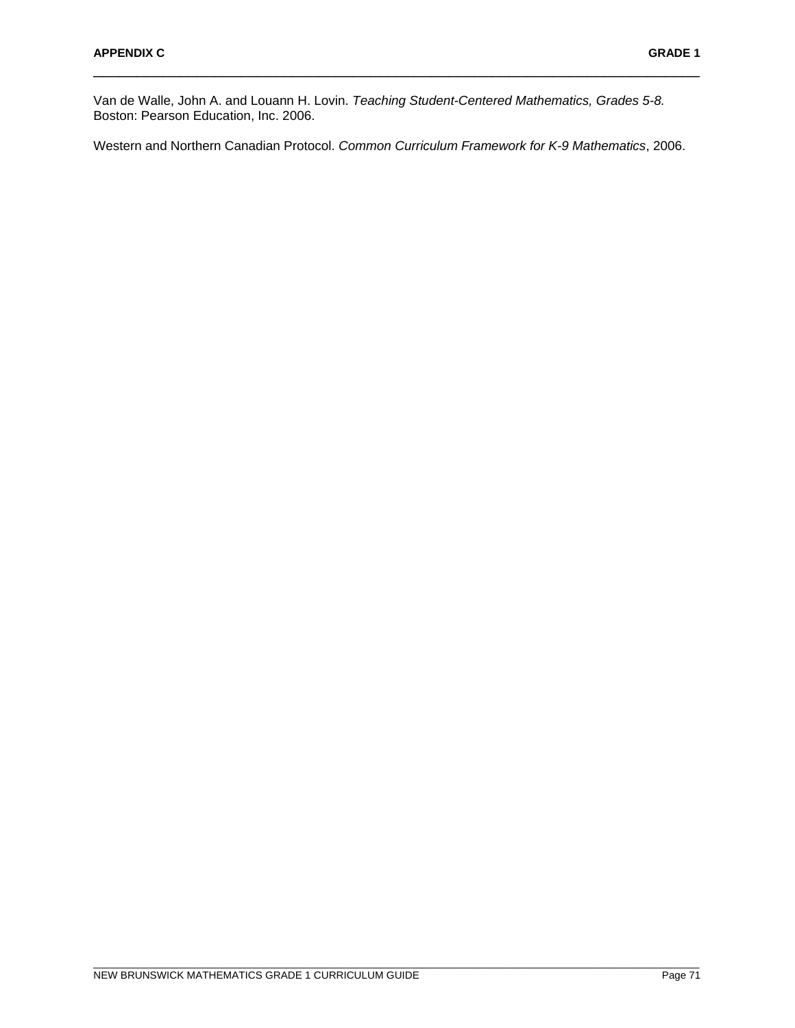Van de Walle, John A. and Louann H. Lovin. *Teaching Student-Centered Mathematics, Grades 5-8.* Boston: Pearson Education, Inc. 2006.

Western and Northern Canadian Protocol. *Common Curriculum Framework for K-9 Mathematics*, 2006.